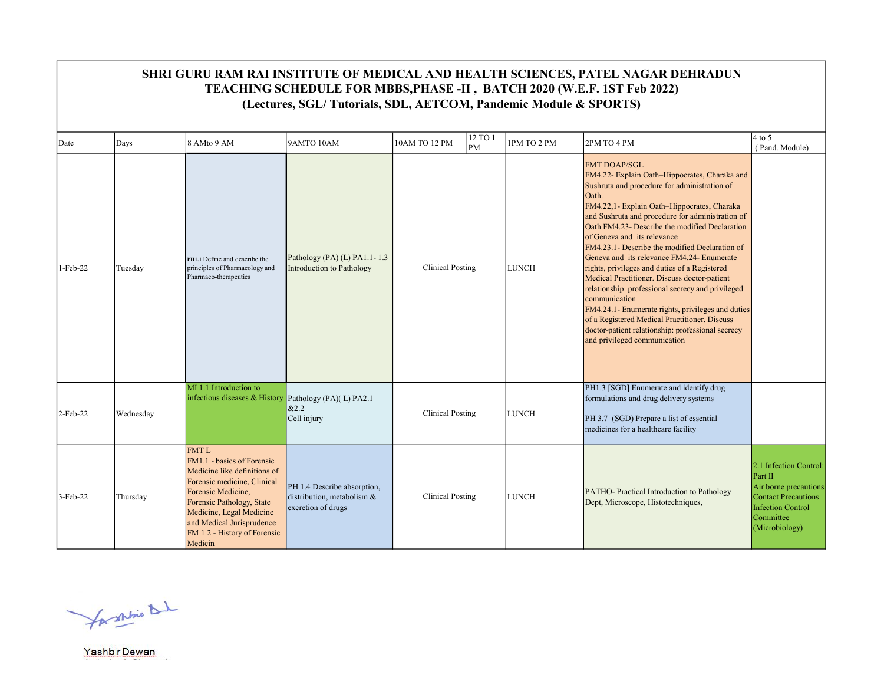# SHRI GURU RAM RAI INSTITUTE OF MEDICAL AND HEALTH SCIENCES, PATEL NAGAR DEHRADUN
## TEACHING SCHEDULE FOR MBBS,PHASE -II , BATCH 2020 (W.E.F. 1ST Feb 2022)
### (Lectures, SGL/ Tutorials, SDL, AETCOM, Pandemic Module & SPORTS)

| Date | Days | 8 AMto 9 AM | 9AMTO 10AM | 10AM TO 12 PM | 12 TO 1 PM | 1PM TO 2 PM | 2PM TO 4 PM | 4 to 5 ( Pand. Module) |
|---|---|---|---|---|---|---|---|---|
| 1-Feb-22 | Tuesday | PH1.1 Define and describe the principles of Pharmacology and Pharmaco-therapeutics | Pathology (PA) (L) PA1.1- 1.3 Introduction to Pathology | Clinical Posting | | LUNCH | FMT DOAP/SGL FM4.22- Explain Oath–Hippocrates, Charaka and Sushruta and procedure for administration of Oath. FM4.22,1- Explain Oath–Hippocrates, Charaka and Sushruta and procedure for administration of Oath FM4.23- Describe the modified Declaration of Geneva and its relevance FM4.23.1- Describe the modified Declaration of Geneva and its relevance FM4.24- Enumerate rights, privileges and duties of a Registered Medical Practitioner. Discuss doctor-patient relationship: professional secrecy and privileged communication FM4.24.1- Enumerate rights, privileges and duties of a Registered Medical Practitioner. Discuss doctor-patient relationship: professional secrecy and privileged communication | |
| 2-Feb-22 | Wednesday | MI 1.1 Introduction to infectious diseases & History | Pathology (PA)( L) PA2.1 &2.2 Cell injury | Clinical Posting | | LUNCH | PH1.3 [SGD] Enumerate and identify drug formulations and drug delivery systems<br><br>PH 3.7 (SGD) Prepare a list of essential medicines for a healthcare facility | |
| 3-Feb-22 | Thursday | FMT L FM1.1 - basics of Forensic Medicine like definitions of Forensic medicine, Clinical Forensic Medicine, Forensic Pathology, State Medicine, Legal Medicine and Medical Jurisprudence FM 1.2 - History of Forensic Medicin | PH 1.4 Describe absorption, distribution, metabolism & excretion of drugs | Clinical Posting | | LUNCH | PATHO- Practical Introduction to Pathology Dept, Microscope, Histotechniques, | 2.1 Infection Control: Part II Air borne precautions Contact Precautions Infection Control Committee (Microbiology) |

Yashbir Dewan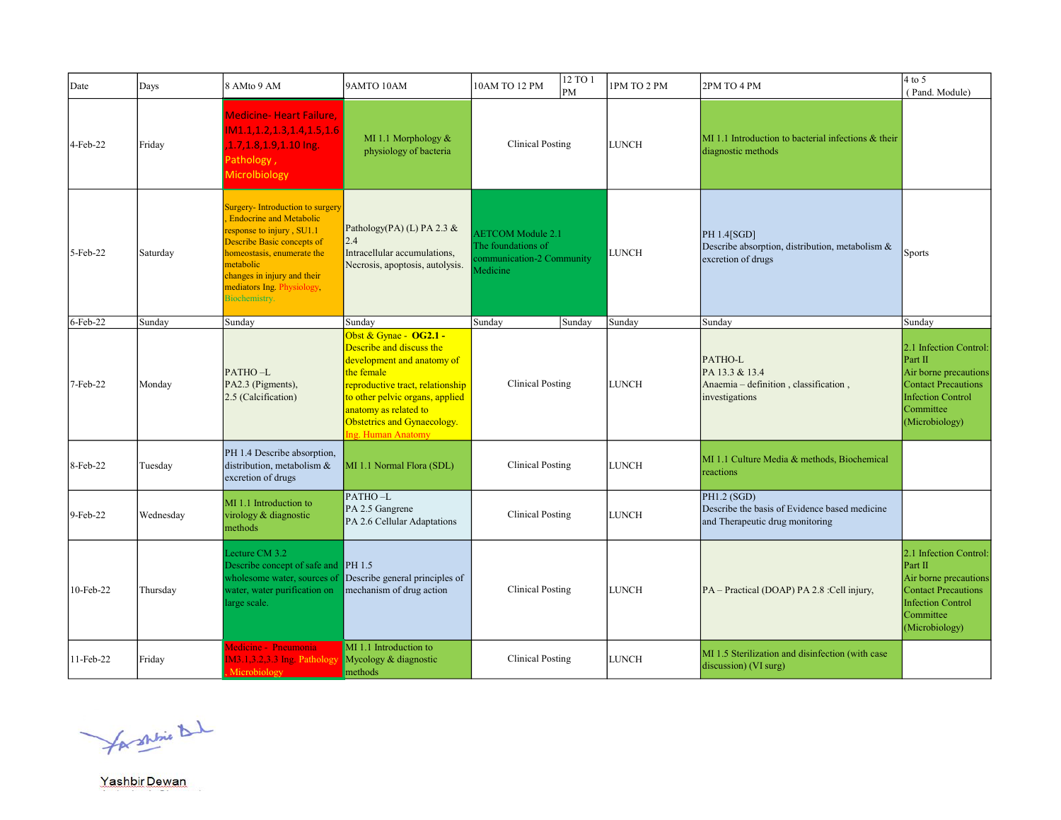| Date | Days | 8 AMto 9 AM | 9AMTO 10AM | 10AM TO 12 PM | 12 TO 1 PM | 1PM TO 2 PM | 2PM TO 4 PM | 4 to 5 ( Pand. Module) |
|---|---|---|---|---|---|---|---|---|
| 4-Feb-22 | Friday | Medicine- Heart Failure, IM1.1,1.2,1.3,1.4,1.5,1.6 ,1.7,1.8,1.9,1.10 Ing. Pathology , Microlbiology | MI 1.1 Morphology & physiology of bacteria | Clinical Posting | | LUNCH | MI 1.1 Introduction to bacterial infections & their diagnostic methods | |
| 5-Feb-22 | Saturday | Surgery- Introduction to surgery , Endocrine and Metabolic response to injury , SU1.1 Describe Basic concepts of homeostasis, enumerate the metabolic changes in injury and their mediators Ing. Physiology, Biochemistry. | Pathology(PA) (L) PA 2.3 & 2.4 Intracellular accumulations, Necrosis, apoptosis, autolysis. | AETCOM Module 2.1 The foundations of communication-2 Community Medicine | | LUNCH | PH 1.4[SGD] Describe absorption, distribution, metabolism & excretion of drugs | Sports |
| 6-Feb-22 | Sunday | Sunday | Sunday | Sunday | Sunday | Sunday | Sunday | Sunday |
| 7-Feb-22 | Monday | PATHO –L PA2.3 (Pigments), 2.5 (Calcification) | Obst & Gynae - **OG2.1 -** Describe and discuss the development and anatomy of the female reproductive tract, relationship to other pelvic organs, applied anatomy as related to Obstetrics and Gynaecology. Ing. Human Anatomy | Clinical Posting | | LUNCH | PATHO-L PA 13.3 & 13.4 Anaemia – definition , classification , investigations | 2.1 Infection Control: Part II Air borne precautions Contact Precautions Infection Control Committee (Microbiology) |
| 8-Feb-22 | Tuesday | PH 1.4 Describe absorption, distribution, metabolism & excretion of drugs | MI 1.1 Normal Flora (SDL) | Clinical Posting | | LUNCH | MI 1.1 Culture Media & methods, Biochemical reactions | |
| 9-Feb-22 | Wednesday | MI 1.1 Introduction to virology & diagnostic methods | PATHO –L PA 2.5 Gangrene PA 2.6 Cellular Adaptations | Clinical Posting | | LUNCH | PH1.2 (SGD) Describe the basis of Evidence based medicine and Therapeutic drug monitoring | |
| 10-Feb-22 | Thursday | Lecture CM 3.2 Describe concept of safe and wholesome water, sources of water, water purification on large scale. | PH 1.5 Describe general principles of mechanism of drug action | Clinical Posting | | LUNCH | PA – Practical (DOAP) PA 2.8 :Cell injury, | 2.1 Infection Control: Part II Air borne precautions Contact Precautions Infection Control Committee (Microbiology) |
| 11-Feb-22 | Friday | Medicine - Pneumonia IM3.1,3.2,3.3 Ing. Pathology , Microbiology | MI 1.1 Introduction to Mycology & diagnostic methods | Clinical Posting | | LUNCH | MI 1.5 Sterilization and disinfection (with case discussion) (VI surg) | |

Yashbir Dewan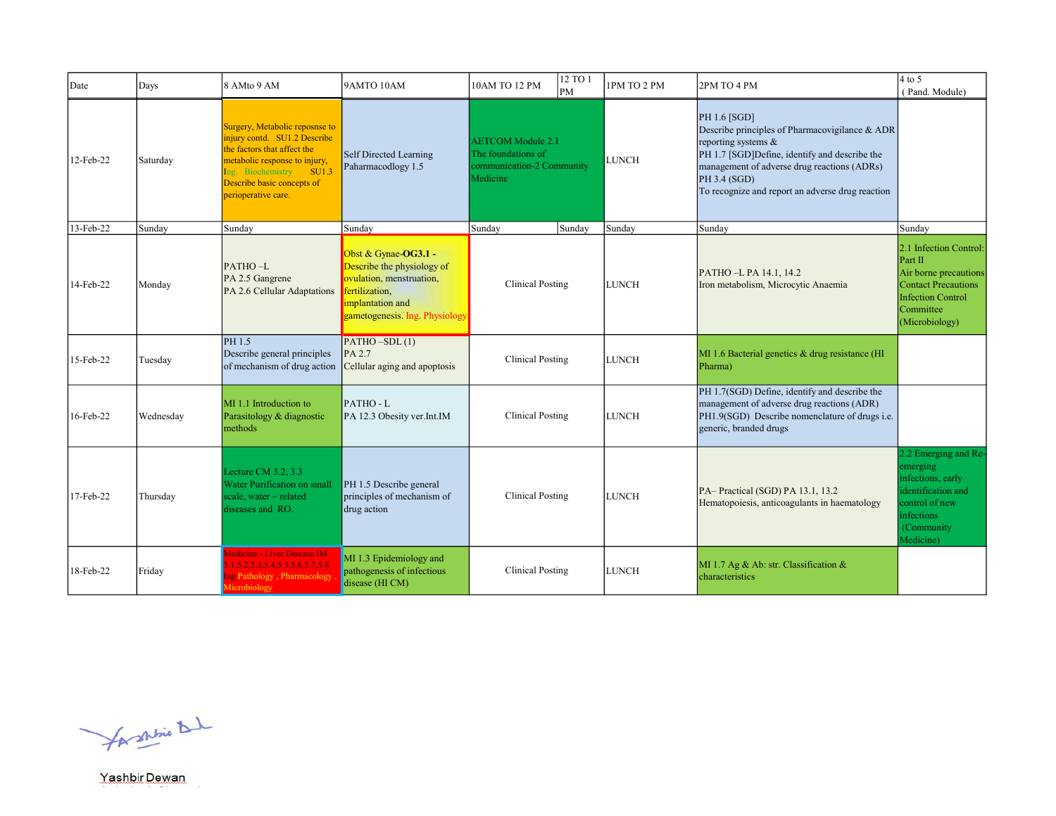| Date | Days | 8 AMto 9 AM | 9AMTO 10AM | 10AM TO 12 PM | 12 TO 1 PM | 1PM TO 2 PM | 2PM TO 4 PM | 4 to 5 ( Pand. Module) |
|---|---|---|---|---|---|---|---|---|
| 12-Feb-22 | Saturday | Surgery, Metabolic reposnse to injury contd. SU1.2 Describe the factors that affect the metabolic response to injury, Ing. Biochemistry SU1.3 Describe basic concepts of perioperative care. | Self Directed Learning Paharmacodlogy 1.5 | AETCOM Module 2.1 The foundations of communication-2 Community Medicine | | LUNCH | PH 1.6 [SGD] Describe principles of Pharmacovigilance & ADR reporting systems & PH 1.7 [SGD]Define, identify and describe the management of adverse drug reactions (ADRs) PH 3.4 (SGD) To recognize and report an adverse drug reaction | |
| 13-Feb-22 | Sunday | Sunday | Sunday | Sunday | Sunday | Sunday | Sunday | Sunday |
| 14-Feb-22 | Monday | PATHO –L PA 2.5 Gangrene PA 2.6 Cellular Adaptations | Obst & Gynae-**OG3.1 -** Describe the physiology of ovulation, menstruation, fertilization, implantation and gametogenesis. Ing. Physiology | Clinical Posting | | LUNCH | PATHO –L PA 14.1, 14.2 Iron metabolism, Microcytic Anaemia | 2.1 Infection Control: Part II Air borne precautions Contact Precautions Infection Control Committee (Microbiology) |
| 15-Feb-22 | Tuesday | PH 1.5 Describe general principles of mechanism of drug action | PATHO –SDL (1) PA 2.7 Cellular aging and apoptosis | Clinical Posting | | LUNCH | MI 1.6 Bacterial genetics & drug resistance (HI Pharma) | |
| 16-Feb-22 | Wednesday | MI 1.1 Introduction to Parasitology & diagnostic methods | PATHO - L PA 12.3 Obesity ver.Int.IM | Clinical Posting | | LUNCH | PH 1.7(SGD) Define, identify and describe the management of adverse drug reactions (ADR) PH1.9(SGD) Describe nomenclature of drugs i.e. generic, branded drugs | |
| 17-Feb-22 | Thursday | Lecture CM 3.2, 3.3 Water Purification on small scale, water – related diseases and RO. | PH 1.5 Describe general principles of mechanism of drug action | Clinical Posting | | LUNCH | PA– Practical (SGD) PA 13.1, 13.2 Hematopoiesis, anticoagulants in haematology | 2.2 Emerging and Re-emerging infections, early identification and control of new infections (Community Medicine) |
| 18-Feb-22 | Friday | Medicine - Liver Disease IM 5.1,5.2,5.3,5.4,5.5,5.6,5.7,5.8 Ing Pathology , Pharmacology , Microbiology | MI 1.3 Epidemiology and pathogenesis of infectious disease (HI CM) | Clinical Posting | | LUNCH | MI 1.7 Ag & Ab: str. Classification & characteristics | |

Yashbir Dewan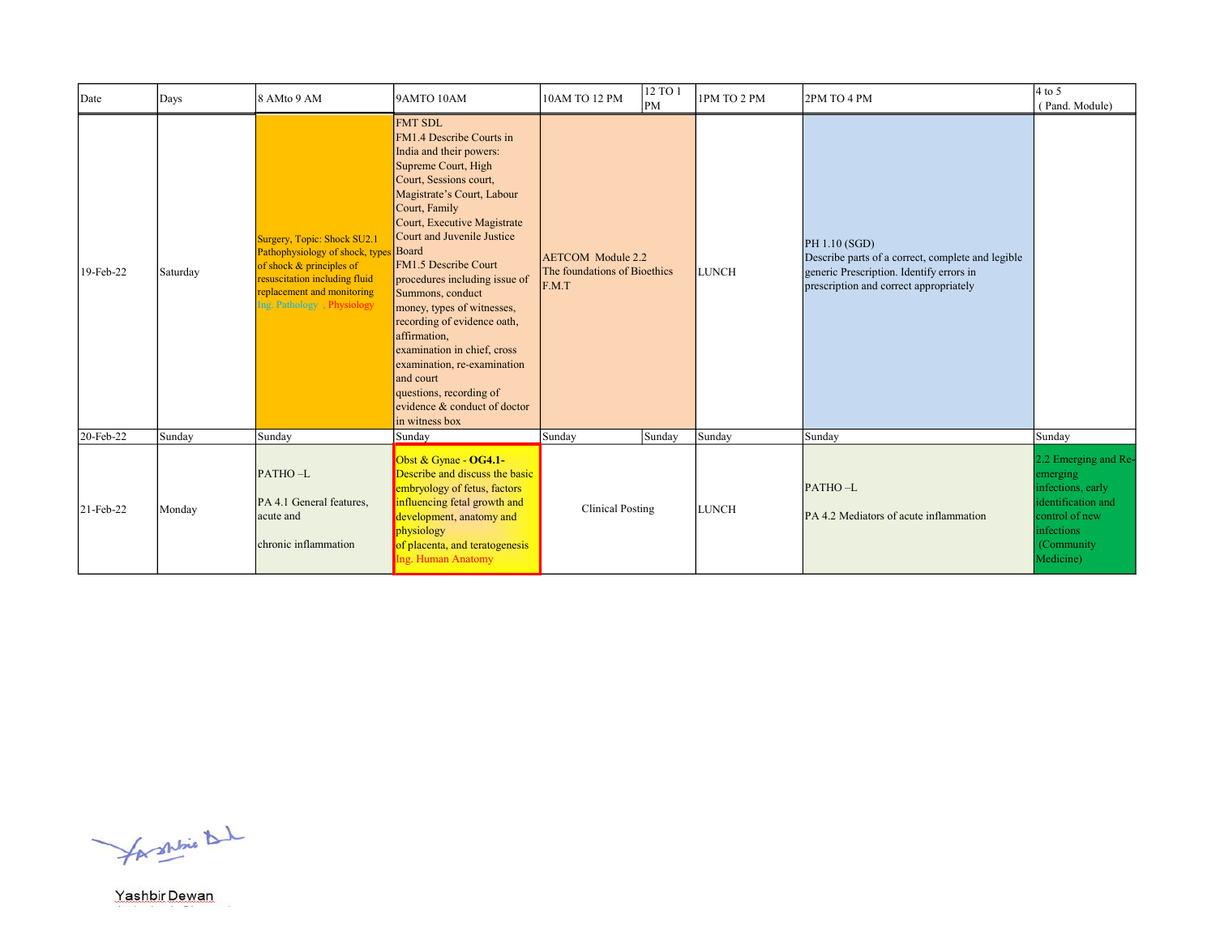| Date | Days | 8 AMto 9 AM | 9AMTO 10AM | 10AM TO 12 PM | 12 TO 1 PM | 1PM TO 2 PM | 2PM TO 4 PM | 4 to 5 ( Pand. Module) |
|---|---|---|---|---|---|---|---|---|
| 19-Feb-22 | Saturday | Surgery, Topic: Shock SU2.1 Pathophysiology of shock, types of shock & principles of resuscitation including fluid replacement and monitoring Ing. Pathology , Physiology | FMT SDL FM1.4 Describe Courts in India and their powers: Supreme Court, High Court, Sessions court, Magistrate's Court, Labour Court, Family Court, Executive Magistrate Court and Juvenile Justice Board FM1.5 Describe Court procedures including issue of Summons, conduct money, types of witnesses, recording of evidence oath, affirmation, examination in chief, cross examination, re-examination and court questions, recording of evidence & conduct of doctor in witness box | AETCOM Module 2.2 The foundations of Bioethics F.M.T | | LUNCH | PH 1.10 (SGD) Describe parts of a correct, complete and legible generic Prescription. Identify errors in prescription and correct appropriately | |
| 20-Feb-22 | Sunday | Sunday | Sunday | Sunday | Sunday | Sunday | Sunday | Sunday |
| 21-Feb-22 | Monday | PATHO –L PA 4.1 General features, acute and chronic inflammation | Obst & Gynae - **OG4.1-** Describe and discuss the basic embryology of fetus, factors influencing fetal growth and development, anatomy and physiology of placenta, and teratogenesis Ing. Human Anatomy | Clinical Posting | | LUNCH | PATHO –L PA 4.2 Mediators of acute inflammation | 2.2 Emerging and Re-emerging infections, early identification and control of new infections (Community Medicine) |

Yashbir Dewan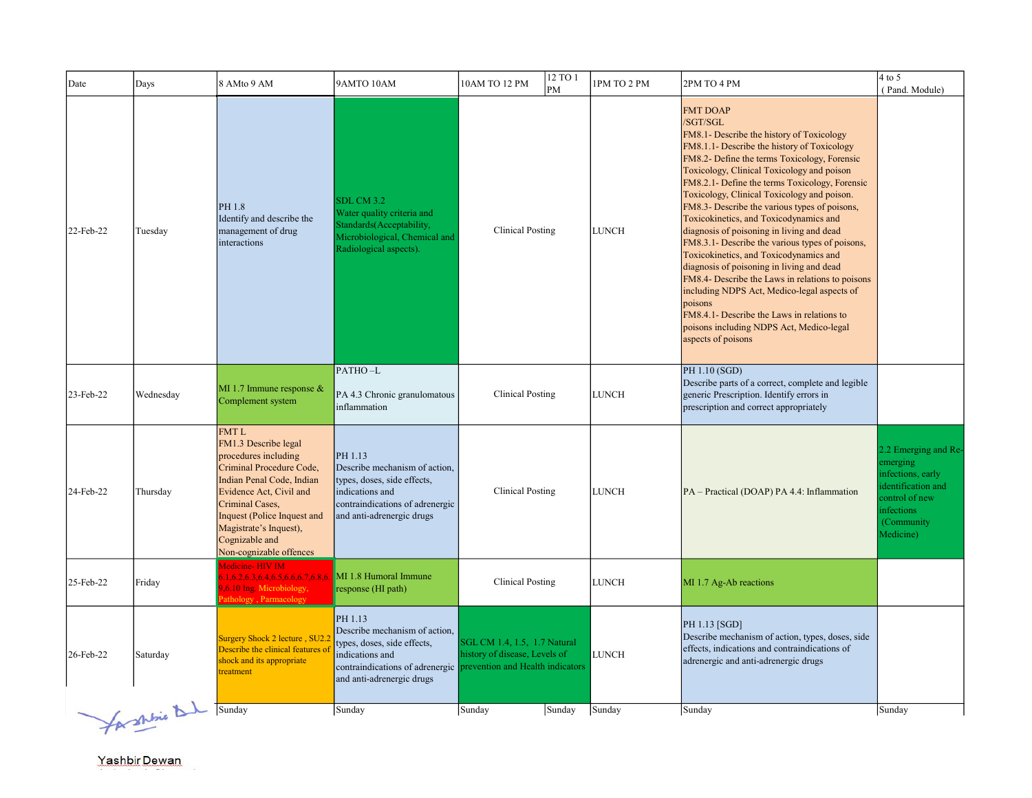| Date | Days | 8 AMto 9 AM | 9AMTO 10AM | 10AM TO 12 PM | 12 TO 1 PM | 1PM TO 2 PM | 2PM TO 4 PM | 4 to 5 ( Pand. Module) |
|---|---|---|---|---|---|---|---|---|
| 22-Feb-22 | Tuesday | PH 1.8 Identify and describe the management of drug interactions | SDL CM 3.2 Water quality criteria and Standards(Acceptability, Microbiological, Chemical and Radiological aspects). | Clinical Posting | | LUNCH | FMT DOAP /SGT/SGL FM8.1- Describe the history of Toxicology FM8.1.1- Describe the history of Toxicology FM8.2- Define the terms Toxicology, Forensic Toxicology, Clinical Toxicology and poison FM8.2.1- Define the terms Toxicology, Forensic Toxicology, Clinical Toxicology and poison. FM8.3- Describe the various types of poisons, Toxicokinetics, and Toxicodynamics and diagnosis of poisoning in living and dead FM8.3.1- Describe the various types of poisons, Toxicokinetics, and Toxicodynamics and diagnosis of poisoning in living and dead FM8.4- Describe the Laws in relations to poisons including NDPS Act, Medico-legal aspects of poisons FM8.4.1- Describe the Laws in relations to poisons including NDPS Act, Medico-legal aspects of poisons | |
| 23-Feb-22 | Wednesday | MI 1.7 Immune response & Complement system | PATHO –L PA 4.3 Chronic granulomatous inflammation | Clinical Posting | | LUNCH | PH 1.10 (SGD) Describe parts of a correct, complete and legible generic Prescription. Identify errors in prescription and correct appropriately | |
| 24-Feb-22 | Thursday | FMT L FM1.3 Describe legal procedures including Criminal Procedure Code, Indian Penal Code, Indian Evidence Act, Civil and Criminal Cases, Inquest (Police Inquest and Magistrate's Inquest), Cognizable and Non-cognizable offences | PH 1.13 Describe mechanism of action, types, doses, side effects, indications and contraindications of adrenergic and anti-adrenergic drugs | Clinical Posting | | LUNCH | PA – Practical (DOAP) PA 4.4: Inflammation | 2.2 Emerging and Re-emerging infections, early identification and control of new infections (Community Medicine) |
| 25-Feb-22 | Friday | Medicine- HIV IM 6.1,6.2,6.3,6.4,6.5,6.6,6.7,6.8,6.9,6.10 Ing. Microbiology, Pathology , Parmacology | MI 1.8 Humoral Immune response (HI path) | Clinical Posting | | LUNCH | MI 1.7 Ag-Ab reactions | |
| 26-Feb-22 | Saturday | Surgery Shock 2 lecture , SU2.2 Describe the clinical features of shock and its appropriate treatment | PH 1.13 Describe mechanism of action, types, doses, side effects, indications and contraindications of adrenergic and anti-adrenergic drugs | SGL CM 1.4, 1.5, 1.7 Natural history of disease, Levels of prevention and Health indicators | | LUNCH | PH 1.13 [SGD] Describe mechanism of action, types, doses, side effects, indications and contraindications of adrenergic and anti-adrenergic drugs | |
| | | Sunday | Sunday | Sunday | Sunday | Sunday | Sunday | Sunday |

Yashbir Dewan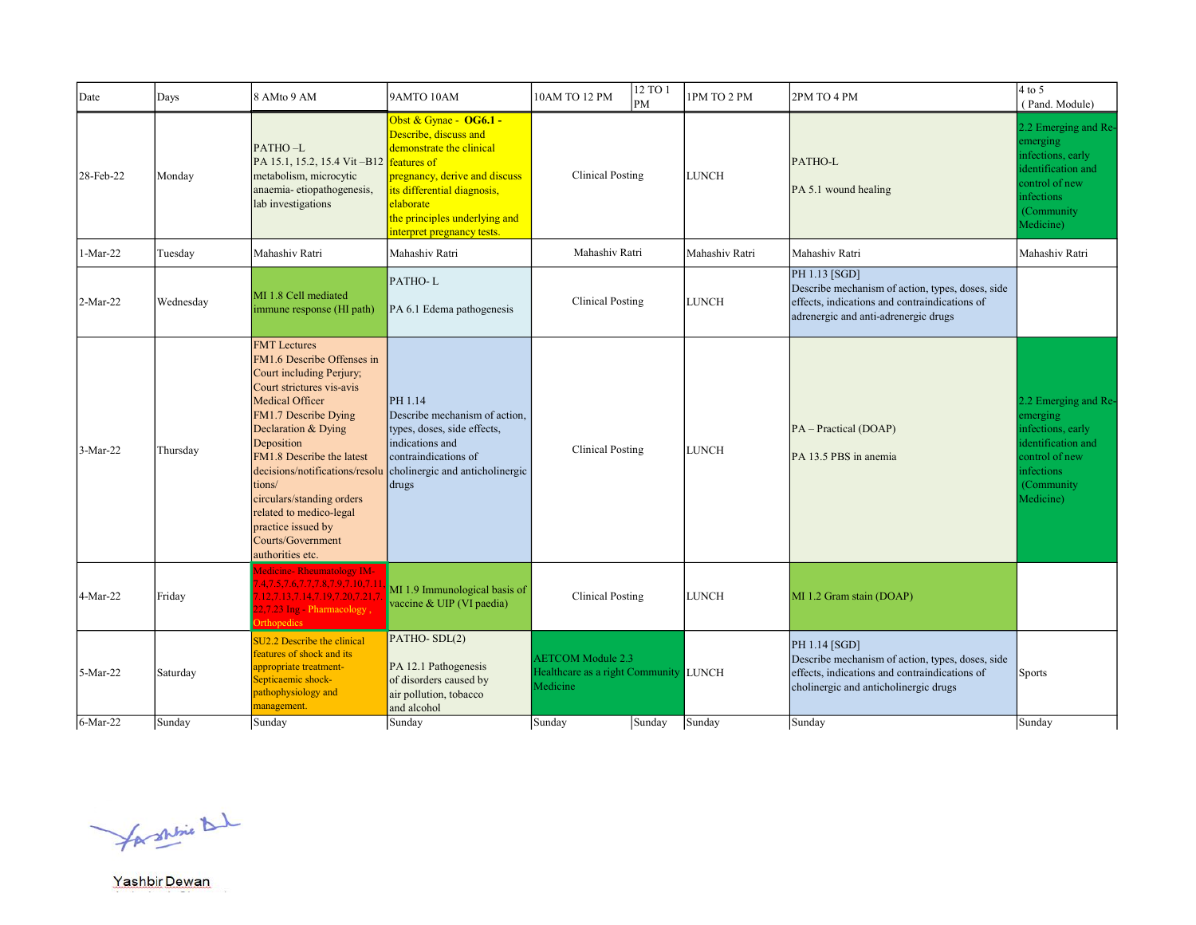| Date | Days | 8 AMto 9 AM | 9AMTO 10AM | 10AM TO 12 PM | 12 TO 1 PM | 1PM TO 2 PM | 2PM TO 4 PM | 4 to 5 ( Pand. Module) |
|---|---|---|---|---|---|---|---|---|
| 28-Feb-22 | Monday | PATHO –L PA 15.1, 15.2, 15.4 Vit –B12 metabolism, microcytic anaemia- etiopathogenesis, lab investigations | Obst & Gynae - **OG6.1 -** Describe, discuss and demonstrate the clinical features of pregnancy, derive and discuss its differential diagnosis, elaborate the principles underlying and interpret pregnancy tests. | Clinical Posting | | LUNCH | PATHO-L<br><br>PA 5.1 wound healing | 2.2 Emerging and Re-emerging infections, early identification and control of new infections (Community Medicine) |
| 1-Mar-22 | Tuesday | Mahashiv Ratri | Mahashiv Ratri | Mahashiv Ratri | | Mahashiv Ratri | Mahashiv Ratri | Mahashiv Ratri |
| 2-Mar-22 | Wednesday | MI 1.8 Cell mediated immune response (HI path) | PATHO- L<br><br>PA 6.1 Edema pathogenesis | Clinical Posting | | LUNCH | PH 1.13 [SGD] Describe mechanism of action, types, doses, side effects, indications and contraindications of adrenergic and anti-adrenergic drugs | |
| 3-Mar-22 | Thursday | FMT Lectures FM1.6 Describe Offenses in Court including Perjury; Court strictures vis-avis Medical Officer FM1.7 Describe Dying Declaration & Dying Deposition FM1.8 Describe the latest decisions/notifications/resolutions/ circulars/standing orders related to medico-legal practice issued by Courts/Government authorities etc. | PH 1.14 Describe mechanism of action, types, doses, side effects, indications and contraindications of cholinergic and anticholinergic drugs | Clinical Posting | | LUNCH | PA – Practical (DOAP)<br><br>PA 13.5 PBS in anemia | 2.2 Emerging and Re-emerging infections, early identification and control of new infections (Community Medicine) |
| 4-Mar-22 | Friday | Medicine- Rheumatology IM-7.4,7.5,7.6,7.7,7.8,7.9,7.10,7.11,7.12,7.13,7.14,7.19,7.20,7.21,7.22,7.23 Ing - Pharmacology , Orthopedics | MI 1.9 Immunological basis of vaccine & UIP (VI paedia) | Clinical Posting | | LUNCH | MI 1.2 Gram stain (DOAP) | |
| 5-Mar-22 | Saturday | SU2.2 Describe the clinical features of shock and its appropriate treatment-Septicaemic shock-pathophysiology and management. | PATHO- SDL(2)<br><br>PA 12.1 Pathogenesis of disorders caused by air pollution, tobacco and alcohol | AETCOM Module 2.3 Healthcare as a right Community Medicine | | LUNCH | PH 1.14 [SGD] Describe mechanism of action, types, doses, side effects, indications and contraindications of cholinergic and anticholinergic drugs | Sports |
| 6-Mar-22 | Sunday | Sunday | Sunday | Sunday | Sunday | Sunday | Sunday | Sunday |

Yashbir Dewan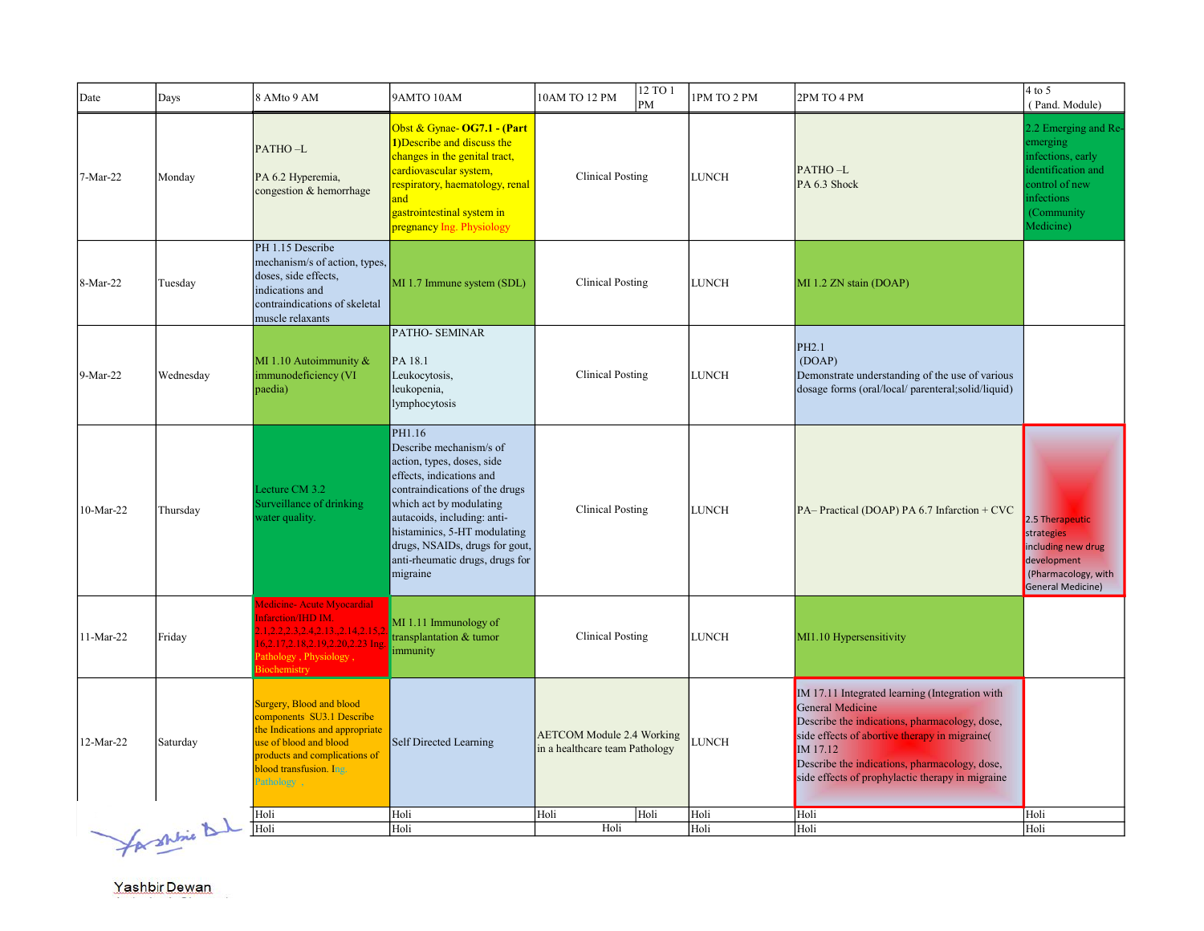| Date | Days | 8 AMto 9 AM | 9AMTO 10AM | 10AM TO 12 PM | 12 TO 1 PM | 1PM TO 2 PM | 2PM TO 4 PM | 4 to 5 ( Pand. Module) |
|---|---|---|---|---|---|---|---|---|
| 7-Mar-22 | Monday | PATHO –L PA 6.2 Hyperemia, congestion & hemorrhage | Obst & Gynae- **OG7.1 - (Part 1)**Describe and discuss the changes in the genital tract, cardiovascular system, respiratory, haematology, renal and gastrointestinal system in pregnancy Ing. Physiology | Clinical Posting | | LUNCH | PATHO –L PA 6.3 Shock | 2.2 Emerging and Re-emerging infections, early identification and control of new infections (Community Medicine) |
| 8-Mar-22 | Tuesday | PH 1.15 Describe mechanism/s of action, types, doses, side effects, indications and contraindications of skeletal muscle relaxants | MI 1.7 Immune system (SDL) | Clinical Posting | | LUNCH | MI 1.2 ZN stain (DOAP) | |
| 9-Mar-22 | Wednesday | MI 1.10 Autoimmunity & immunodeficiency (VI paedia) | PATHO- SEMINAR PA 18.1 Leukocytosis, leukopenia, lymphocytosis | Clinical Posting | | LUNCH | PH2.1 (DOAP) Demonstrate understanding of the use of various dosage forms (oral/local/ parenteral;solid/liquid) | |
| 10-Mar-22 | Thursday | Lecture CM 3.2 Surveillance of drinking water quality. | PH1.16 Describe mechanism/s of action, types, doses, side effects, indications and contraindications of the drugs which act by modulating autacoids, including: anti-histaminics, 5-HT modulating drugs, NSAIDs, drugs for gout, anti-rheumatic drugs, drugs for migraine | Clinical Posting | | LUNCH | PA– Practical (DOAP) PA 6.7 Infarction + CVC | 2.5 Therapeutic strategies including new drug development (Pharmacology, with General Medicine) |
| 11-Mar-22 | Friday | Medicine- Acute Myocardial infarction/IHD IM 2.1,2.2,2.3,2.4,2.13,2.14,2.15,2.16,2.17,2.18,2.19,2.20,2.23 Ing. Pathology , Physiology , Biochemistry | MI 1.11 Immunology of transplantation & tumor immunity | Clinical Posting | | LUNCH | MI1.10 Hypersensitivity | |
| 12-Mar-22 | Saturday | Surgery, Blood and blood components SU3.1 Describe the Indications and appropriate use of blood and blood products and complications of blood transfusion. Ing. Pathology . | Self Directed Learning | AETCOM Module 2.4 Working in a healthcare team Pathology | | LUNCH | IM 17.11 Integrated learning (Integration with General Medicine Describe the indications, pharmacology, dose, side effects of abortive therapy in migraine( IM 17.12 Describe the indications, pharmacology, dose, side effects of prophylactic therapy in migraine | |
| | | Holi | Holi | Holi | Holi | Holi | Holi | Holi |
| | | Holi | Holi | Holi | | Holi | Holi | Holi |

Yashbir Dewan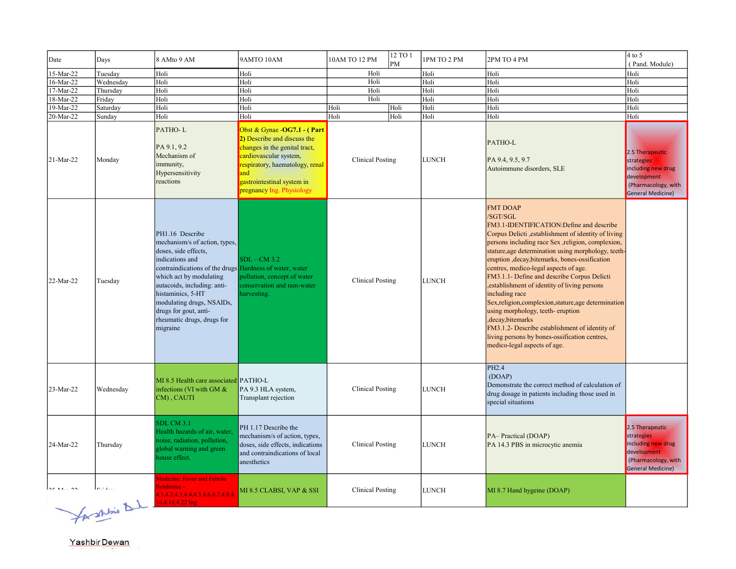| Date | Days | 8 AMto 9 AM | 9AMTO 10AM | 10AM TO 12 PM | 12 TO 1 PM | 1PM TO 2 PM | 2PM TO 4 PM | 4 to 5 ( Pand. Module) |
|---|---|---|---|---|---|---|---|---|
| 15-Mar-22 | Tuesday | Holi | Holi | Holi | | Holi | Holi | Holi |
| 16-Mar-22 | Wednesday | Holi | Holi | Holi | | Holi | Holi | Holi |
| 17-Mar-22 | Thursday | Holi | Holi | Holi | | Holi | Holi | Holi |
| 18-Mar-22 | Friday | Holi | Holi | Holi | | Holi | Holi | Holi |
| 19-Mar-22 | Saturday | Holi | Holi | Holi | Holi | Holi | Holi | Holi |
| 20-Mar-22 | Sunday | Holi | Holi | Holi | Holi | Holi | Holi | Holi |
| 21-Mar-22 | Monday | PATHO- L PA 9.1, 9.2 Mechanism of immunity, Hypersensitivity reactions | Obst & Gynae **-OG7.1 - ( Part 2)** Describe and discuss the changes in the genital tract, cardiovascular system, respiratory, haematology, renal and gastrointestinal system in pregnancy Ing. Physiology | Clinical Posting | | LUNCH | PATHO-L PA 9.4, 9.5, 9.7 Autoimmune disorders, SLE | 2.5 Therapeutic strategies including new drug development (Pharmacology, with General Medicine) |
| 22-Mar-22 | Tuesday | PH1.16 Describe mechanism/s of action, types, doses, side effects, indications and contraindications of the drugs which act by modulating autacoids, including: anti-histaminics, 5-HT modulating drugs, NSAIDs, drugs for gout, anti-rheumatic drugs, drugs for migraine | SDL – CM 3.2 Hardness of water, water pollution, concept of water conservation and rain-water harvesting. | Clinical Posting | | LUNCH | FMT DOAP /SGT/SGL FM3.1-IDENTIFICATION:Define and describe Corpus Delicti ,establishment of identity of living persons including race Sex ,religion, complexion, stature,age determination using morphology, teeth-eruption ,decay,bitemarks, bones-ossification centres, medico-legal aspects of age. FM3.1.1- Define and describe Corpus Delicti ,establishment of identity of living persons including race Sex,religion,complexion,stature,age determination using morphology, teeth- eruption ,decay,bitemarks FM3.1.2- Describe establishment of identity of living persons by bones-ossification centres, medico-legal aspects of age. | |
| 23-Mar-22 | Wednesday | MI 8.5 Health care associated infections (VI with GM & CM) , CAUTI | PATHO-L PA 9.3 HLA system, Transplant rejection | Clinical Posting | | LUNCH | PH2.4 (DOAP) Demonstrate the correct method of calculation of drug dosage in patients including those used in special situations | |
| 24-Mar-22 | Thursday | SDL CM 3.1 Health hazards of air, water, noise, radiation, pollution, global warning and green house effect. | PH 1.17 Describe the mechanism/s of action, types, doses, side effects, indications and contraindications of local anesthetics | Clinical Posting | | LUNCH | PA– Practical (DOAP) PA 14.3 PBS in microcytic anemia | 2.5 Therapeutic strategies including new drug development (Pharmacology, with General Medicine) |
| 25-Mar-22 | Friday | Medicine: Fever and Febrile Syndrome - 4.1,4.2,4.3,4.4,4.5,4.6,4.7,4.8,4.16,4.18,4.22 Ing | MI 8.5 CLABSI, VAP & SSI | Clinical Posting | | LUNCH | MI 8.7 Hand hygeine (DOAP) | |

Yashbir Dewan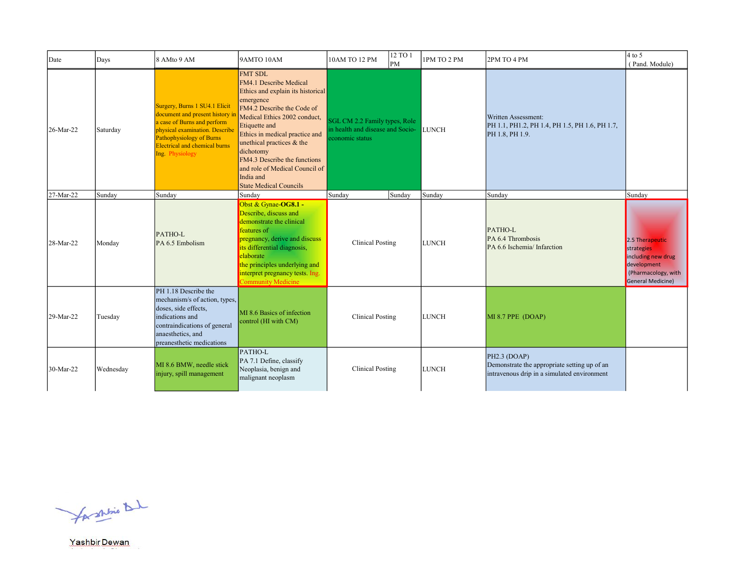| Date | Days | 8 AMto 9 AM | 9AMTO 10AM | 10AM TO 12 PM | 12 TO 1 PM | 1PM TO 2 PM | 2PM TO 4 PM | 4 to 5 ( Pand. Module) |
|---|---|---|---|---|---|---|---|---|
| 26-Mar-22 | Saturday | Surgery, Burns 1 SU4.1 Elicit document and present history in a case of Burns and perform physical examination. Describe Pathophysiology of Burns Electrical and chemical burns Ing. Physiology | FMT SDL FM4.1 Describe Medical Ethics and explain its historical emergence FM4.2 Describe the Code of Medical Ethics 2002 conduct, Etiquette and Ethics in medical practice and unethical practices & the dichotomy FM4.3 Describe the functions and role of Medical Council of India and State Medical Councils | SGL CM 2.2 Family types, Role in health and disease and Socio-economic status | | LUNCH | Written Assessment: PH 1.1, PH1.2, PH 1.4, PH 1.5, PH 1.6, PH 1.7, PH 1.8, PH 1.9. | |
| 27-Mar-22 | Sunday | Sunday | Sunday | Sunday | Sunday | Sunday | Sunday | Sunday |
| 28-Mar-22 | Monday | PATHO-L PA 6.5 Embolism | Obst & Gynae-**OG8.1 -** Describe, discuss and demonstrate the clinical features of pregnancy, derive and discuss its differential diagnosis, elaborate the principles underlying and interpret pregnancy tests. Ing. Community Medicine | Clinical Posting | | LUNCH | PATHO-L PA 6.4 Thrombosis PA 6.6 Ischemia/ Infarction | 2.5 Therapeutic strategies including new drug development (Pharmacology, with General Medicine) |
| 29-Mar-22 | Tuesday | PH 1.18 Describe the mechanism/s of action, types, doses, side effects, indications and contraindications of general anaesthetics, and preanesthetic medications | MI 8.6 Basics of infection control (HI with CM) | Clinical Posting | | LUNCH | MI 8.7 PPE (DOAP) | |
| 30-Mar-22 | Wednesday | MI 8.6 BMW, needle stick injury, spill management | PATHO-L PA 7.1 Define, classify Neoplasia, benign and malignant neoplasm | Clinical Posting | | LUNCH | PH2.3 (DOAP) Demonstrate the appropriate setting up of an intravenous drip in a simulated environment | |

Yashbir Dewan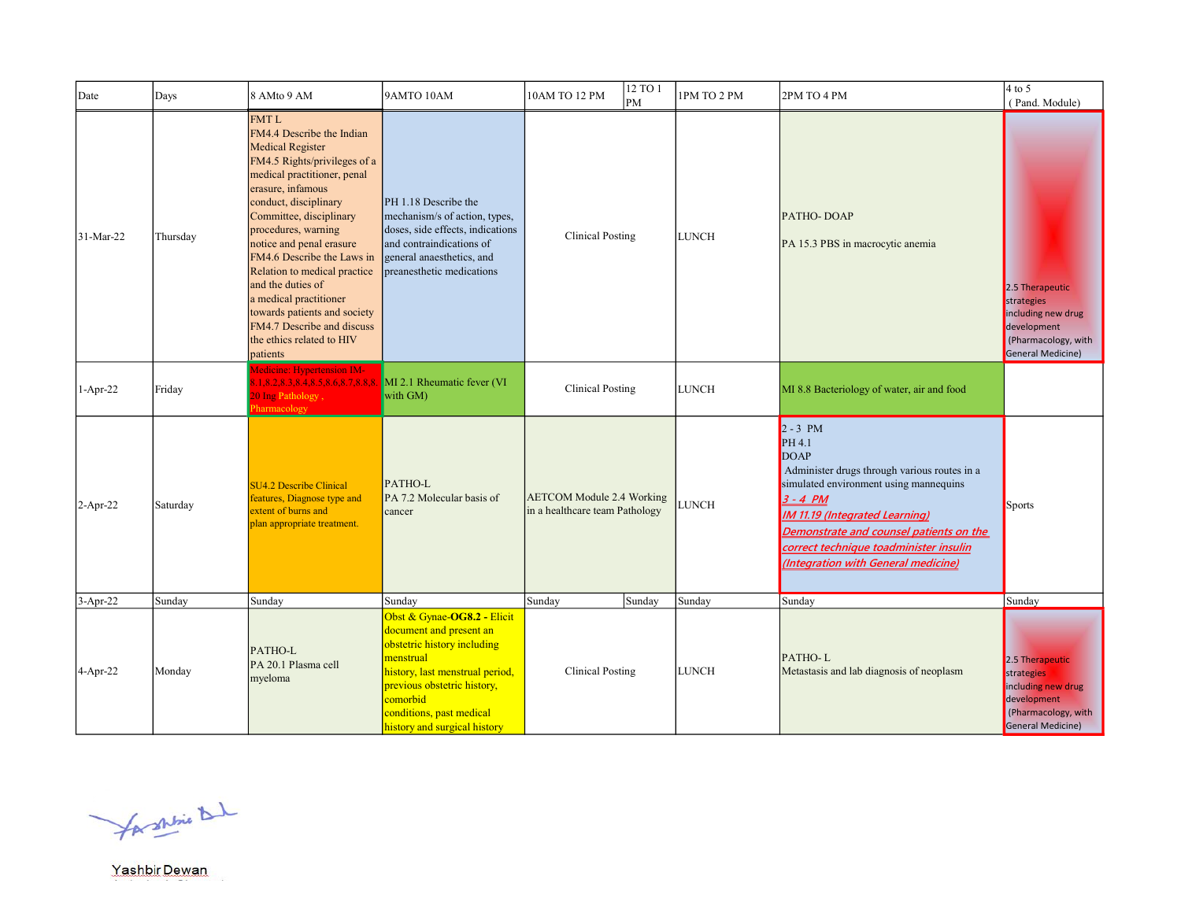| Date | Days | 8 AMto 9 AM | 9AMTO 10AM | 10AM TO 12 PM | 12 TO 1 PM | 1PM TO 2 PM | 2PM TO 4 PM | 4 to 5 ( Pand. Module) |
|---|---|---|---|---|---|---|---|---|
| 31-Mar-22 | Thursday | FMT L FM4.4 Describe the Indian Medical Register FM4.5 Rights/privileges of a medical practitioner, penal erasure, infamous conduct, disciplinary Committee, disciplinary procedures, warning notice and penal erasure FM4.6 Describe the Laws in Relation to medical practice and the duties of a medical practitioner towards patients and society FM4.7 Describe and discuss the ethics related to HIV patients | PH 1.18 Describe the mechanism/s of action, types, doses, side effects, indications and contraindications of general anaesthetics, and preanesthetic medications | Clinical Posting | | LUNCH | PATHO- DOAP<br>PA 15.3 PBS in macrocytic anemia | 2.5 Therapeutic strategies including new drug development (Pharmacology, with General Medicine) |
| 1-Apr-22 | Friday | Medicine: Hypertension IM-8.1,8.2,8.3,8.4,8.5,8.6,8.7,8.8,8.20 Ing Pathology , Pharmacology | MI 2.1 Rheumatic fever (VI with GM) | Clinical Posting | | LUNCH | MI 8.8 Bacteriology of water, air and food | |
| 2-Apr-22 | Saturday | SU4.2 Describe Clinical features, Diagnose type and extent of burns and plan appropriate treatment. | PATHO-L<br>PA 7.2 Molecular basis of cancer | AETCOM Module 2.4 Working in a healthcare team Pathology | | LUNCH | 2 - 3 PM<br>PH 4.1<br>DOAP<br>Administer drugs through various routes in a simulated environment using mannequins<br>*3 - 4 PM*<br>*IM 11.19 (Integrated Learning)*<br>*Demonstrate and counsel patients on the correct technique toadminister insulin*<br>*(Integration with General medicine)* | Sports |
| 3-Apr-22 | Sunday | Sunday | Sunday | Sunday | Sunday | Sunday | Sunday | Sunday |
| 4-Apr-22 | Monday | PATHO-L<br>PA 20.1 Plasma cell myeloma | Obst & Gynae-**OG8.2 -** Elicit document and present an obstetric history including menstrual history, last menstrual period, previous obstetric history, comorbid conditions, past medical history and surgical history | Clinical Posting | | LUNCH | PATHO- L<br>Metastasis and lab diagnosis of neoplasm | 2.5 Therapeutic strategies including new drug development (Pharmacology, with General Medicine) |

Yashbir Dewan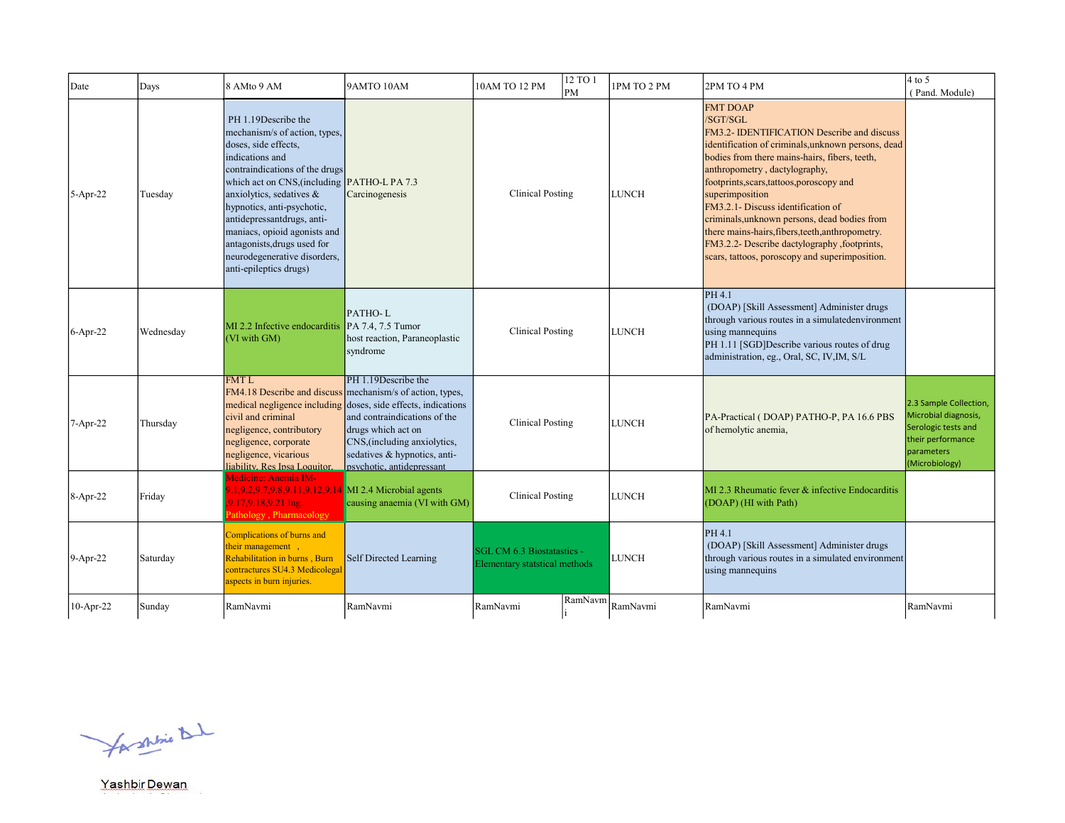| Date | Days | 8 AMto 9 AM | 9AMTO 10AM | 10AM TO 12 PM | 12 TO 1 PM | 1PM TO 2 PM | 2PM TO 4 PM | 4 to 5 ( Pand. Module) |
|---|---|---|---|---|---|---|---|---|
| 5-Apr-22 | Tuesday | PH 1.19Describe the mechanism/s of action, types, doses, side effects, indications and contraindications of the drugs which act on CNS,(including anxiolytics, sedatives & hypnotics, anti-psychotic, antidepressantdrugs, anti-maniacs, opioid agonists and antagonists,drugs used for neurodegenerative disorders, anti-epileptics drugs) | PATHO-L PA 7.3 Carcinogenesis | Clinical Posting | | LUNCH | FMT DOAP /SGT/SGL FM3.2- IDENTIFICATION Describe and discuss identification of criminals,unknown persons, dead bodies from there mains-hairs, fibers, teeth, anthropometry , dactylography, footprints,scars,tattoos,poroscopy and superimposition FM3.2.1- Discuss identification of criminals,unknown persons, dead bodies from there mains-hairs,fibers,teeth,anthropometry. FM3.2.2- Describe dactylography ,footprints, scars, tattoos, poroscopy and superimposition. | |
| 6-Apr-22 | Wednesday | MI 2.2 Infective endocarditis (VI with GM) | PATHO- L PA 7.4, 7.5 Tumor host reaction, Paraneoplastic syndrome | Clinical Posting | | LUNCH | PH 4.1 (DOAP) [Skill Assessment] Administer drugs through various routes in a simulatedenvironment using mannequins PH 1.11 [SGD]Describe various routes of drug administration, eg., Oral, SC, IV,IM, S/L | |
| 7-Apr-22 | Thursday | FMT L FM4.18 Describe and discuss medical negligence including civil and criminal negligence, contributory negligence, corporate negligence, vicarious liability, Res Ipsa Loquitor, | PH 1.19Describe the mechanism/s of action, types, doses, side effects, indications and contraindications of the drugs which act on CNS,(including anxiolytics, sedatives & hypnotics, anti-psychotic, antidepressant | Clinical Posting | | LUNCH | PA-Practical ( DOAP) PATHO-P, PA 16.6 PBS of hemolytic anemia, | 2.3 Sample Collection, Microbial diagnosis, Serologic tests and their performance parameters (Microbiology) |
| 8-Apr-22 | Friday | Medicine: Anemia IM-9.1,9.2,9.7,9.8,9.11,9.12,9.14 ,9.17,9.18,9.21 Ing. Pathology , Pharmacology | MI 2.4 Microbial agents causing anaemia (VI with GM) | Clinical Posting | | LUNCH | MI 2.3 Rheumatic fever & infective Endocarditis (DOAP) (HI with Path) | |
| 9-Apr-22 | Saturday | Complications of burns and their management , Rehabilitation in burns , Burn contractures SU4.3 Medicolegal aspects in burn injuries. | Self Directed Learning | SGL CM 6.3 Biostatastics - Elementary statstical methods | | LUNCH | PH 4.1 (DOAP) [Skill Assessment] Administer drugs through various routes in a simulated environment using mannequins | |
| 10-Apr-22 | Sunday | RamNavmi | RamNavmi | RamNavmi | RamNavmi | RamNavmi | RamNavmi | RamNavmi |

Yashbir Dewan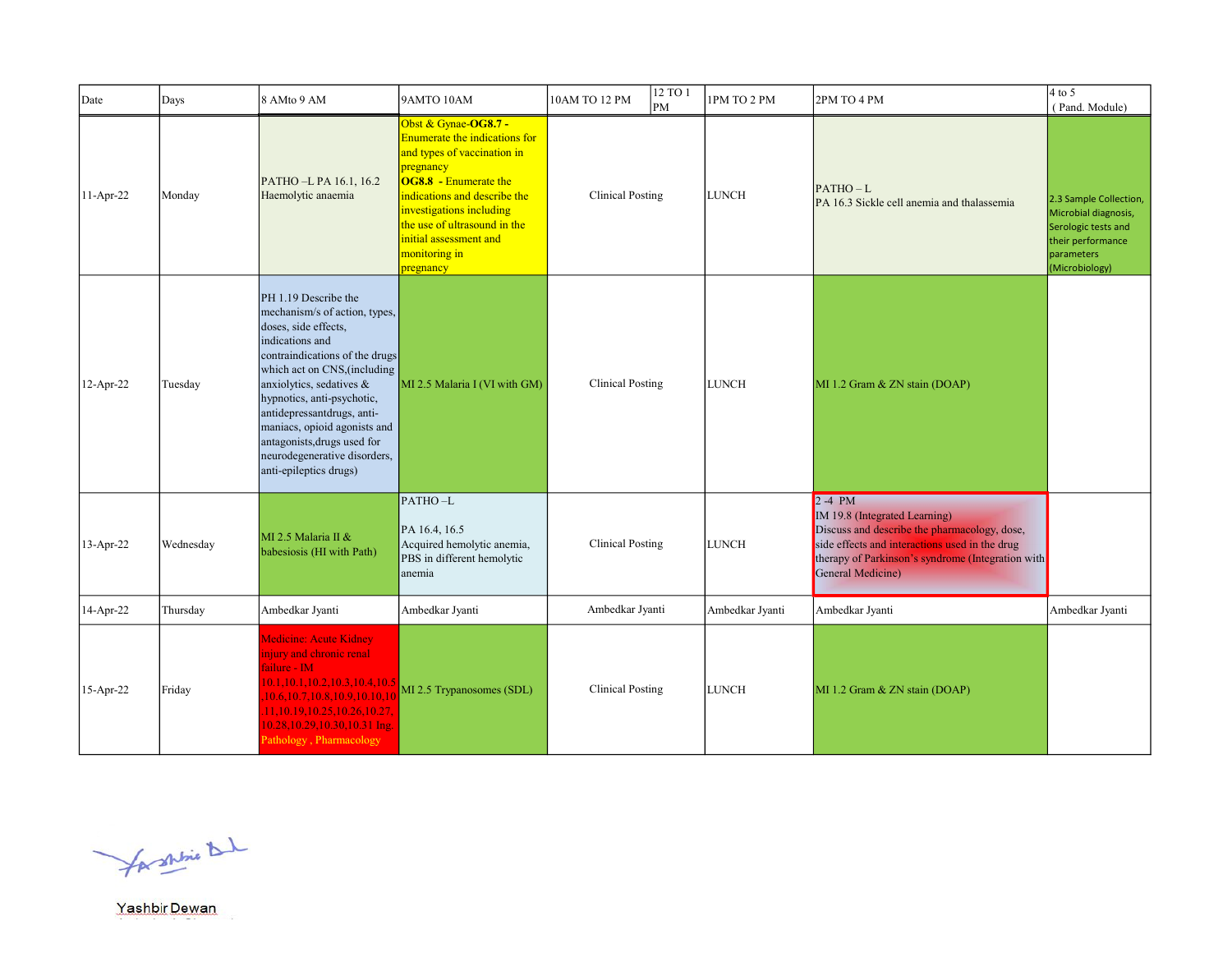| Date | Days | 8 AMto 9 AM | 9AMTO 10AM | 10AM TO 12 PM | 12 TO 1 PM | 1PM TO 2 PM | 2PM TO 4 PM | 4 to 5 ( Pand. Module) |
|---|---|---|---|---|---|---|---|---|
| 11-Apr-22 | Monday | PATHO –L PA 16.1, 16.2 Haemolytic anaemia | Obst & Gynae-**OG8.7 -** Enumerate the indications for and types of vaccination in pregnancy **OG8.8** - Enumerate the indications and describe the investigations including the use of ultrasound in the initial assessment and monitoring in pregnancy | Clinical Posting | | LUNCH | PATHO – L PA 16.3 Sickle cell anemia and thalassemia | 2.3 Sample Collection, Microbial diagnosis, Serologic tests and their performance parameters (Microbiology) |
| 12-Apr-22 | Tuesday | PH 1.19 Describe the mechanism/s of action, types, doses, side effects, indications and contraindications of the drugs which act on CNS,(including anxiolytics, sedatives & hypnotics, anti-psychotic, antidepressantdrugs, anti-maniacs, opioid agonists and antagonists,drugs used for neurodegenerative disorders, anti-epileptics drugs) | MI 2.5 Malaria I (VI with GM) | Clinical Posting | | LUNCH | MI 1.2 Gram & ZN stain (DOAP) | |
| 13-Apr-22 | Wednesday | MI 2.5 Malaria II & babesiosis (HI with Path) | PATHO –L<br><br>PA 16.4, 16.5 Acquired hemolytic anemia, PBS in different hemolytic anemia | Clinical Posting | | LUNCH | 2 -4 PM<br>IM 19.8 (Integrated Learning)<br>Discuss and describe the pharmacology, dose, side effects and interactions used in the drug therapy of Parkinson's syndrome (Integration with General Medicine) | |
| 14-Apr-22 | Thursday | Ambedkar Jyanti | Ambedkar Jyanti | Ambedkar Jyanti | | Ambedkar Jyanti | Ambedkar Jyanti | Ambedkar Jyanti |
| 15-Apr-22 | Friday | Medicine: Acute Kidney injury and chronic renal failure - IM 10.1,10.1,10.2,10.3,10.4,10.5,10.6,10.7,10.8,10.9,10.10,10.11,10.19,10.25,10.26,10.27,10.28,10.29,10.30,10.31 Ing. Pathology , Pharmacology | MI 2.5 Trypanosomes (SDL) | Clinical Posting | | LUNCH | MI 1.2 Gram & ZN stain (DOAP) | |

Yashbir Dewan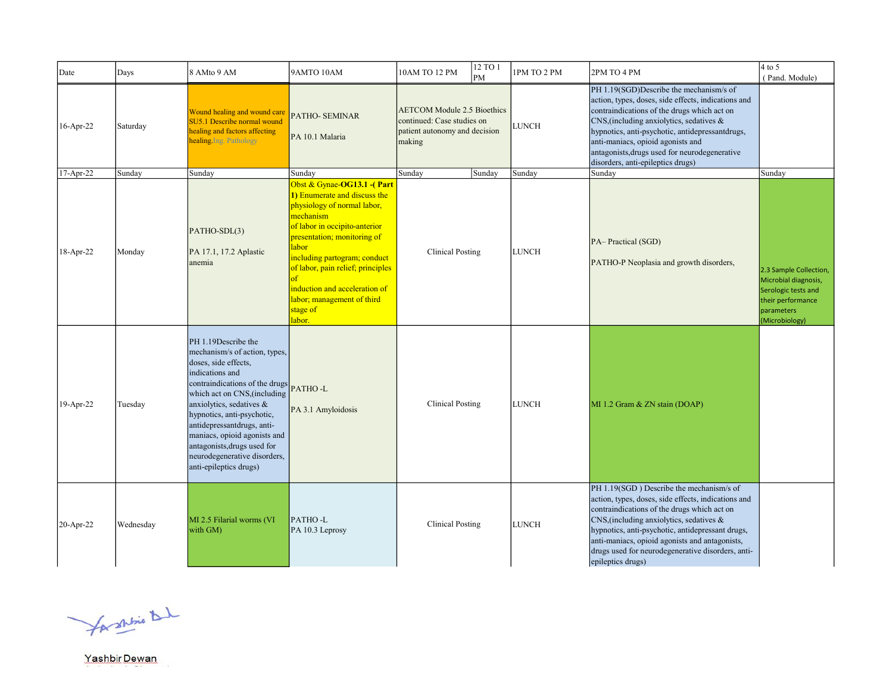| Date | Days | 8 AMto 9 AM | 9AMTO 10AM | 10AM TO 12 PM | 12 TO 1 PM | 1PM TO 2 PM | 2PM TO 4 PM | 4 to 5 ( Pand. Module) |
|---|---|---|---|---|---|---|---|---|
| 16-Apr-22 | Saturday | Wound healing and wound care SU5.1 Describe normal wound healing and factors affecting healing.Ing. Pathology | PATHO- SEMINAR<br><br>PA 10.1 Malaria | AETCOM Module 2.5 Bioethics continued: Case studies on patient autonomy and decision making | | LUNCH | PH 1.19(SGD)Describe the mechanism/s of action, types, doses, side effects, indications and contraindications of the drugs which act on CNS,(including anxiolytics, sedatives & hypnotics, anti-psychotic, antidepressantdrugs, anti-maniacs, opioid agonists and antagonists,drugs used for neurodegenerative disorders, anti-epileptics drugs) | |
| 17-Apr-22 | Sunday | Sunday | Sunday | Sunday | Sunday | Sunday | Sunday | Sunday |
| 18-Apr-22 | Monday | PATHO-SDL(3)<br><br>PA 17.1, 17.2 Aplastic anemia | Obst & Gynae-**OG13.1 -( Part 1)** Enumerate and discuss the physiology of normal labor, mechanism of labor in occipito-anterior presentation; monitoring of labor including partogram; conduct of labor, pain relief; principles of induction and acceleration of labor; management of third stage of labor. | Clinical Posting | | LUNCH | PA– Practical (SGD)<br><br>PATHO-P Neoplasia and growth disorders, | 2.3 Sample Collection, Microbial diagnosis, Serologic tests and their performance parameters (Microbiology) |
| 19-Apr-22 | Tuesday | PH 1.19Describe the mechanism/s of action, types, doses, side effects, indications and contraindications of the drugs which act on CNS,(including anxiolytics, sedatives & hypnotics, anti-psychotic, antidepressantdrugs, anti-maniacs, opioid agonists and antagonists,drugs used for neurodegenerative disorders, anti-epileptics drugs) | PATHO -L<br><br>PA 3.1 Amyloidosis | Clinical Posting | | LUNCH | MI 1.2 Gram & ZN stain (DOAP) | |
| 20-Apr-22 | Wednesday | MI 2.5 Filarial worms (VI with GM) | PATHO -L<br>PA 10.3 Leprosy | Clinical Posting | | LUNCH | PH 1.19(SGD ) Describe the mechanism/s of action, types, doses, side effects, indications and contraindications of the drugs which act on CNS,(including anxiolytics, sedatives & hypnotics, anti-psychotic, antidepressant drugs, anti-maniacs, opioid agonists and antagonists, drugs used for neurodegenerative disorders, anti-epileptics drugs) | |

Yashbir Dewan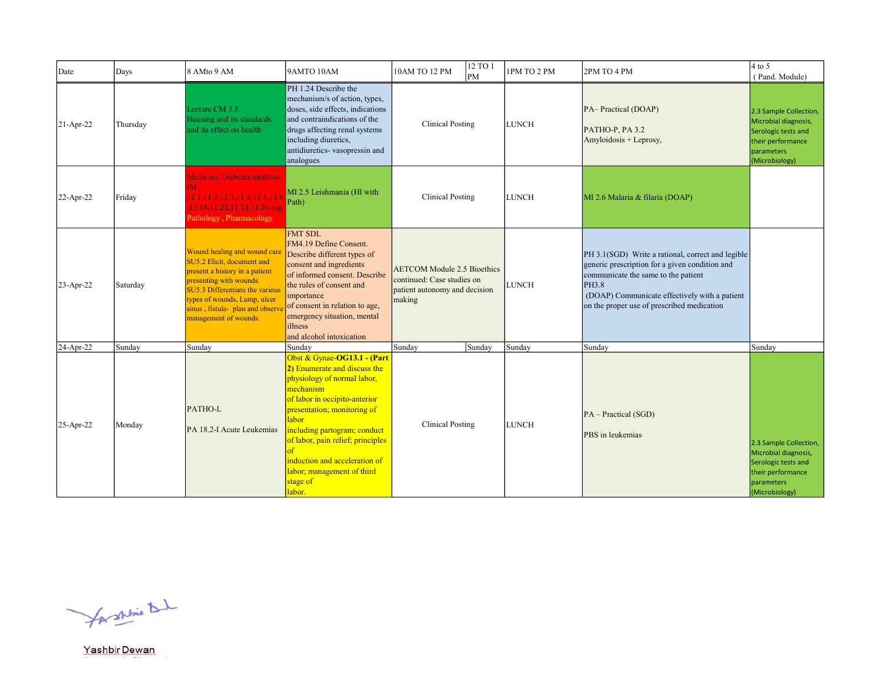| Date | Days | 8 AMto 9 AM | 9AMTO 10AM | 10AM TO 12 PM | 12 TO 1 PM | 1PM TO 2 PM | 2PM TO 4 PM | 4 to 5 ( Pand. Module) |
|---|---|---|---|---|---|---|---|---|
| 21-Apr-22 | Thursday | Lecture CM 3.5 Housing and its standards and its effect on health | PH 1.24 Describe the mechanism/s of action, types, doses, side effects, indications and contraindications of the drugs affecting renal systems including diuretics, antidiuretics- vasopressin and analogues | Clinical Posting | | LUNCH | PA– Practical (DOAP)<br><br>PATHO-P, PA 3.2<br>Amyloidosis + Leprosy, | 2.3 Sample Collection, Microbial diagnosis, Serologic tests and their performance parameters (Microbiology) |
| 22-Apr-22 | Friday | Medicine: Diabetes mellitus-IM 11.1,11.2,11.3,11.4,11.5,11.6 ,11.18,11.22,11.23,11.24 Ing. Pathology , Pharmacology | MI 2.5 Leishmania (HI with Path) | Clinical Posting | | LUNCH | MI 2.6 Malaria & filaria (DOAP) | |
| 23-Apr-22 | Saturday | Wound healing and wound care SU5.2 Elicit, document and present a history in a patient presenting with wounds. SU5.3 Differentiate the various types of wounds, Lump, ulcer sinus , fistula- plan and observe management of wounds. | FMT SDL<br>FM4.19 Define Consent. Describe different types of consent and ingredients of informed consent. Describe the rules of consent and importance of consent in relation to age, emergency situation, mental illness and alcohol intoxication | AETCOM Module 2.5 Bioethics continued: Case studies on patient autonomy and decision making | | LUNCH | PH 3.1(SGD) Write a rational, correct and legible generic prescription for a given condition and communicate the same to the patient<br>PH3.8<br>(DOAP) Communicate effectively with a patient on the proper use of prescribed medication | |
| 24-Apr-22 | Sunday | Sunday | Sunday | Sunday | Sunday | Sunday | Sunday | Sunday |
| 25-Apr-22 | Monday | PATHO-L<br><br>PA 18.2-I Acute Leukemias | Obst & Gynae-**OG13.1 - (Part 2)** Enumerate and discuss the physiology of normal labor, mechanism of labor in occipito-anterior presentation; monitoring of labor including partogram; conduct of labor, pain relief; principles of induction and acceleration of labor; management of third stage of labor. | Clinical Posting | | LUNCH | PA – Practical (SGD)<br><br>PBS in leukemias | 2.3 Sample Collection, Microbial diagnosis, Serologic tests and their performance parameters (Microbiology) |

Yashbir Dewan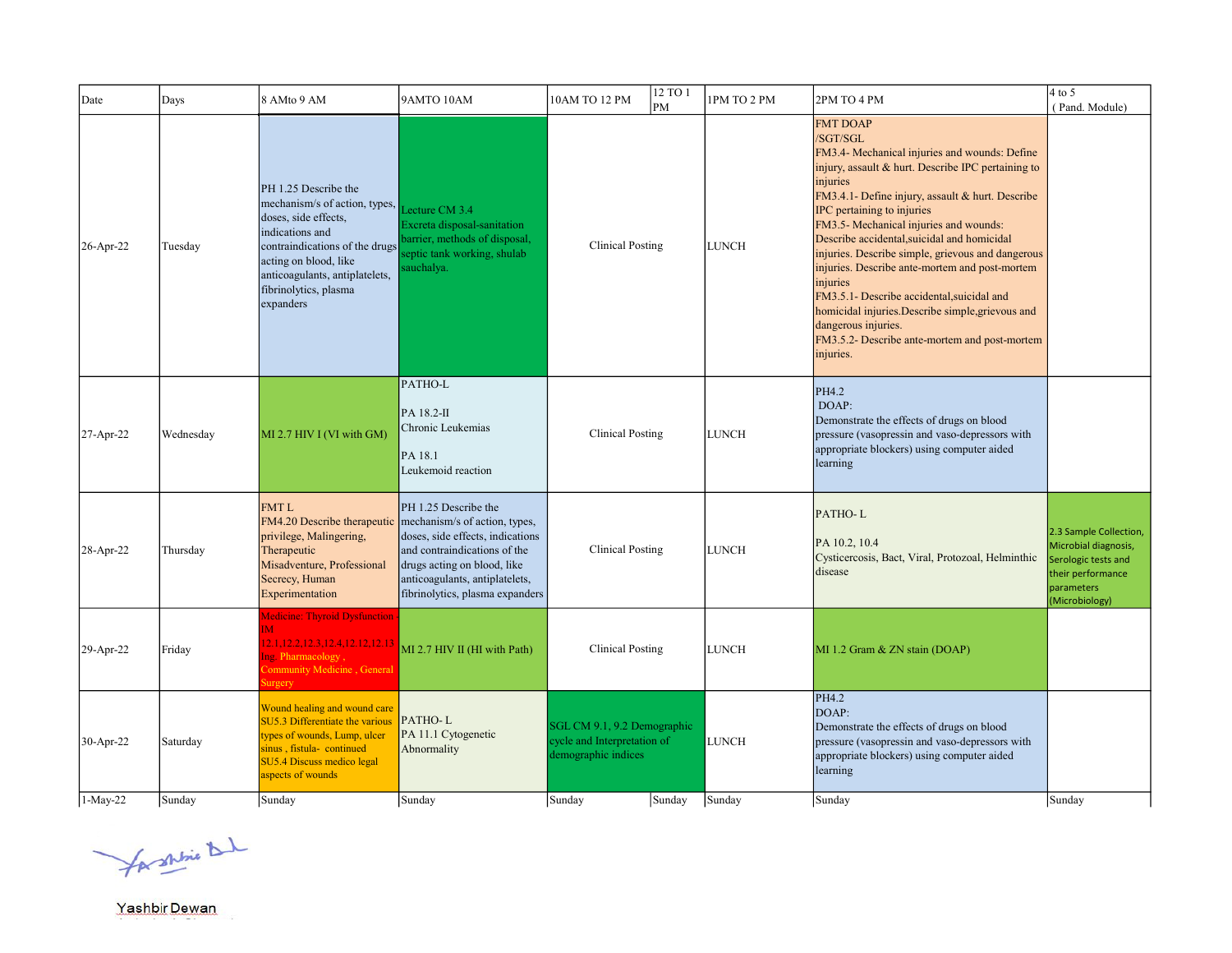| Date | Days | 8 AMto 9 AM | 9AMTO 10AM | 10AM TO 12 PM | 12 TO 1 PM | 1PM TO 2 PM | 2PM TO 4 PM | 4 to 5 ( Pand. Module) |
|---|---|---|---|---|---|---|---|---|
| 26-Apr-22 | Tuesday | PH 1.25 Describe the mechanism/s of action, types, doses, side effects, indications and contraindications of the drugs acting on blood, like anticoagulants, antiplatelets, fibrinolytics, plasma expanders | Lecture CM 3.4 Excreta disposal-sanitation barrier, methods of disposal, septic tank working, shulab sauchalya. | Clinical Posting | | LUNCH | FMT DOAP /SGT/SGL FM3.4- Mechanical injuries and wounds: Define injury, assault & hurt. Describe IPC pertaining to injuries FM3.4.1- Define injury, assault & hurt. Describe IPC pertaining to injuries FM3.5- Mechanical injuries and wounds: Describe accidental,suicidal and homicidal injuries. Describe simple, grievous and dangerous injuries. Describe ante-mortem and post-mortem injuries FM3.5.1- Describe accidental,suicidal and homicidal injuries.Describe simple,grievous and dangerous injuries. FM3.5.2- Describe ante-mortem and post-mortem injuries. | |
| 27-Apr-22 | Wednesday | MI 2.7 HIV I (VI with GM) | PATHO-L PA 18.2-II Chronic Leukemias PA 18.1 Leukemoid reaction | Clinical Posting | | LUNCH | PH4.2 DOAP: Demonstrate the effects of drugs on blood pressure (vasopressin and vaso-depressors with appropriate blockers) using computer aided learning | |
| 28-Apr-22 | Thursday | FMT L FM4.20 Describe therapeutic privilege, Malingering, Therapeutic Misadventure, Professional Secrecy, Human Experimentation | PH 1.25 Describe the mechanism/s of action, types, doses, side effects, indications and contraindications of the drugs acting on blood, like anticoagulants, antiplatelets, fibrinolytics, plasma expanders | Clinical Posting | | LUNCH | PATHO- L PA 10.2, 10.4 Cysticercosis, Bact, Viral, Protozoal, Helminthic disease | 2.3 Sample Collection, Microbial diagnosis, Serologic tests and their performance parameters (Microbiology) |
| 29-Apr-22 | Friday | Medicine: Thyroid Dysfunction IM 12.1,12.2,12.3,12.4,12.12,12.13 Ing. Pharmacology , Community Medicine , General Surgery | MI 2.7 HIV II (HI with Path) | Clinical Posting | | LUNCH | MI 1.2 Gram & ZN stain (DOAP) | |
| 30-Apr-22 | Saturday | Wound healing and wound care SU5.3 Differentiate the various types of wounds, Lump, ulcer sinus , fistula- continued SU5.4 Discuss medico legal aspects of wounds | PATHO- L PA 11.1 Cytogenetic Abnormality | SGL CM 9.1, 9.2 Demographic cycle and Interpretation of demographic indices | | LUNCH | PH4.2 DOAP: Demonstrate the effects of drugs on blood pressure (vasopressin and vaso-depressors with appropriate blockers) using computer aided learning | |
| 1-May-22 | Sunday | Sunday | Sunday | Sunday | Sunday | Sunday | Sunday | Sunday |

Yashbir Dewan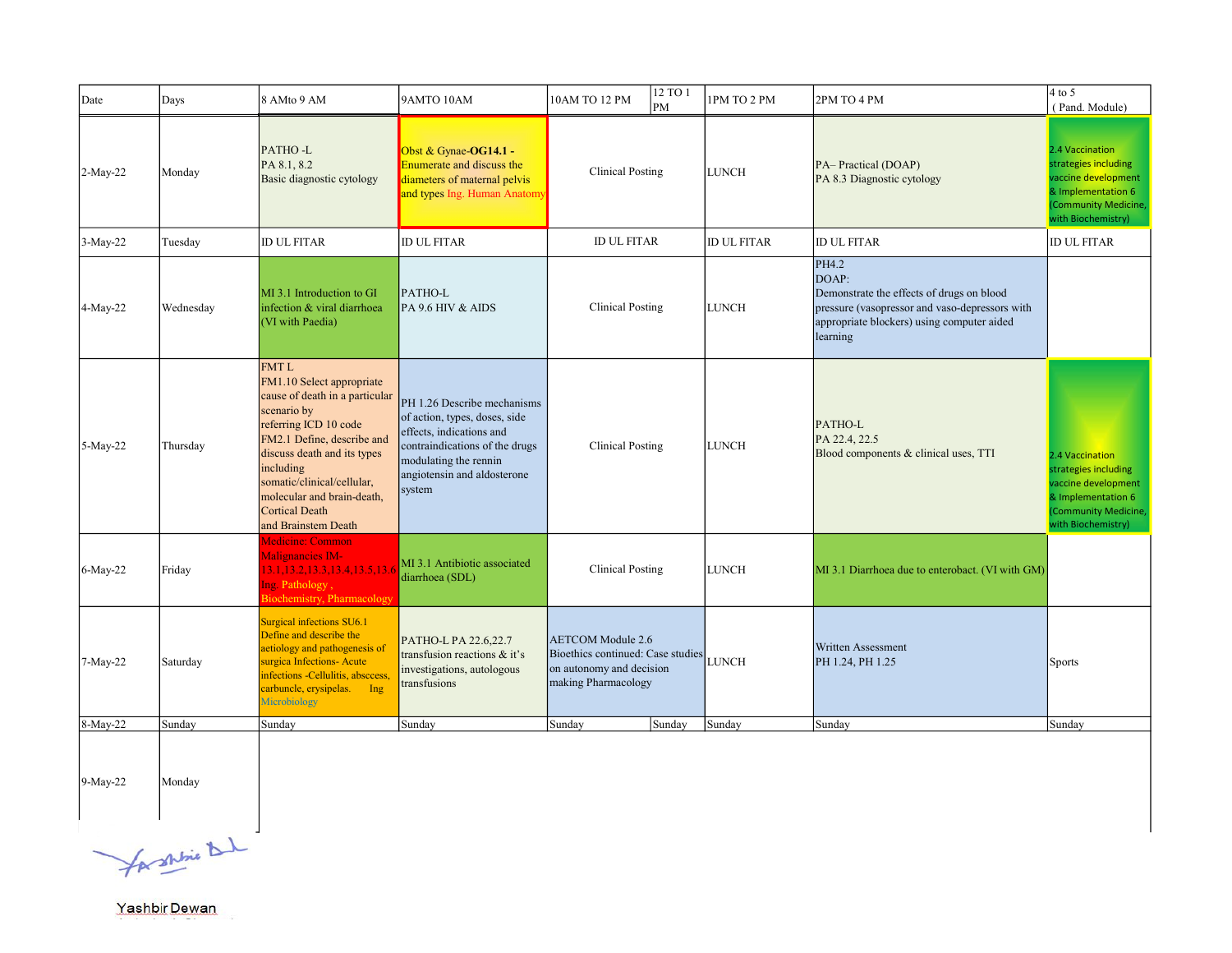| Date | Days | 8 AMto 9 AM | 9AMTO 10AM | 10AM TO 12 PM | 12 TO 1 PM | 1PM TO 2 PM | 2PM TO 4 PM | 4 to 5 ( Pand. Module) |
|---|---|---|---|---|---|---|---|---|
| 2-May-22 | Monday | PATHO -L PA 8.1, 8.2 Basic diagnostic cytology | Obst & Gynae-**OG14.1 -** Enumerate and discuss the diameters of maternal pelvis and types Ing. Human Anatomy | Clinical Posting | | LUNCH | PA– Practical (DOAP) PA 8.3 Diagnostic cytology | 2.4 Vaccination strategies including vaccine development & Implementation 6 (Community Medicine, with Biochemistry) |
| 3-May-22 | Tuesday | ID UL FITAR | ID UL FITAR | ID UL FITAR | | ID UL FITAR | ID UL FITAR | ID UL FITAR |
| 4-May-22 | Wednesday | MI 3.1 Introduction to GI infection & viral diarrhoea (VI with Paedia) | PATHO-L PA 9.6 HIV & AIDS | Clinical Posting | | LUNCH | PH4.2 DOAP: Demonstrate the effects of drugs on blood pressure (vasopressor and vaso-depressors with appropriate blockers) using computer aided learning | |
| 5-May-22 | Thursday | FMT L FM1.10 Select appropriate cause of death in a particular scenario by referring ICD 10 code FM2.1 Define, describe and discuss death and its types including somatic/clinical/cellular, molecular and brain-death, Cortical Death and Brainstem Death | PH 1.26 Describe mechanisms of action, types, doses, side effects, indications and contraindications of the drugs modulating the rennin angiotensin and aldosterone system | Clinical Posting | | LUNCH | PATHO-L PA 22.4, 22.5 Blood components & clinical uses, TTI | 2.4 Vaccination strategies including vaccine development & Implementation 6 (Community Medicine, with Biochemistry) |
| 6-May-22 | Friday | Medicine: Common Malignancies IM-13.1,13.2,13.3,13.4,13.5,13.6 Ing Pathology , Biochemistry, Pharmacology | MI 3.1 Antibiotic associated diarrhoea (SDL) | Clinical Posting | | LUNCH | MI 3.1 Diarrhoea due to enterobact. (VI with GM) | |
| 7-May-22 | Saturday | Surgical infections SU6.1 Define and describe the aetiology and pathogenesis of surgica Infections- Acute infections -Cellulitis, abscess, carbuncle, erysipelas. Ing Microbiology | PATHO-L PA 22.6,22.7 transfusion reactions & it's investigations, autologous transfusions | AETCOM Module 2.6 Bioethics continued: Case studies on autonomy and decision making Pharmacology | | LUNCH | Written Assessment PH 1.24, PH 1.25 | Sports |
| 8-May-22 | Sunday | Sunday | Sunday | Sunday | Sunday | Sunday | Sunday | Sunday |
| 9-May-22 | Monday | | | | | | | |

Yashbir Dewan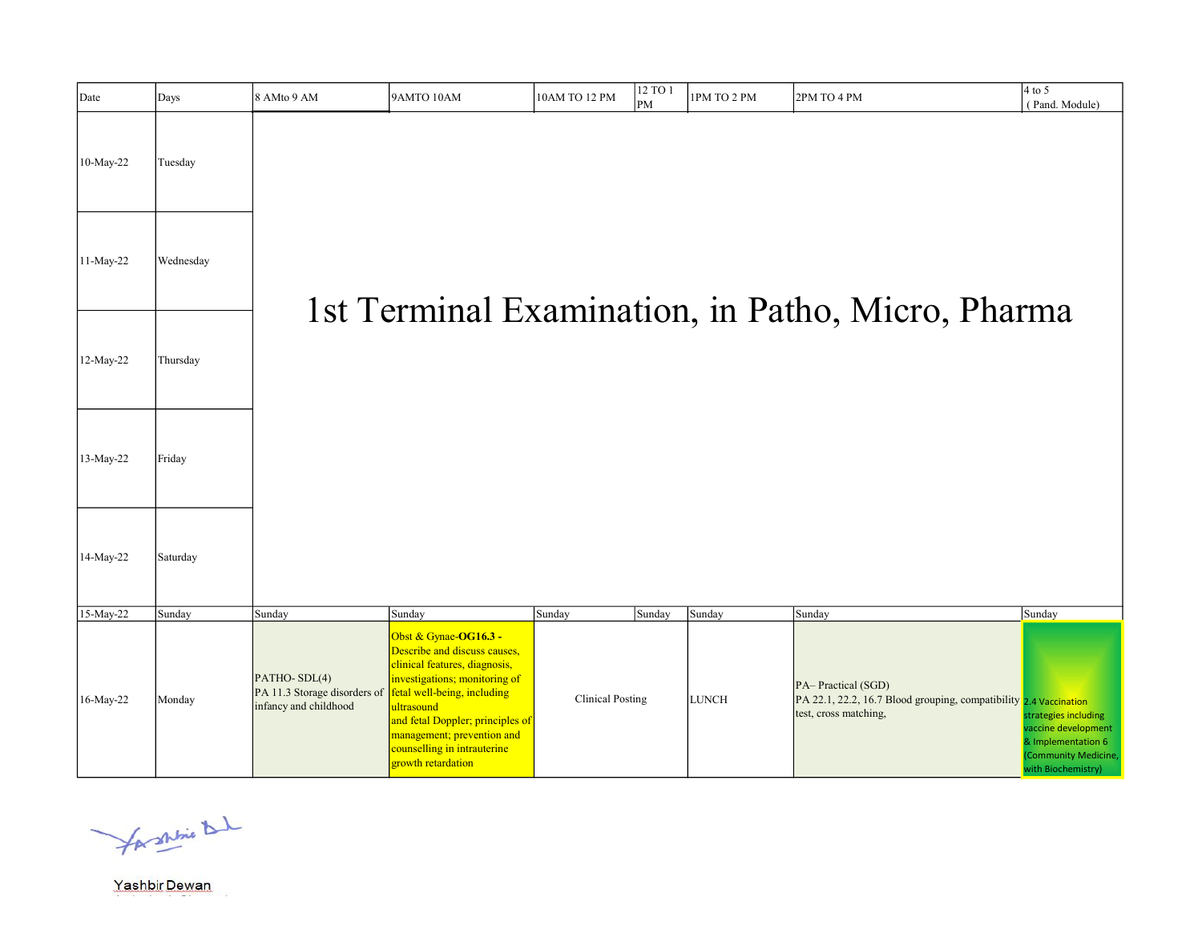| Date | Days | 8 AMto 9 AM | 9AMTO 10AM | 10AM TO 12 PM | 12 TO 1 PM | 1PM TO 2 PM | 2PM TO 4 PM | 4 to 5 ( Pand. Module) |
|---|---|---|---|---|---|---|---|---|
| 10-May-22 | Tuesday | 1st Terminal Examination, in Patho, Micro, Pharma | | | | | | |
| 11-May-22 | Wednesday | 1st Terminal Examination, in Patho, Micro, Pharma | | | | | | |
| 12-May-22 | Thursday | 1st Terminal Examination, in Patho, Micro, Pharma | | | | | | |
| 13-May-22 | Friday | 1st Terminal Examination, in Patho, Micro, Pharma | | | | | | |
| 14-May-22 | Saturday | 1st Terminal Examination, in Patho, Micro, Pharma | | | | | | |
| 15-May-22 | Sunday | Sunday | Sunday | Sunday | Sunday | Sunday | Sunday | Sunday |
| 16-May-22 | Monday | PATHO- SDL(4) PA 11.3 Storage disorders of infancy and childhood | Obst & Gynae-**OG16.3 -** Describe and discuss causes, clinical features, diagnosis, investigations; monitoring of fetal well-being, including ultrasound and fetal Doppler; principles of management; prevention and counselling in intrauterine growth retardation | Clinical Posting | | LUNCH | PA– Practical (SGD) PA 22.1, 22.2, 16.7 Blood grouping, compatibility test, cross matching, | 2.4 Vaccination strategies including vaccine development & Implementation 6 (Community Medicine, with Biochemistry) |

Yashbir Dewan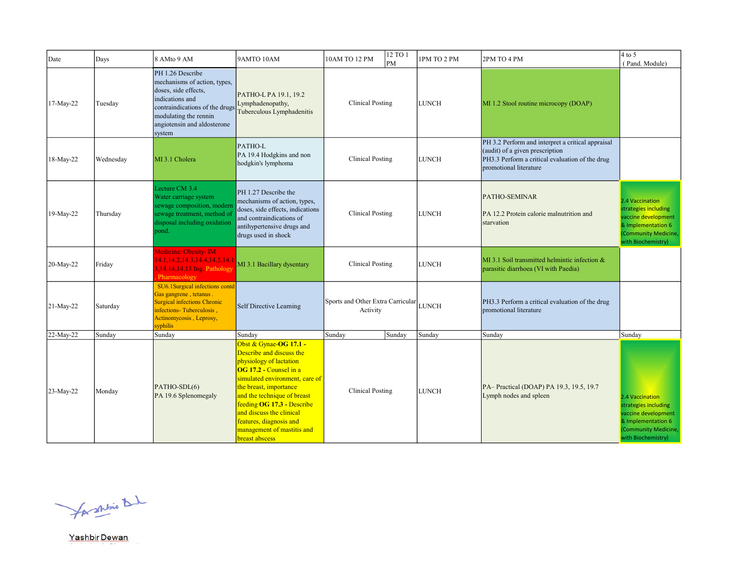| Date | Days | 8 AMto 9 AM | 9AMTO 10AM | 10AM TO 12 PM | 12 TO 1 PM | 1PM TO 2 PM | 2PM TO 4 PM | 4 to 5 ( Pand. Module) |
|---|---|---|---|---|---|---|---|---|
| 17-May-22 | Tuesday | PH 1.26 Describe mechanisms of action, types, doses, side effects, indications and contraindications of the drugs modulating the rennin angiotensin and aldosterone system | PATHO-L PA 19.1, 19.2 Lymphadenopathy, Tuberculous Lymphadenitis | Clinical Posting | | LUNCH | MI 1.2 Stool routine microcopy (DOAP) | |
| 18-May-22 | Wednesday | MI 3.1 Cholera | PATHO-L PA 19.4 Hodgkins and non hodgkin's lymphoma | Clinical Posting | | LUNCH | PH 3.2 Perform and interpret a critical appraisal (audit) of a given prescription PH3.3 Perform a critical evaluation of the drug promotional literature | |
| 19-May-22 | Thursday | Lecture CM 3.4 Water carriage system sewage composition, modern sewage treatment, method of disposal including oxidation pond. | PH 1.27 Describe the mechanisms of action, types, doses, side effects, indications and contraindications of antihypertensive drugs and drugs used in shock | Clinical Posting | | LUNCH | PATHO-SEMINAR PA 12.2 Protein calorie malnutrition and starvation | 2.4 Vaccination strategies including vaccine development & Implementation 6 (Community Medicine, with Biochemistry) |
| 20-May-22 | Friday | Medicine: Obesity- IM 14.1,14.2,14.3,14.4,14.5,14.13,14.14,14.15 Ing. Pathology , Pharmacology | MI 3.1 Bacillary dysentary | Clinical Posting | | LUNCH | MI 3.1 Soil transmitted helmintic infection & parasitic diarrhoea (VI with Paedia) | |
| 21-May-22 | Saturday | SU6.1Surgical infections contd Gas gangrene , tetanus . Surgical infections Chronic infections- Tuberculosis , Actinomycosis , Leprosy, syphilis | Self Directive Learning | Sports and Other Extra Carricular Activity | | LUNCH | PH3.3 Perform a critical evaluation of the drug promotional literature | |
| 22-May-22 | Sunday | Sunday | Sunday | Sunday | Sunday | Sunday | Sunday | Sunday |
| 23-May-22 | Monday | PATHO-SDL(6) PA 19.6 Splenomegaly | Obst & Gynae-**OG 17.1 -** Describe and discuss the physiology of lactation **OG 17.2 -** Counsel in a simulated environment, care of the breast, importance and the technique of breast feeding **OG 17.3 -** Describe and discuss the clinical features, diagnosis and management of mastitis and breast abscess | Clinical Posting | | LUNCH | PA– Practical (DOAP) PA 19.3, 19.5, 19.7 Lymph nodes and spleen | 2.4 Vaccination strategies including vaccine development & Implementation 6 (Community Medicine, with Biochemistry) |

Yashbir Dewan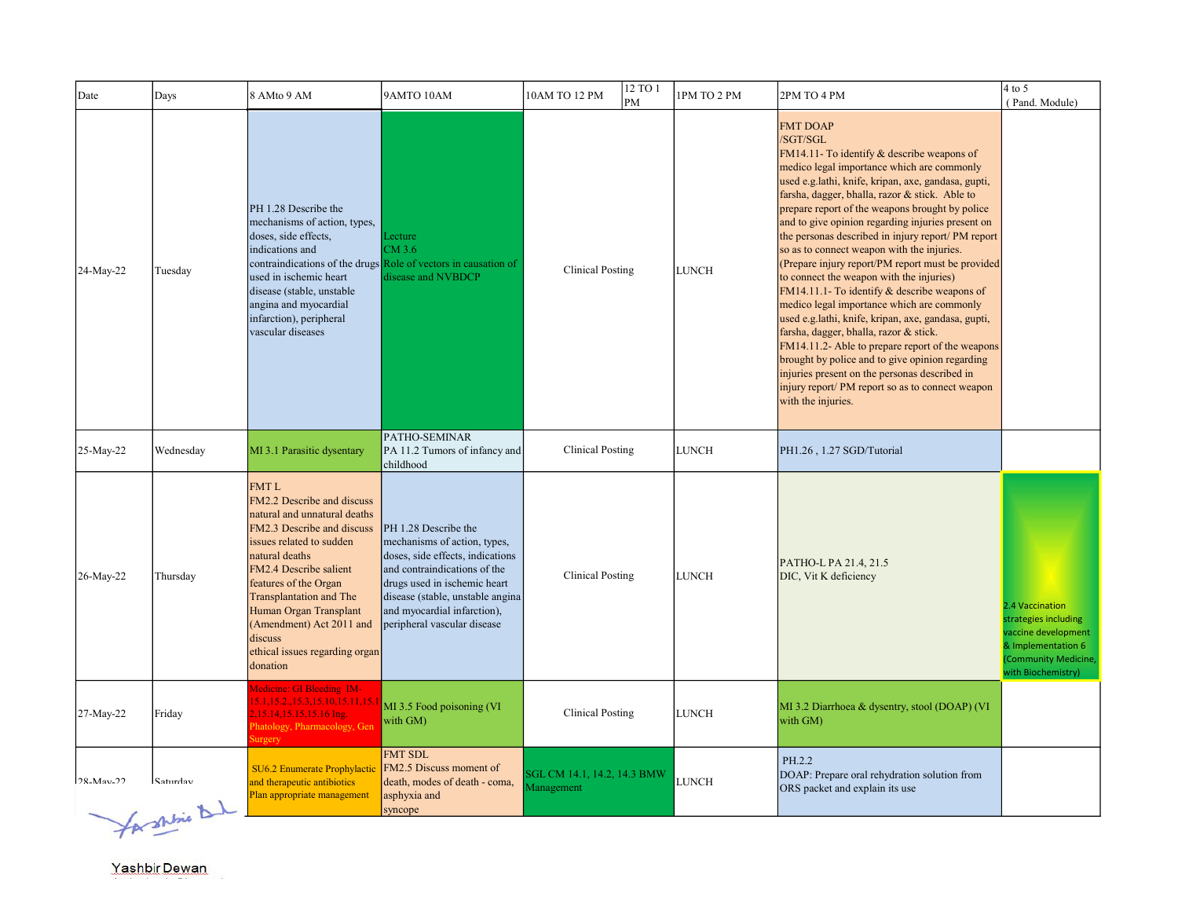| Date | Days | 8 AMto 9 AM | 9AMTO 10AM | 10AM TO 12 PM | 12 TO 1 PM | 1PM TO 2 PM | 2PM TO 4 PM | 4 to 5 ( Pand. Module) |
|---|---|---|---|---|---|---|---|---|
| 24-May-22 | Tuesday | PH 1.28 Describe the mechanisms of action, types, doses, side effects, indications and contraindications of the drugs used in ischemic heart disease (stable, unstable angina and myocardial infarction), peripheral vascular diseases | Lecture CM 3.6 Role of vectors in causation of disease and NVBDCP | Clinical Posting | | LUNCH | FMT DOAP /SGT/SGL FM14.11- To identify & describe weapons of medico legal importance which are commonly used e.g.lathi, knife, kripan, axe, gandasa, gupti, farsha, dagger, bhalla, razor & stick. Able to prepare report of the weapons brought by police and to give opinion regarding injuries present on the personas described in injury report/ PM report so as to connect weapon with the injuries. (Prepare injury report/PM report must be provided to connect the weapon with the injuries) FM14.11.1- To identify & describe weapons of medico legal importance which are commonly used e.g.lathi, knife, kripan, axe, gandasa, gupti, farsha, dagger, bhalla, razor & stick. FM14.11.2- Able to prepare report of the weapons brought by police and to give opinion regarding injuries present on the personas described in injury report/ PM report so as to connect weapon with the injuries. | |
| 25-May-22 | Wednesday | MI 3.1 Parasitic dysentary | PATHO-SEMINAR PA 11.2 Tumors of infancy and childhood | Clinical Posting | | LUNCH | PH1.26 , 1.27 SGD/Tutorial | |
| 26-May-22 | Thursday | FMT L FM2.2 Describe and discuss natural and unnatural deaths FM2.3 Describe and discuss issues related to sudden natural deaths FM2.4 Describe salient features of the Organ Transplantation and The Human Organ Transplant (Amendment) Act 2011 and discuss ethical issues regarding organ donation | PH 1.28 Describe the mechanisms of action, types, doses, side effects, indications and contraindications of the drugs used in ischemic heart disease (stable, unstable angina and myocardial infarction), peripheral vascular disease | Clinical Posting | | LUNCH | PATHO-L PA 21.4, 21.5 DIC, Vit K deficiency | 2.4 Vaccination strategies including vaccine development & Implementation 6 (Community Medicine, with Biochemistry) |
| 27-May-22 | Friday | Medicine: GI Bleeding IM-15.1,15.2.,15.3,15.10,15.11,15.12,15.14,15.15,15.16 Ing. Phatology, Pharmacology, Gen Surgery | MI 3.5 Food poisoning (VI with GM) | Clinical Posting | | LUNCH | MI 3.2 Diarrhoea & dysentry, stool (DOAP) (VI with GM) | |
| 28-May-22 | Saturday | SU6.2 Enumerate Prophylactic and therapeutic antibiotics Plan appropriate management | FMT SDL FM2.5 Discuss moment of death, modes of death - coma, asphyxia and syncope | SGL CM 14.1, 14.2, 14.3 BMW Management | | LUNCH | PH.2.2 DOAP: Prepare oral rehydration solution from ORS packet and explain its use | |

Yashbir Dewan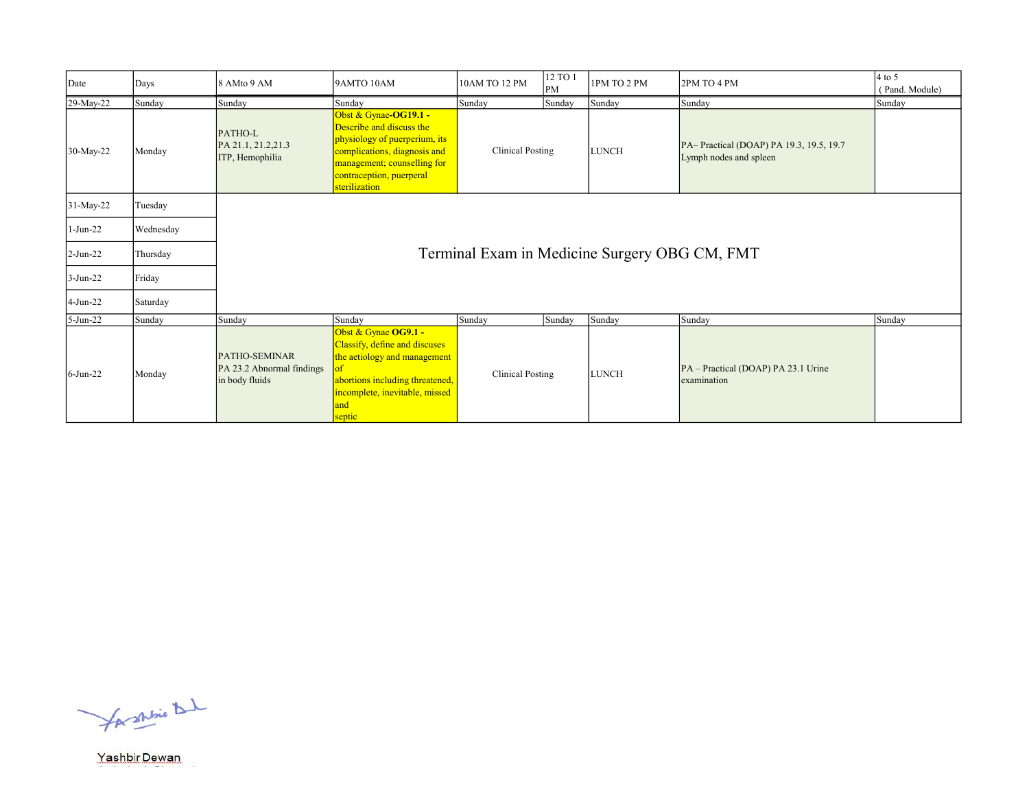| Date | Days | 8 AMto 9 AM | 9AMTO 10AM | 10AM TO 12 PM | 12 TO 1 PM | 1PM TO 2 PM | 2PM TO 4 PM | 4 to 5 ( Pand. Module) |
|---|---|---|---|---|---|---|---|---|
| 29-May-22 | Sunday | Sunday | Sunday | Sunday | Sunday | Sunday | Sunday | Sunday |
| 30-May-22 | Monday | PATHO-L PA 21.1, 21.2,21.3 ITP, Hemophilia | Obst & Gynae-**OG19.1 -** Describe and discuss the physiology of puerperium, its complications, diagnosis and management; counselling for contraception, puerperal sterilization | Clinical Posting | | LUNCH | PA– Practical (DOAP) PA 19.3, 19.5, 19.7 Lymph nodes and spleen | |
| 31-May-22 | Tuesday | Terminal Exam in Medicine Surgery OBG CM, FMT | | | | | | |
| 1-Jun-22 | Wednesday | | | | | | | |
| 2-Jun-22 | Thursday | | | | | | | |
| 3-Jun-22 | Friday | | | | | | | |
| 4-Jun-22 | Saturday | | | | | | | |
| 5-Jun-22 | Sunday | Sunday | Sunday | Sunday | Sunday | Sunday | Sunday | Sunday |
| 6-Jun-22 | Monday | PATHO-SEMINAR PA 23.2 Abnormal findings in body fluids | Obst & Gynae **OG9.1 -** Classify, define and discuses the aetiology and management of abortions including threatened, incomplete, inevitable, missed and septic | Clinical Posting | | LUNCH | PA – Practical (DOAP) PA 23.1 Urine examination | |

Yashbir Dewan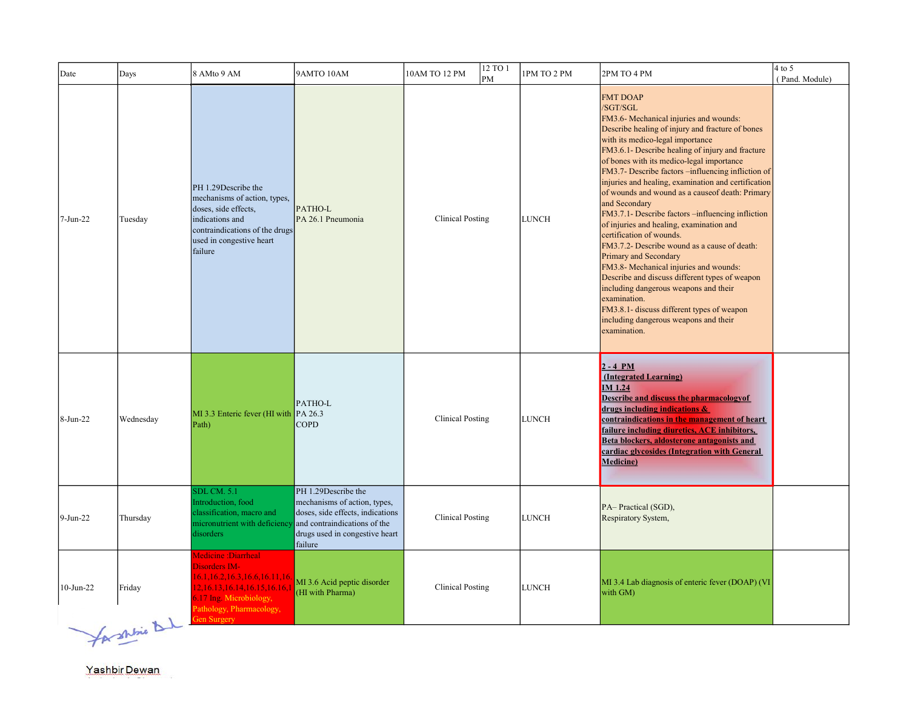| Date | Days | 8 AMto 9 AM | 9AMTO 10AM | 10AM TO 12 PM | 12 TO 1 PM | 1PM TO 2 PM | 2PM TO 4 PM | 4 to 5 ( Pand. Module) |
|---|---|---|---|---|---|---|---|---|
| 7-Jun-22 | Tuesday | PH 1.29Describe the mechanisms of action, types, doses, side effects, indications and contraindications of the drugs used in congestive heart failure | PATHO-L PA 26.1 Pneumonia | Clinical Posting | | LUNCH | FMT DOAP /SGT/SGL FM3.6- Mechanical injuries and wounds: Describe healing of injury and fracture of bones with its medico-legal importance FM3.6.1- Describe healing of injury and fracture of bones with its medico-legal importance FM3.7- Describe factors –influencing infliction of injuries and healing, examination and certification of wounds and wound as a causeof death: Primary and Secondary FM3.7.1- Describe factors –influencing infliction of injuries and healing, examination and certification of wounds. FM3.7.2- Describe wound as a cause of death: Primary and Secondary FM3.8- Mechanical injuries and wounds: Describe and discuss different types of weapon including dangerous weapons and their examination. FM3.8.1- discuss different types of weapon including dangerous weapons and their examination. | |
| 8-Jun-22 | Wednesday | MI 3.3 Enteric fever (HI with Path) | PATHO-L PA 26.3 COPD | Clinical Posting | | LUNCH | **2 - 4 PM (Integrated Learning) IM 1.24 Describe and discuss the pharmacologyof drugs including indications & contraindications in the management of heart failure including diuretics, ACE inhibitors, Beta blockers, aldosterone antagonists and cardiac glycosides (Integration with General Medicine)** | |
| 9-Jun-22 | Thursday | SDL CM. 5.1 Introduction, food classification, macro and micronutrient with deficiency disorders | PH 1.29Describe the mechanisms of action, types, doses, side effects, indications and contraindications of the drugs used in congestive heart failure | Clinical Posting | | LUNCH | PA– Practical (SGD), Respiratory System, | |
| 10-Jun-22 | Friday | Medicine :Diarrheal Disorders IM-16.1,16.2,16.3,16.6,16.11,16.12,16.13,16.14,16.15,16.16,16.17 Itg- Microbiology, Pathology, Pharmacology, Gen Surgery | MI 3.6 Acid peptic disorder (HI with Pharma) | Clinical Posting | | LUNCH | MI 3.4 Lab diagnosis of enteric fever (DOAP) (VI with GM) | |

Yashbir Dewan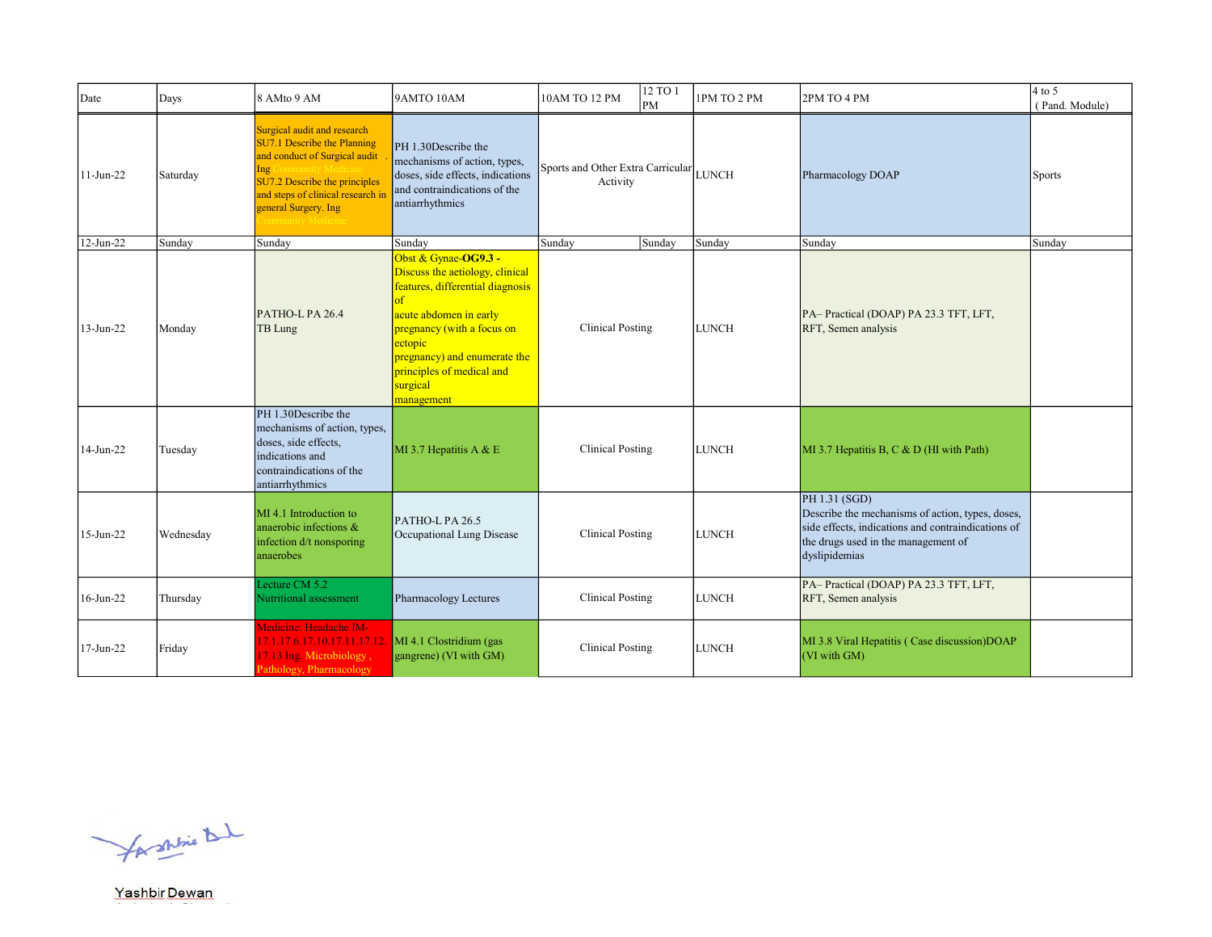| Date | Days | 8 AMto 9 AM | 9AMTO 10AM | 10AM TO 12 PM | 12 TO 1 PM | 1PM TO 2 PM | 2PM TO 4 PM | 4 to 5 ( Pand. Module) |
|---|---|---|---|---|---|---|---|---|
| 11-Jun-22 | Saturday | Surgical audit and research SU7.1 Describe the Planning and conduct of Surgical audit Ing Community Medicine SU7.2 Describe the principles and steps of clinical research in general Surgery. Ing Community Medicine | PH 1.30Describe the mechanisms of action, types, doses, side effects, indications and contraindications of the antiarrhythmics | Sports and Other Extra Carricular Activity | | LUNCH | Pharmacology DOAP | Sports |
| 12-Jun-22 | Sunday | Sunday | Sunday | Sunday | Sunday | Sunday | Sunday | Sunday |
| 13-Jun-22 | Monday | PATHO-L PA 26.4 TB Lung | Obst & Gynae-**OG9.3** - Discuss the aetiology, clinical features, differential diagnosis of acute abdomen in early pregnancy (with a focus on ectopic pregnancy) and enumerate the principles of medical and surgical management | Clinical Posting | | LUNCH | PA– Practical (DOAP) PA 23.3 TFT, LFT, RFT, Semen analysis | |
| 14-Jun-22 | Tuesday | PH 1.30Describe the mechanisms of action, types, doses, side effects, indications and contraindications of the antiarrhythmics | MI 3.7 Hepatitis A & E | Clinical Posting | | LUNCH | MI 3.7 Hepatitis B, C & D (HI with Path) | |
| 15-Jun-22 | Wednesday | MI 4.1 Introduction to anaerobic infections & infection d/t nonsporing anaerobes | PATHO-L PA 26.5 Occupational Lung Disease | Clinical Posting | | LUNCH | PH 1.31 (SGD) Describe the mechanisms of action, types, doses, side effects, indications and contraindications of the drugs used in the management of dyslipidemias | |
| 16-Jun-22 | Thursday | Lecture CM 5.2 Nutritional assessment | Pharmacology Lectures | Clinical Posting | | LUNCH | PA– Practical (DOAP) PA 23.3 TFT, LFT, RFT, Semen analysis | |
| 17-Jun-22 | Friday | Medicine: Headache IM-17.1,17.6,17.10,17.11,17.12, 17.13 Ing. Microbiology , Pathology, Pharmacology | MI 4.1 Clostridium (gas gangrene) (VI with GM) | Clinical Posting | | LUNCH | MI 3.8 Viral Hepatitis ( Case discussion)DOAP (VI with GM) | |

Yashbir Dewan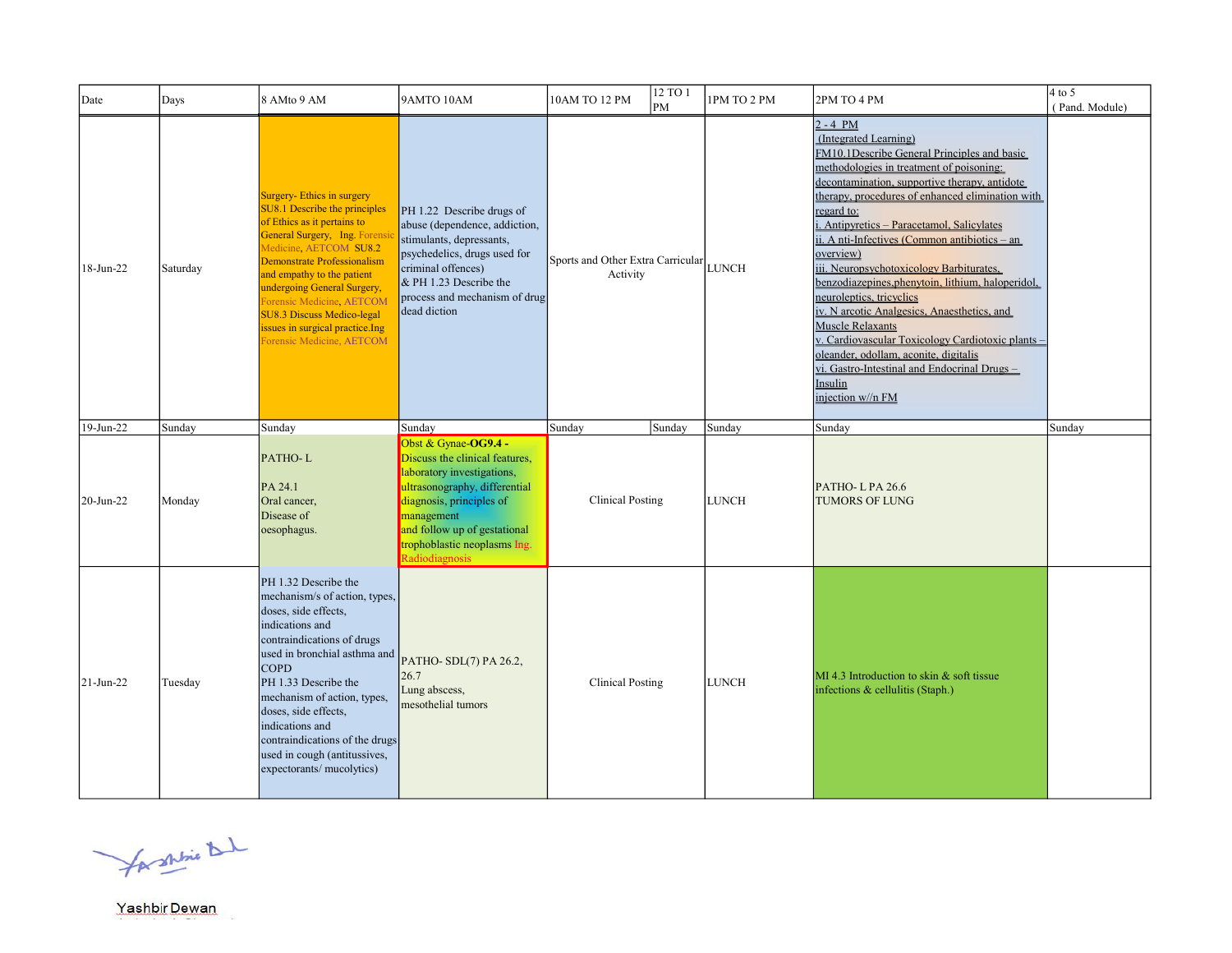| Date | Days | 8 AMto 9 AM | 9AMTO 10AM | 10AM TO 12 PM | 12 TO 1 PM | 1PM TO 2 PM | 2PM TO 4 PM | 4 to 5 ( Pand. Module) |
|---|---|---|---|---|---|---|---|---|
| 18-Jun-22 | Saturday | Surgery- Ethics in surgery SU8.1 Describe the principles of Ethics as it pertains to General Surgery, Ing. Forensic Medicine, AETCOM SU8.2 Demonstrate Professionalism and empathy to the patient undergoing General Surgery, Forensic Medicine, AETCOM SU8.3 Discuss Medico-legal issues in surgical practice.Ing Forensic Medicine, AETCOM | PH 1.22 Describe drugs of abuse (dependence, addiction, stimulants, depressants, psychedelics, drugs used for criminal offences) & PH 1.23 Describe the process and mechanism of drug dead diction | Sports and Other Extra Carricular Activity | | LUNCH | 2 - 4 PM (Integrated Learning) FM10.1Describe General Principles and basic methodologies in treatment of poisoning: decontamination, supportive therapy, antidote therapy, procedures of enhanced elimination with regard to: i. Antipyretics – Paracetamol, Salicylates ii. A nti-Infectives (Common antibiotics – an overview) iii. Neuropsychotoxicology Barbiturates, benzodiazepines,phenytoin, lithium, haloperidol, neuroleptics, tricyclics iv. N arcotic Analgesics, Anaesthetics, and Muscle Relaxants v. Cardiovascular Toxicology Cardiotoxic plants – oleander, odollam, aconite, digitalis vi. Gastro-Intestinal and Endocrinal Drugs – Insulin injection w//n FM | |
| 19-Jun-22 | Sunday | Sunday | Sunday | Sunday | Sunday | Sunday | Sunday | Sunday |
| 20-Jun-22 | Monday | PATHO- L PA 24.1 Oral cancer, Disease of oesophagus. | Obst & Gynae-**OG9.4 -** Discuss the clinical features, laboratory investigations, ultrasonography, differential diagnosis, principles of management and follow up of gestational trophoblastic neoplasms Ing. Radiodiagnosis | Clinical Posting | | LUNCH | PATHO- L PA 26.6 TUMORS OF LUNG | |
| 21-Jun-22 | Tuesday | PH 1.32 Describe the mechanism/s of action, types, doses, side effects, indications and contraindications of drugs used in bronchial asthma and COPD PH 1.33 Describe the mechanism of action, types, doses, side effects, indications and contraindications of the drugs used in cough (antitussives, expectorants/ mucolytics) | PATHO- SDL(7) PA 26.2, 26.7 Lung abscess, mesothelial tumors | Clinical Posting | | LUNCH | MI 4.3 Introduction to skin & soft tissue infections & cellulitis (Staph.) | |

Yashbir Dewan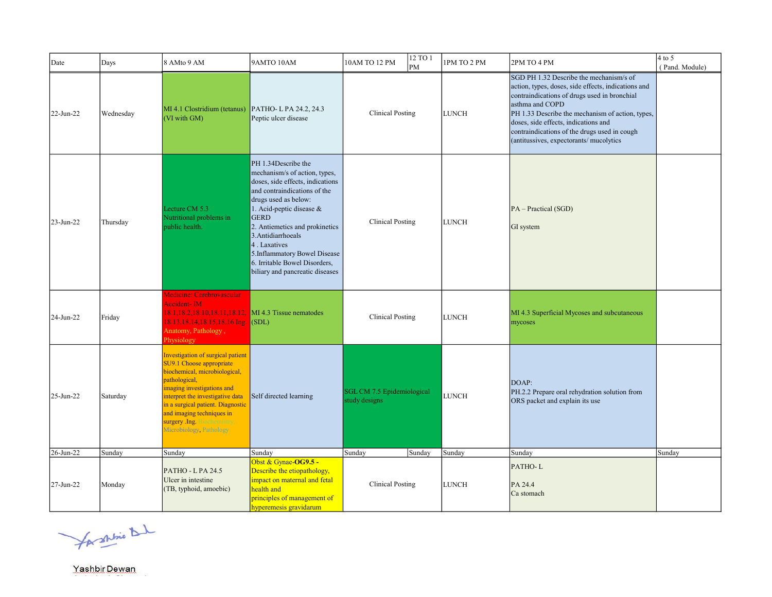| Date | Days | 8 AMto 9 AM | 9AMTO 10AM | 10AM TO 12 PM | 12 TO 1 PM | 1PM TO 2 PM | 2PM TO 4 PM | 4 to 5 ( Pand. Module) |
|---|---|---|---|---|---|---|---|---|
| 22-Jun-22 | Wednesday | MI 4.1 Clostridium (tetanus) (VI with GM) | PATHO- L PA 24.2, 24.3 Peptic ulcer disease | Clinical Posting | | LUNCH | SGD PH 1.32 Describe the mechanism/s of action, types, doses, side effects, indications and contraindications of drugs used in bronchial asthma and COPD<br>PH 1.33 Describe the mechanism of action, types, doses, side effects, indications and contraindications of the drugs used in cough (antitussives, expectorants/ mucolytics | |
| 23-Jun-22 | Thursday | Lecture CM 5.3 Nutritional problems in public health. | PH 1.34Describe the mechanism/s of action, types, doses, side effects, indications and contraindications of the drugs used as below:<br>1. Acid-peptic disease & GERD<br>2. Antiemetics and prokinetics<br>3.Antidiarrhoeals<br>4 . Laxatives<br>5.Inflammatory Bowel Disease<br>6. Irritable Bowel Disorders, biliary and pancreatic diseases | Clinical Posting | | LUNCH | PA – Practical (SGD)<br><br>GI system | |
| 24-Jun-22 | Friday | Medicine: Cerebrovascular Accident- IM 18.1,18.2,18.10,18.11,18.12, 18.13,18.14,18.15,18.16 Ing. Anatomy, Pathology , Physiology | MI 4.3 Tissue nematodes (SDL) | Clinical Posting | | LUNCH | MI 4.3 Superficial Mycoses and subcutaneous mycoses | |
| 25-Jun-22 | Saturday | Investigation of surgical patient SU9.1 Choose appropriate biochemical, microbiological, pathological, imaging investigations and interpret the investigative data in a surgical patient. Diagnostic and imaging techniques in surgery .Ing. Biochemistry, Microbiology, Pathology | Self directed learning | SGL CM 7.5 Epidemiological study designs | | LUNCH | DOAP:<br>PH.2.2 Prepare oral rehydration solution from ORS packet and explain its use | |
| 26-Jun-22 | Sunday | Sunday | Sunday | Sunday | Sunday | Sunday | Sunday | Sunday |
| 27-Jun-22 | Monday | PATHO - L PA 24.5<br>Ulcer in intestine<br>(TB, typhoid, amoebic) | Obst & Gynae-**OG9.5 -** Describe the etiopathology, impact on maternal and fetal health and principles of management of hyperemesis gravidarum | Clinical Posting | | LUNCH | PATHO- L<br><br>PA 24.4<br>Ca stomach | |

Yashbir Dewan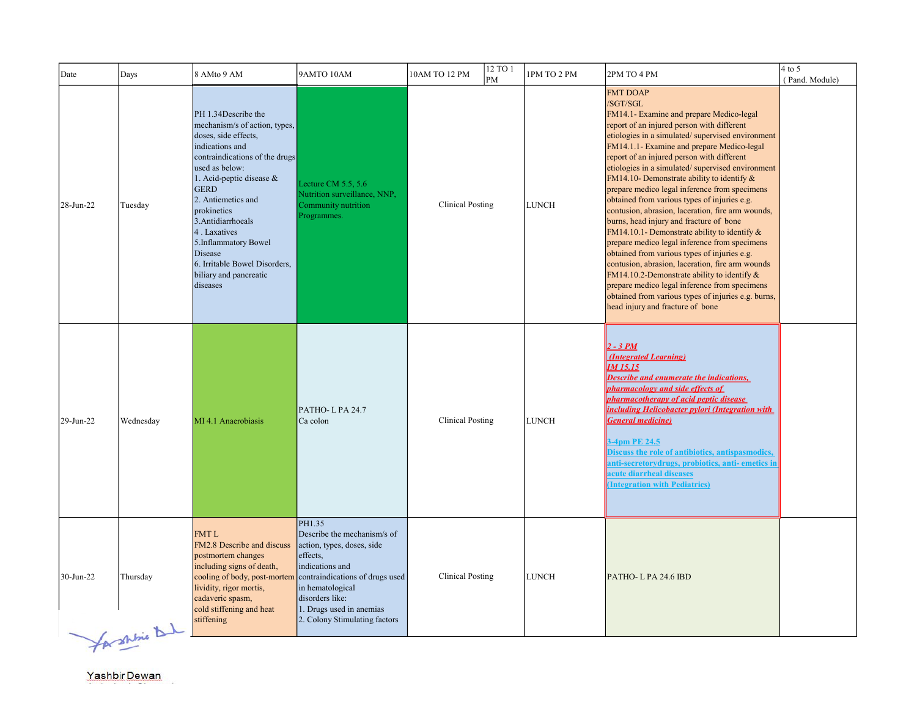| Date | Days | 8 AMto 9 AM | 9AMTO 10AM | 10AM TO 12 PM | 12 TO 1 PM | 1PM TO 2 PM | 2PM TO 4 PM | 4 to 5 ( Pand. Module) |
|---|---|---|---|---|---|---|---|---|
| 28-Jun-22 | Tuesday | PH 1.34Describe the mechanism/s of action, types, doses, side effects, indications and contraindications of the drugs used as below:<br>1. Acid-peptic disease & GERD<br>2. Antiemetics and prokinetics<br>3.Antidiarrhoeals<br>4 . Laxatives<br>5.Inflammatory Bowel Disease<br>6. Irritable Bowel Disorders, biliary and pancreatic diseases | Lecture CM 5.5, 5.6 Nutrition surveillance, NNP, Community nutrition Programmes. | Clinical Posting | | LUNCH | FMT DOAP /SGT/SGL<br>FM14.1- Examine and prepare Medico-legal report of an injured person with different etiologies in a simulated/ supervised environment<br>FM14.1.1- Examine and prepare Medico-legal report of an injured person with different etiologies in a simulated/ supervised environment<br>FM14.10- Demonstrate ability to identify & prepare medico legal inference from specimens obtained from various types of injuries e.g. contusion, abrasion, laceration, fire arm wounds, burns, head injury and fracture of bone<br>FM14.10.1- Demonstrate ability to identify & prepare medico legal inference from specimens obtained from various types of injuries e.g. contusion, abrasion, laceration, fire arm wounds<br>FM14.10.2-Demonstrate ability to identify & prepare medico legal inference from specimens obtained from various types of injuries e.g. burns, head injury and fracture of bone | |
| 29-Jun-22 | Wednesday | MI 4.1 Anaerobiasis | PATHO- L PA 24.7<br>Ca colon | Clinical Posting | | LUNCH | **2 - 3 PM**<br>**(Integrated Learning)**<br>**IM 15.15**<br>**Describe and enumerate the indications, pharmacology and side effects of pharmacotherapy of acid peptic disease including Helicobacter pylori (Integration with General medicine)**<br><br>**3-4pm PE 24.5**<br>**Discuss the role of antibiotics, antispasmodics, anti-secretorydrugs, probiotics, anti- emetics in acute diarrheal diseases**<br>**(Integration with Pediatrics)** | |
| 30-Jun-22 | Thursday | FMT L<br>FM2.8 Describe and discuss postmortem changes including signs of death, cooling of body, post-mortem lividity, rigor mortis, cadaveric spasm, cold stiffening and heat stiffening | PH1.35<br>Describe the mechanism/s of action, types, doses, side effects, indications and contraindications of drugs used in hematological disorders like:<br>1. Drugs used in anemias<br>2. Colony Stimulating factors | Clinical Posting | | LUNCH | PATHO- L PA 24.6 IBD | |

Yashbir Dewan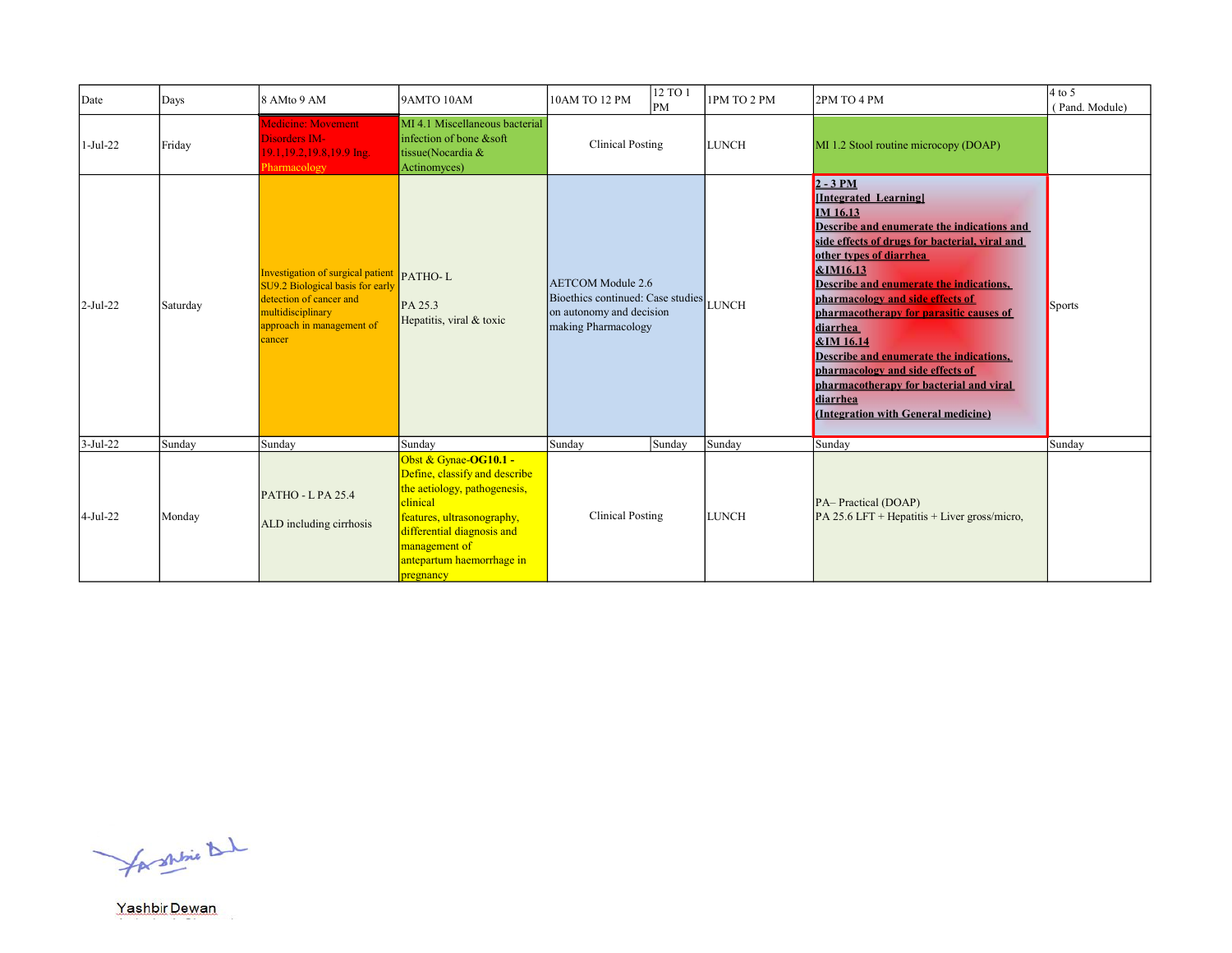| Date | Days | 8 AMto 9 AM | 9AMTO 10AM | 10AM TO 12 PM | 12 TO 1 PM | 1PM TO 2 PM | 2PM TO 4 PM | 4 to 5 ( Pand. Module) |
|---|---|---|---|---|---|---|---|---|
| 1-Jul-22 | Friday | Medicine: Movement Disorders IM-19.1,19.2,19.8,19.9 Ing Pharmacology | MI 4.1 Miscellaneous bacterial infection of bone &soft tissue(Nocardia & Actinomyces) | Clinical Posting | | LUNCH | MI 1.2 Stool routine microcopy (DOAP) | |
| 2-Jul-22 | Saturday | Investigation of surgical patient SU9.2 Biological basis for early detection of cancer and multidisciplinary approach in management of cancer | PATHO- L<br><br>PA 25.3<br>Hepatitis, viral & toxic | AETCOM Module 2.6<br>Bioethics continued: Case studies on autonomy and decision making Pharmacology | | LUNCH | **2 - 3 PM**<br>**[Integrated Learning]**<br>**IM 16.13**<br>**Describe and enumerate the indications and side effects of drugs for bacterial, viral and other types of diarrhea**<br>**&IM16.13**<br>**Describe and enumerate the indications, pharmacology and side effects of pharmacotherapy for parasitic causes of diarrhea**<br>**&IM 16.14**<br>**Describe and enumerate the indications, pharmacology and side effects of pharmacotherapy for bacterial and viral diarrhea**<br>**(Integration with General medicine)** | Sports |
| 3-Jul-22 | Sunday | Sunday | Sunday | Sunday | Sunday | Sunday | Sunday | Sunday |
| 4-Jul-22 | Monday | PATHO - L PA 25.4<br><br>ALD including cirrhosis | Obst & Gynae-**OG10.1 -** Define, classify and describe the aetiology, pathogenesis, clinical features, ultrasonography, differential diagnosis and management of antepartum haemorrhage in pregnancy | Clinical Posting | | LUNCH | PA– Practical (DOAP)<br>PA 25.6 LFT + Hepatitis + Liver gross/micro, | |

Yashbir Dewan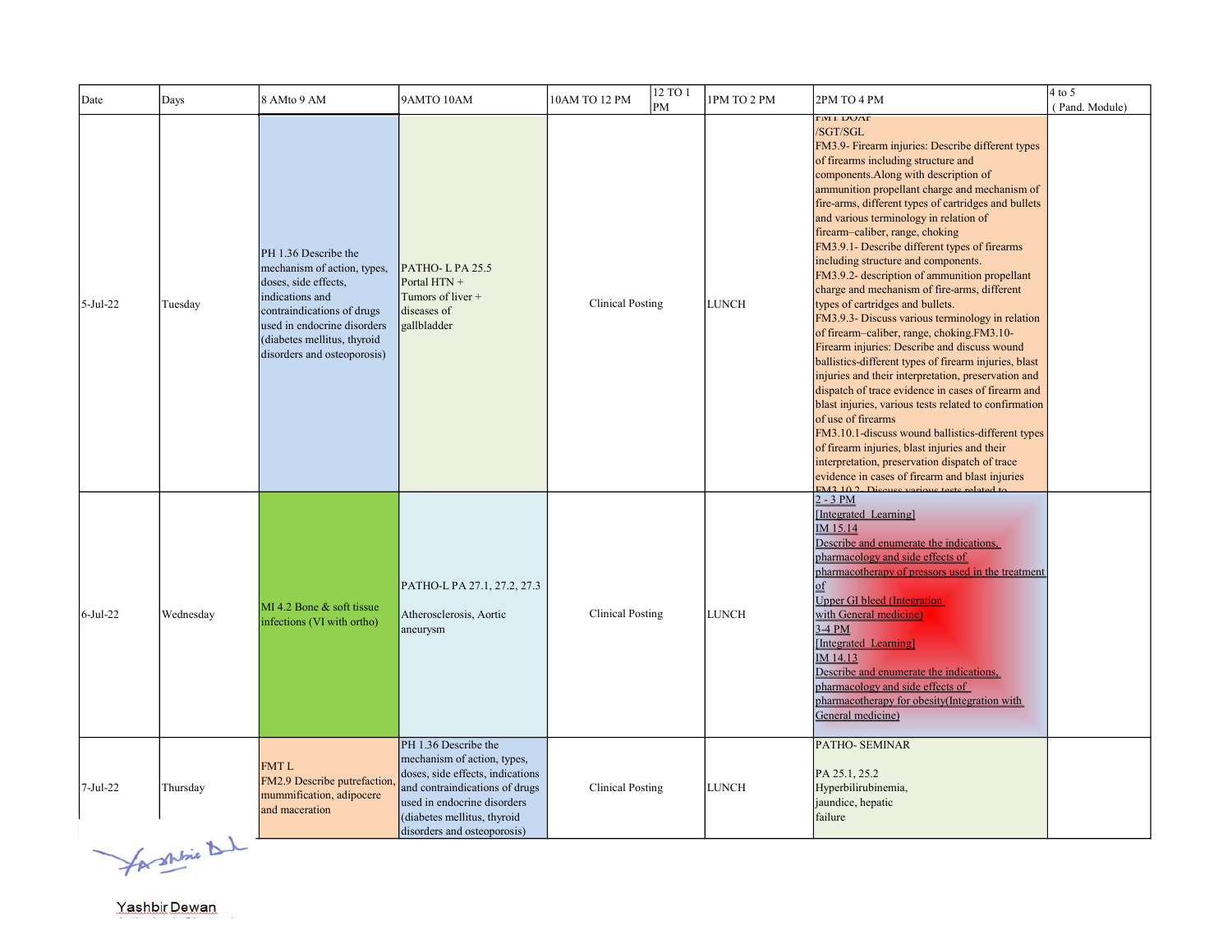| Date | Days | 8 AMto 9 AM | 9AMTO 10AM | 10AM TO 12 PM | 12 TO 1 PM | 1PM TO 2 PM | 2PM TO 4 PM | 4 to 5 ( Pand. Module) |
|---|---|---|---|---|---|---|---|---|
| 5-Jul-22 | Tuesday | PH 1.36 Describe the mechanism of action, types, doses, side effects, indications and contraindications of drugs used in endocrine disorders (diabetes mellitus, thyroid disorders and osteoporosis) | PATHO- L PA 25.5 Portal HTN + Tumors of liver + diseases of gallbladder | Clinical Posting | | LUNCH | FMT DOAP /SGT/SGL FM3.9- Firearm injuries: Describe different types of firearms including structure and components.Along with description of ammunition propellant charge and mechanism of fire-arms, different types of cartridges and bullets and various terminology in relation of firearm–caliber, range, choking FM3.9.1- Describe different types of firearms including structure and components. FM3.9.2- description of ammunition propellant charge and mechanism of fire-arms, different types of cartridges and bullets. FM3.9.3- Discuss various terminology in relation of firearm–caliber, range, choking.FM3.10- Firearm injuries: Describe and discuss wound ballistics-different types of firearm injuries, blast injuries and their interpretation, preservation and dispatch of trace evidence in cases of firearm and blast injuries, various tests related to confirmation of use of firearms FM3.10.1-discuss wound ballistics-different types of firearm injuries, blast injuries and their interpretation, preservation dispatch of trace evidence in cases of firearm and blast injuries FM3.10.2- Discuss various tests related to | |
| 6-Jul-22 | Wednesday | MI 4.2 Bone & soft tissue infections (VI with ortho) | PATHO-L PA 27.1, 27.2, 27.3 Atherosclerosis, Aortic aneurysm | Clinical Posting | | LUNCH | 2 - 3 PM [Integrated Learning] IM 15.14 Describe and enumerate the indications, pharmacology and side effects of pharmacotherapy of pressors used in the treatment of Upper GI bleed (Integration with General medicine) 3-4 PM [Integrated Learning] IM 14.13 Describe and enumerate the indications, pharmacology and side effects of pharmacotherapy for obesity(Integration with General medicine) | |
| 7-Jul-22 | Thursday | FMT L FM2.9 Describe putrefaction, mummification, adipocere and maceration | PH 1.36 Describe the mechanism of action, types, doses, side effects, indications and contraindications of drugs used in endocrine disorders (diabetes mellitus, thyroid disorders and osteoporosis) | Clinical Posting | | LUNCH | PATHO- SEMINAR PA 25.1, 25.2 Hyperbilirubinemia, jaundice, hepatic failure | |

Yashbir Dewan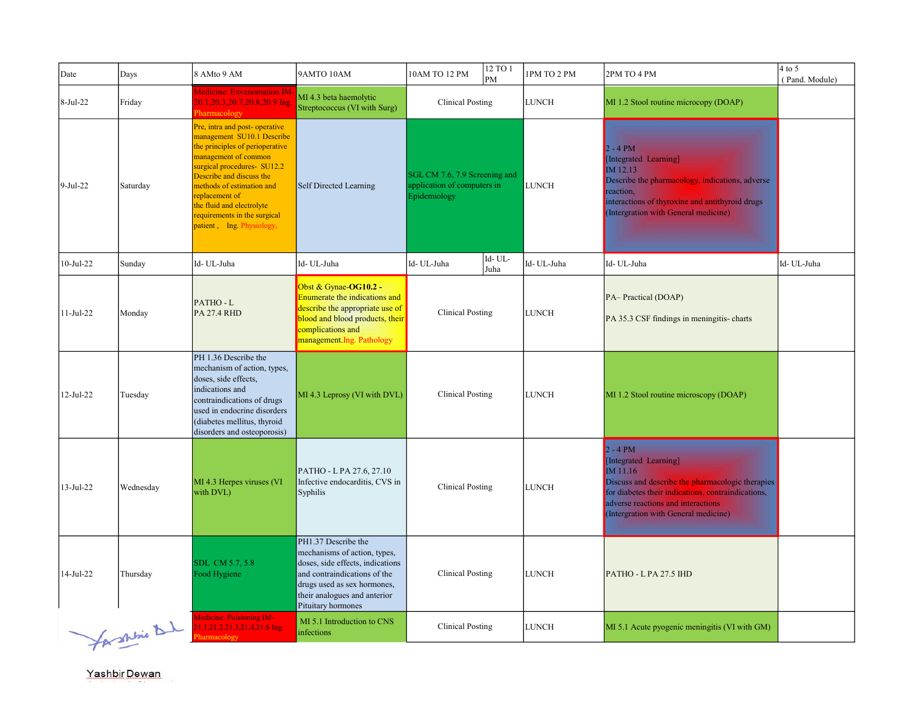| Date | Days | 8 AMto 9 AM | 9AMTO 10AM | 10AM TO 12 PM | 12 TO 1 PM | 1PM TO 2 PM | 2PM TO 4 PM | 4 to 5 ( Pand. Module) |
|---|---|---|---|---|---|---|---|---|
| 8-Jul-22 | Friday | Medicine: Envenomation IM-20.1,20.3,20.7,20.8,20.9 Ing Pharmacology | MI 4.3 beta haemolytic Streptococcus (VI with Surg) | Clinical Posting | | LUNCH | MI 1.2 Stool routine microcopy (DOAP) | |
| 9-Jul-22 | Saturday | Pre, intra and post- operative management SU10.1 Describe the principles of perioperative management of common surgical procedures- SU12.2 Describe and discuss the methods of estimation and replacement of the fluid and electrolyte requirements in the surgical patient , Ing. Physiology, | Self Directed Learning | SGL CM 7.6, 7.9 Screening and application of computers in Epidemiology | | LUNCH | 2 - 4 PM [Integrated Learning] IM 12.13 Describe the pharmacology, indications, adverse reaction, interactions of thyroxine and antithyroid drugs (Intergration with General medicine) | |
| 10-Jul-22 | Sunday | Id- UL-Juha | Id- UL-Juha | Id- UL-Juha | Id- UL-Juha | Id- UL-Juha | Id- UL-Juha | Id- UL-Juha |
| 11-Jul-22 | Monday | PATHO - L PA 27.4 RHD | Obst & Gynae-**OG10.2 -** Enumerate the indications and describe the appropriate use of blood and blood products, their complications and management.Ing. Pathology | Clinical Posting | | LUNCH | PA– Practical (DOAP) PA 35.3 CSF findings in meningitis- charts | |
| 12-Jul-22 | Tuesday | PH 1.36 Describe the mechanism of action, types, doses, side effects, indications and contraindications of drugs used in endocrine disorders (diabetes mellitus, thyroid disorders and osteoporosis) | MI 4.3 Leprosy (VI with DVL) | Clinical Posting | | LUNCH | MI 1.2 Stool routine microscopy (DOAP) | |
| 13-Jul-22 | Wednesday | MI 4.3 Herpes viruses (VI with DVL) | PATHO - L PA 27.6, 27.10 Infective endocarditis, CVS in Syphilis | Clinical Posting | | LUNCH | 2 - 4 PM [Integrated Learning] IM 11.16 Discuss and describe the pharmacologic therapies for diabetes their indications, contraindications, adverse reactions and interactions (Intergration with General medicine) | |
| 14-Jul-22 | Thursday | SDL CM 5.7, 5.8 Food Hygiene | PH1.37 Describe the mechanisms of action, types, doses, side effects, indications and contraindications of the drugs used as sex hormones, their analogues and anterior Pituitary hormones | Clinical Posting | | LUNCH | PATHO - L PA 27.5 IHD | |
| | | Medicine: Poisoning IM-21.1,21.2,21.3,21.4,21.6 Ing Pharmacology | MI 5.1 Introduction to CNS infections | Clinical Posting | | LUNCH | MI 5.1 Acute pyogenic meningitis (VI with GM) | |

Yashbir Dewan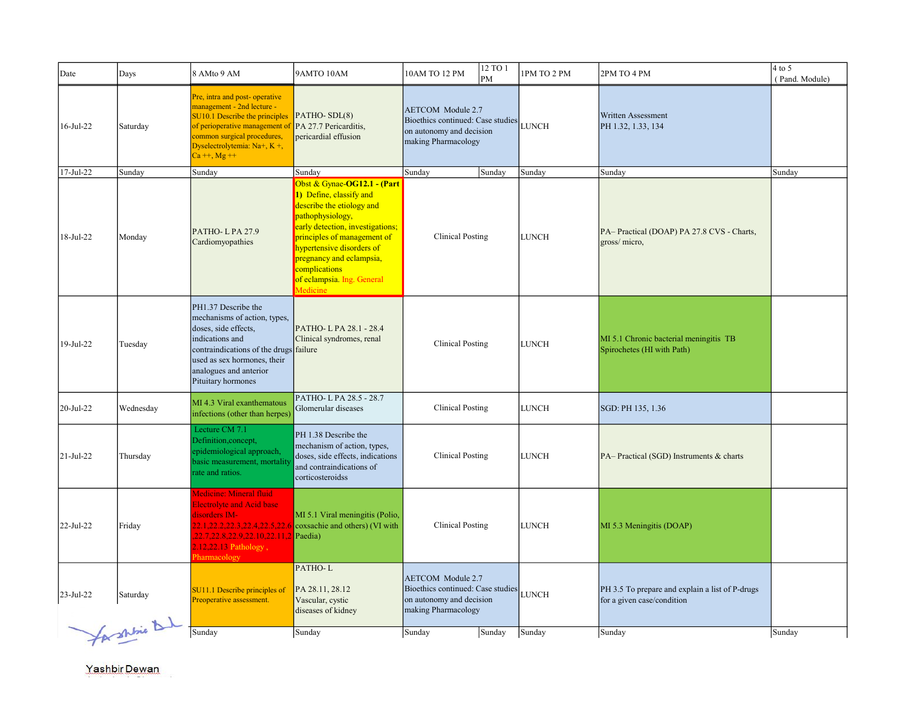| Date | Days | 8 AMto 9 AM | 9AMTO 10AM | 10AM TO 12 PM | 12 TO 1 PM | 1PM TO 2 PM | 2PM TO 4 PM | 4 to 5 ( Pand. Module) |
|---|---|---|---|---|---|---|---|---|
| 16-Jul-22 | Saturday | Pre, intra and post- operative management - 2nd lecture - SU10.1 Describe the principles of perioperative management of common surgical procedures, Dyselectrolytemia: Na+, K +, Ca ++, Mg ++ | PATHO- SDL(8) PA 27.7 Pericarditis, pericardial effusion | AETCOM Module 2.7 Bioethics continued: Case studies on autonomy and decision making Pharmacology | | LUNCH | Written Assessment PH 1.32, 1.33, 134 | |
| 17-Jul-22 | Sunday | Sunday | Sunday | Sunday | Sunday | Sunday | Sunday | Sunday |
| 18-Jul-22 | Monday | PATHO- L PA 27.9 Cardiomyopathies | Obst & Gynae-**OG12.1 - (Part 1)** Define, classify and describe the etiology and pathophysiology, early detection, investigations; principles of management of hypertensive disorders of pregnancy and eclampsia, complications of eclampsia. Ing. General Medicine | Clinical Posting | | LUNCH | PA– Practical (DOAP) PA 27.8 CVS - Charts, gross/ micro, | |
| 19-Jul-22 | Tuesday | PH1.37 Describe the mechanisms of action, types, doses, side effects, indications and contraindications of the drugs used as sex hormones, their analogues and anterior Pituitary hormones | PATHO- L PA 28.1 - 28.4 Clinical syndromes, renal failure | Clinical Posting | | LUNCH | MI 5.1 Chronic bacterial meningitis TB Spirochetes (HI with Path) | |
| 20-Jul-22 | Wednesday | MI 4.3 Viral exanthematous infections (other than herpes) | PATHO- L PA 28.5 - 28.7 Glomerular diseases | Clinical Posting | | LUNCH | SGD: PH 135, 1.36 | |
| 21-Jul-22 | Thursday | Lecture CM 7.1 Definition,concept, epidemiological approach, basic measurement, mortality rate and ratios. | PH 1.38 Describe the mechanism of action, types, doses, side effects, indications and contraindications of corticosteroidss | Clinical Posting | | LUNCH | PA– Practical (SGD) Instruments & charts | |
| 22-Jul-22 | Friday | Medicine: Mineral fluid Electrolyte and Acid base disorders IM- 22.1,22.2,22.3,22.4,22.5,22.6,22.7,22.8,22.9,22.10,22.11,22.12,22.13 Pathology , Pharmacology | MI 5.1 Viral meningitis (Polio, coxsachie and others) (VI with Paedia) | Clinical Posting | | LUNCH | MI 5.3 Meningitis (DOAP) | |
| 23-Jul-22 | Saturday | SU11.1 Describe principles of Preoperative assessment. | PATHO- L PA 28.11, 28.12 Vascular, cystic diseases of kidney | AETCOM Module 2.7 Bioethics continued: Case studies on autonomy and decision making Pharmacology | | LUNCH | PH 3.5 To prepare and explain a list of P-drugs for a given case/condition | |
| | | Sunday | Sunday | Sunday | Sunday | Sunday | Sunday | Sunday |

Yashbir Dewan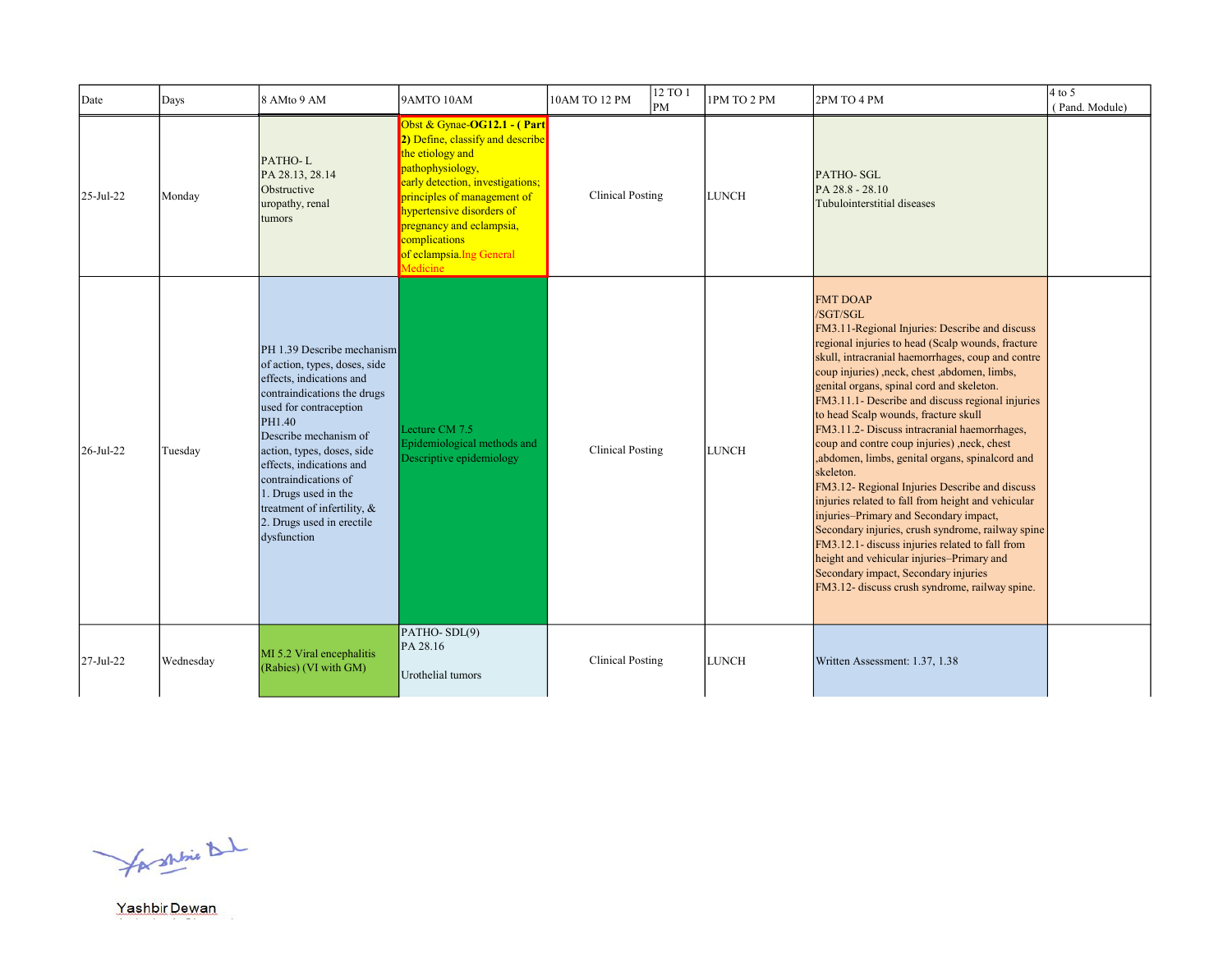| Date | Days | 8 AMto 9 AM | 9AMTO 10AM | 10AM TO 12 PM | 12 TO 1 PM | 1PM TO 2 PM | 2PM TO 4 PM | 4 to 5 ( Pand. Module) |
|---|---|---|---|---|---|---|---|---|
| 25-Jul-22 | Monday | PATHO- L<br>PA 28.13, 28.14<br>Obstructive uropathy, renal tumors | Obst & Gynae-**OG12.1 - ( Part 2)** Define, classify and describe the etiology and pathophysiology, early detection, investigations; principles of management of hypertensive disorders of pregnancy and eclampsia, complications of eclampsia.Ing General Medicine | Clinical Posting | | LUNCH | PATHO- SGL<br>PA 28.8 - 28.10<br>Tubulointerstitial diseases | |
| 26-Jul-22 | Tuesday | PH 1.39 Describe mechanism of action, types, doses, side effects, indications and contraindications the drugs used for contraception<br>PH1.40<br>Describe mechanism of action, types, doses, side effects, indications and contraindications of<br>1. Drugs used in the treatment of infertility, &<br>2. Drugs used in erectile dysfunction | Lecture CM 7.5<br>Epidemiological methods and Descriptive epidemiology | Clinical Posting | | LUNCH | FMT DOAP<br>/SGT/SGL<br>FM3.11-Regional Injuries: Describe and discuss regional injuries to head (Scalp wounds, fracture skull, intracranial haemorrhages, coup and contre coup injuries) ,neck, chest ,abdomen, limbs, genital organs, spinal cord and skeleton.<br>FM3.11.1- Describe and discuss regional injuries to head Scalp wounds, fracture skull<br>FM3.11.2- Discuss intracranial haemorrhages, coup and contre coup injuries) ,neck, chest ,abdomen, limbs, genital organs, spinalcord and skeleton.<br>FM3.12- Regional Injuries Describe and discuss injuries related to fall from height and vehicular injuries–Primary and Secondary impact, Secondary injuries, crush syndrome, railway spine<br>FM3.12.1- discuss injuries related to fall from height and vehicular injuries–Primary and Secondary impact, Secondary injuries<br>FM3.12- discuss crush syndrome, railway spine. | |
| 27-Jul-22 | Wednesday | MI 5.2 Viral encephalitis (Rabies) (VI with GM) | PATHO- SDL(9)<br>PA 28.16<br><br>Urothelial tumors | Clinical Posting | | LUNCH | Written Assessment: 1.37, 1.38 | |

Yashbir Dewan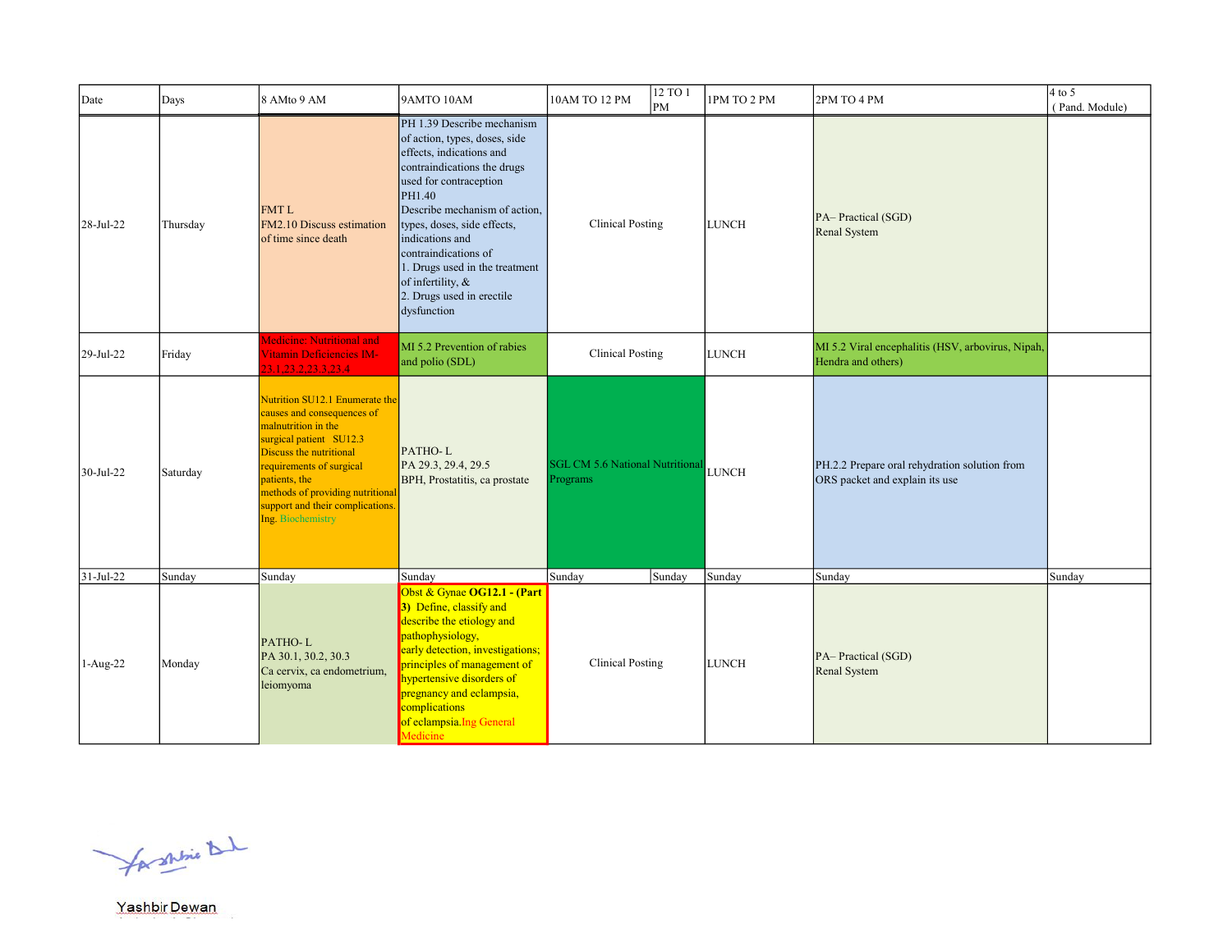| Date | Days | 8 AMto 9 AM | 9AMTO 10AM | 10AM TO 12 PM | 12 TO 1 PM | 1PM TO 2 PM | 2PM TO 4 PM | 4 to 5 ( Pand. Module) |
|---|---|---|---|---|---|---|---|---|
| 28-Jul-22 | Thursday | FMT L FM2.10 Discuss estimation of time since death | PH 1.39 Describe mechanism of action, types, doses, side effects, indications and contraindications the drugs used for contraception PH1.40 Describe mechanism of action, types, doses, side effects, indications and contraindications of 1. Drugs used in the treatment of infertility, & 2. Drugs used in erectile dysfunction | Clinical Posting | | LUNCH | PA– Practical (SGD) Renal System | |
| 29-Jul-22 | Friday | Medicine: Nutritional and Vitamin Deficiencies IM-23.1,23.2,23.3,23.4 | MI 5.2 Prevention of rabies and polio (SDL) | Clinical Posting | | LUNCH | MI 5.2 Viral encephalitis (HSV, arbovirus, Nipah, Hendra and others) | |
| 30-Jul-22 | Saturday | Nutrition SU12.1 Enumerate the causes and consequences of malnutrition in the surgical patient SU12.3 Discuss the nutritional requirements of surgical patients, the methods of providing nutritional support and their complications. Ing. Biochemistry | PATHO- L PA 29.3, 29.4, 29.5 BPH, Prostatitis, ca prostate | SGL CM 5.6 National Nutritional Programs | | LUNCH | PH.2.2 Prepare oral rehydration solution from ORS packet and explain its use | |
| 31-Jul-22 | Sunday | Sunday | Sunday | Sunday | Sunday | Sunday | Sunday | Sunday |
| 1-Aug-22 | Monday | PATHO- L PA 30.1, 30.2, 30.3 Ca cervix, ca endometrium, leiomyoma | Obst & Gynae **OG12.1 - (Part 3)** Define, classify and describe the etiology and pathophysiology, early detection, investigations; principles of management of hypertensive disorders of pregnancy and eclampsia, complications of eclampsia.Ing General Medicine | Clinical Posting | | LUNCH | PA– Practical (SGD) Renal System | |

Yashbir Dewan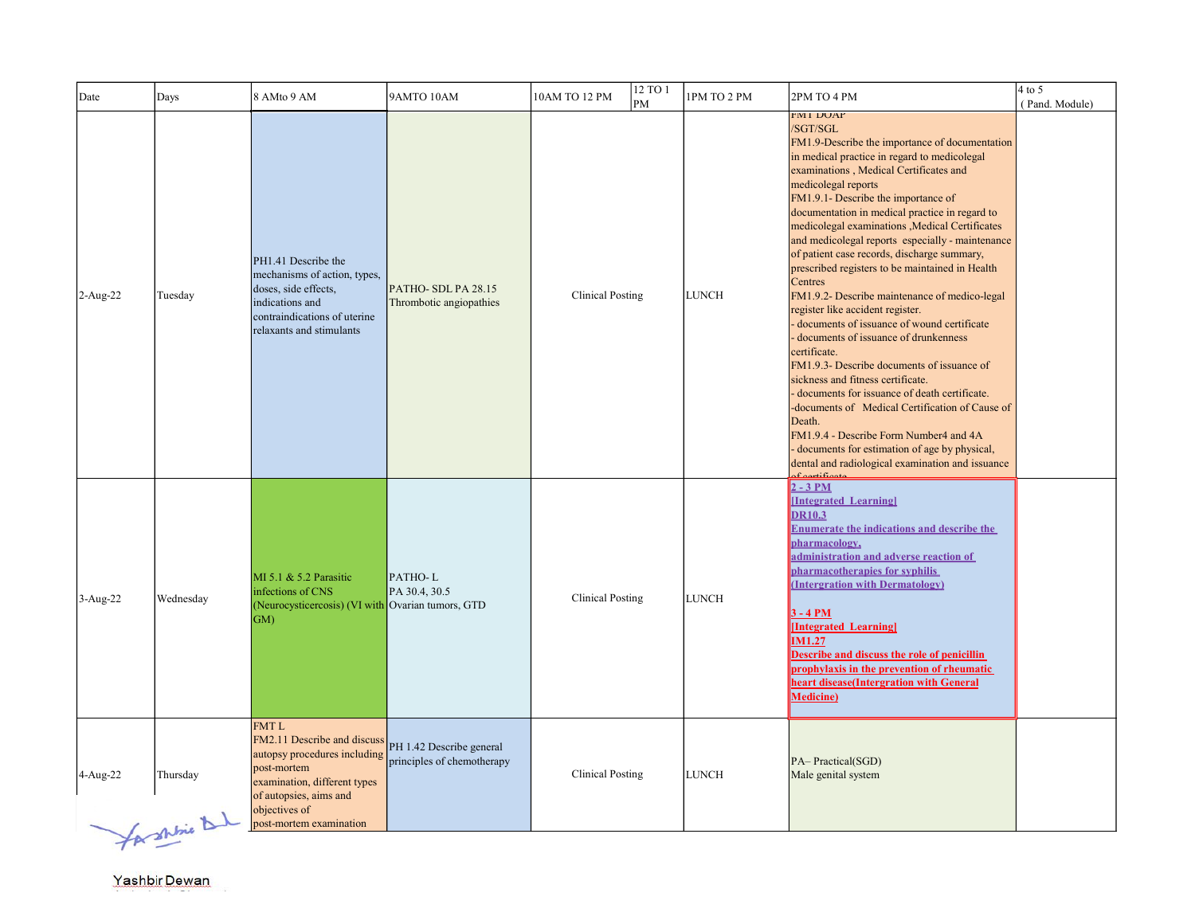| Date | Days | 8 AMto 9 AM | 9AMTO 10AM | 10AM TO 12 PM | 12 TO 1 PM | 1PM TO 2 PM | 2PM TO 4 PM | 4 to 5 ( Pand. Module) |
|---|---|---|---|---|---|---|---|---|
| 2-Aug-22 | Tuesday | PH1.41 Describe the mechanisms of action, types, doses, side effects, indications and contraindications of uterine relaxants and stimulants | PATHO- SDL PA 28.15 Thrombotic angiopathies | Clinical Posting | | LUNCH | FMT DOAP /SGT/SGL FM1.9-Describe the importance of documentation in medical practice in regard to medicolegal examinations , Medical Certificates and medicolegal reports FM1.9.1- Describe the importance of documentation in medical practice in regard to medicolegal examinations ,Medical Certificates and medicolegal reports especially - maintenance of patient case records, discharge summary, prescribed registers to be maintained in Health Centres FM1.9.2- Describe maintenance of medico-legal register like accident register. - documents of issuance of wound certificate - documents of issuance of drunkenness certificate. FM1.9.3- Describe documents of issuance of sickness and fitness certificate. - documents for issuance of death certificate. -documents of Medical Certification of Cause of Death. FM1.9.4 - Describe Form Number4 and 4A - documents for estimation of age by physical, dental and radiological examination and issuance of certificate | |
| 3-Aug-22 | Wednesday | MI 5.1 & 5.2 Parasitic infections of CNS (Neurocysticercosis) (VI with GM) | PATHO- L PA 30.4, 30.5 Ovarian tumors, GTD | Clinical Posting | | LUNCH | **2 - 3 PM [Integrated Learning] DR10.3 Enumerate the indications and describe the pharmacology, administration and adverse reaction of pharmacotherapies for syphilis (Intergration with Dermatology)** **3 - 4 PM [Integrated Learning] IM1.27 Describe and discuss the role of penicillin prophylaxis in the prevention of rheumatic heart disease(Intergration with General Medicine)** | |
| 4-Aug-22 | Thursday | FMT L FM2.11 Describe and discuss autopsy procedures including post-mortem examination, different types of autopsies, aims and objectives of post-mortem examination | PH 1.42 Describe general principles of chemotherapy | Clinical Posting | | LUNCH | PA– Practical(SGD) Male genital system | |

Yashbir Dewan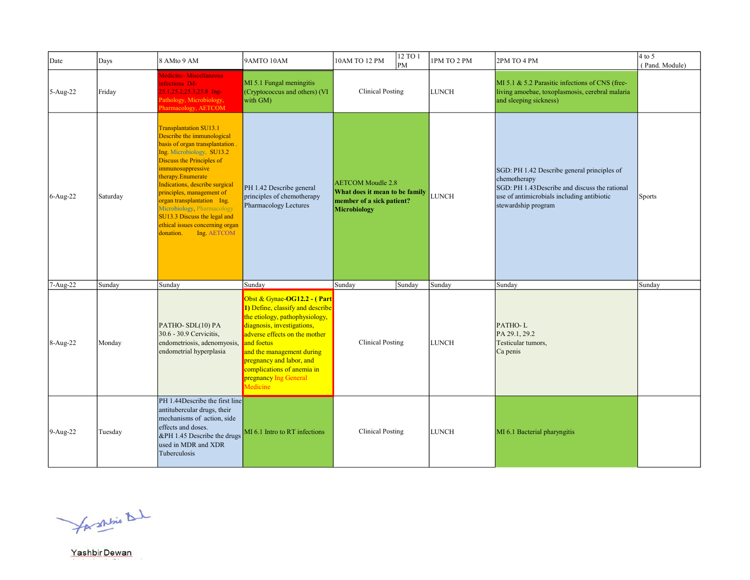| Date | Days | 8 AMto 9 AM | 9AMTO 10AM | 10AM TO 12 PM | 12 TO 1 PM | 1PM TO 2 PM | 2PM TO 4 PM | 4 to 5 ( Pand. Module) |
|---|---|---|---|---|---|---|---|---|
| 5-Aug-22 | Friday | Medicine- Miscellaneous infections IM-25.1,25.2,25.3,25.8 Ing- Pathology, Microbiology, Pharmacology, AETCOM | MI 5.1 Fungal meningitis (Cryptococcus and others) (VI with GM) | Clinical Posting | | LUNCH | MI 5.1 & 5.2 Parasitic infections of CNS (free-living amoebae, toxoplasmosis, cerebral malaria and sleeping sickness) | |
| 6-Aug-22 | Saturday | Transplantation SU13.1 Describe the immunological basis of organ transplantation . Ing. Microbiology, SU13.2 Discuss the Principles of immunosuppressive therapy.Enumerate Indications, describe surgical principles, management of organ transplantation Ing. Microbiology, Pharmacology SU13.3 Discuss the legal and ethical issues concerning organ donation. Ing. AETCOM | PH 1.42 Describe general principles of chemotherapy Pharmacology Lectures | AETCOM Moudle 2.8 **What does it mean to be family member of a sick patient? Microbiology** | | LUNCH | SGD: PH 1.42 Describe general principles of chemotherapy SGD: PH 1.43Describe and discuss the rational use of antimicrobials including antibiotic stewardship program | Sports |
| 7-Aug-22 | Sunday | Sunday | Sunday | Sunday | Sunday | Sunday | Sunday | Sunday |
| 8-Aug-22 | Monday | PATHO- SDL(10) PA 30.6 - 30.9 Cervicitis, endometriosis, adenomyosis, endometrial hyperplasia | Obst & Gynae-**OG12.2 - ( Part 1)** Define, classify and describe the etiology, pathophysiology, diagnosis, investigations, adverse effects on the mother and foetus and the management during pregnancy and labor, and complications of anemia in pregnancy Ing General Medicine | Clinical Posting | | LUNCH | PATHO- L PA 29.1, 29.2 Testicular tumors, Ca penis | |
| 9-Aug-22 | Tuesday | PH 1.44Describe the first line antitubercular drugs, their mechanisms of action, side effects and doses. &PH 1.45 Describe the drugs used in MDR and XDR Tuberculosis | MI 6.1 Intro to RT infections | Clinical Posting | | LUNCH | MI 6.1 Bacterial pharyngitis | |

Yashbir Dewan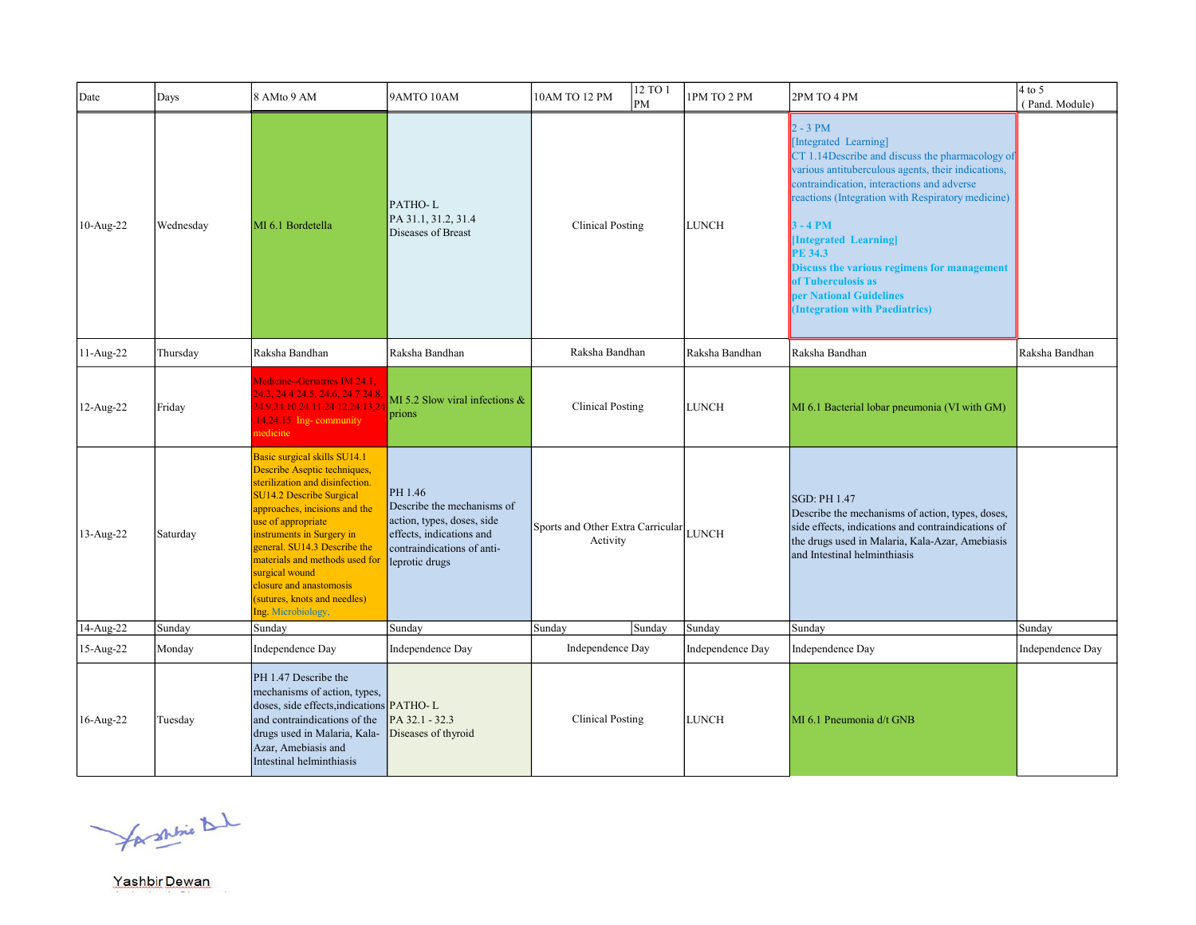| Date | Days | 8 AMto 9 AM | 9AMTO 10AM | 10AM TO 12 PM | 12 TO 1 PM | 1PM TO 2 PM | 2PM TO 4 PM | 4 to 5 ( Pand. Module) |
|---|---|---|---|---|---|---|---|---|
| 10-Aug-22 | Wednesday | MI 6.1 Bordetella | PATHO- L PA 31.1, 31.2, 31.4 Diseases of Breast | Clinical Posting | | LUNCH | 2 - 3 PM [Integrated Learning] CT 1.14Describe and discuss the pharmacology of various antituberculous agents, their indications, contraindication, interactions and adverse reactions (Integration with Respiratory medicine) **3 - 4 PM [Integrated Learning] PE 34.3 Discuss the various regimens for management of Tuberculosis as per National Guidelines (Integration with Paediatrics)** | |
| 11-Aug-22 | Thursday | Raksha Bandhan | Raksha Bandhan | Raksha Bandhan | | Raksha Bandhan | Raksha Bandhan | Raksha Bandhan |
| 12-Aug-22 | Friday | Medicine--Geriatrics IM 24.1, 24.3, 24.4 24.5, 24.6, 24.7 24.8, 24.9,24.10,24.11,24.12,24.13,24.14,24.15 Ing- community medicine | MI 5.2 Slow viral infections & prions | Clinical Posting | | LUNCH | MI 6.1 Bacterial lobar pneumonia (VI with GM) | |
| 13-Aug-22 | Saturday | Basic surgical skills SU14.1 Describe Aseptic techniques, sterilization and disinfection. SU14.2 Describe Surgical approaches, incisions and the use of appropriate instruments in Surgery in general. SU14.3 Describe the materials and methods used for surgical wound closure and anastomosis (sutures, knots and needles) Ing. Microbiology. | PH 1.46 Describe the mechanisms of action, types, doses, side effects, indications and contraindications of anti-leprotic drugs | Sports and Other Extra Carricular Activity | | LUNCH | SGD: PH 1.47 Describe the mechanisms of action, types, doses, side effects, indications and contraindications of the drugs used in Malaria, Kala-Azar, Amebiasis and Intestinal helminthiasis | |
| 14-Aug-22 | Sunday | Sunday | Sunday | Sunday | Sunday | Sunday | Sunday | Sunday |
| 15-Aug-22 | Monday | Independence Day | Independence Day | Independence Day | | Independence Day | Independence Day | Independence Day |
| 16-Aug-22 | Tuesday | PH 1.47 Describe the mechanisms of action, types, doses, side effects,indications and contraindications of the drugs used in Malaria, Kala-Azar, Amebiasis and Intestinal helminthiasis | PATHO- L PA 32.1 - 32.3 Diseases of thyroid | Clinical Posting | | LUNCH | MI 6.1 Pneumonia d/t GNB | |

Yashbir Dewan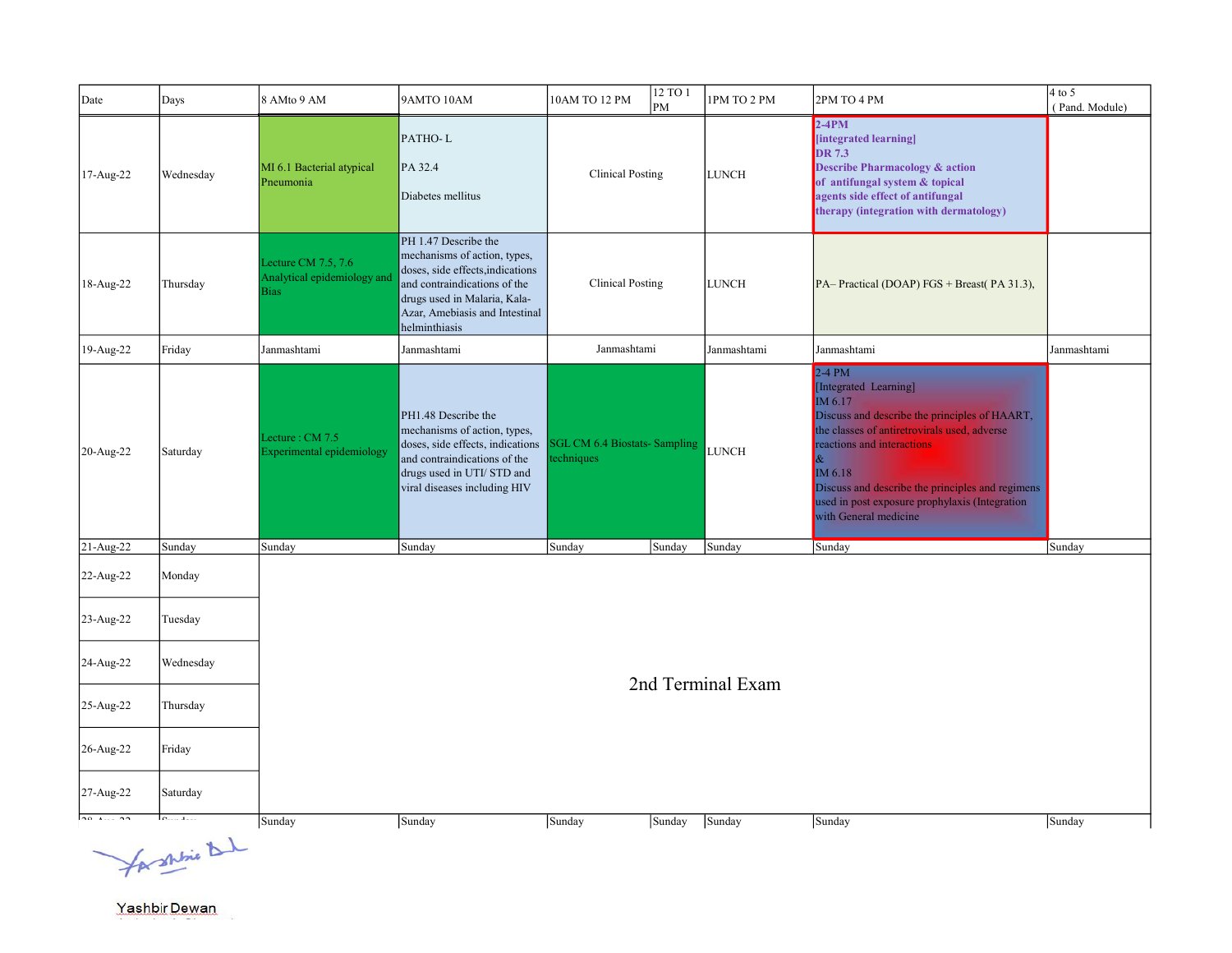| Date | Days | 8 AMto 9 AM | 9AMTO 10AM | 10AM TO 12 PM | 12 TO 1 PM | 1PM TO 2 PM | 2PM TO 4 PM | 4 to 5 ( Pand. Module) |
|---|---|---|---|---|---|---|---|---|
| 17-Aug-22 | Wednesday | MI 6.1 Bacterial atypical Pneumonia | PATHO- L<br>PA 32.4<br>Diabetes mellitus | Clinical Posting | | LUNCH | **2-4PM [integrated learning] DR 7.3 Describe Pharmacology & action of antifungal system & topical agents side effect of antifungal therapy (integration with dermatology)** | |
| 18-Aug-22 | Thursday | Lecture CM 7.5, 7.6 Analytical epidemiology and Bias | PH 1.47 Describe the mechanisms of action, types, doses, side effects,indications and contraindications of the drugs used in Malaria, Kala-Azar, Amebiasis and Intestinal helminthiasis | Clinical Posting | | LUNCH | PA– Practical (DOAP) FGS + Breast( PA 31.3), | |
| 19-Aug-22 | Friday | Janmashtami | Janmashtami | Janmashtami | | Janmashtami | Janmashtami | Janmashtami |
| 20-Aug-22 | Saturday | Lecture : CM 7.5 Experimental epidemiology | PH1.48 Describe the mechanisms of action, types, doses, side effects, indications and contraindications of the drugs used in UTI/ STD and viral diseases including HIV | SGL CM 6.4 Biostats- Sampling techniques | | LUNCH | 2-4 PM [Integrated Learning] IM 6.17 Discuss and describe the principles of HAART, the classes of antiretrovirals used, adverse reactions and interactions & IM 6.18 Discuss and describe the principles and regimens used in post exposure prophylaxis (Integration with General medicine | |
| 21-Aug-22 | Sunday | Sunday | Sunday | Sunday | Sunday | Sunday | Sunday | Sunday |
| 22-Aug-22 | Monday | 2nd Terminal Exam | | | | | | |
| 23-Aug-22 | Tuesday | 2nd Terminal Exam | | | | | | |
| 24-Aug-22 | Wednesday | 2nd Terminal Exam | | | | | | |
| 25-Aug-22 | Thursday | 2nd Terminal Exam | | | | | | |
| 26-Aug-22 | Friday | 2nd Terminal Exam | | | | | | |
| 27-Aug-22 | Saturday | 2nd Terminal Exam | | | | | | |
| 28-Aug-22 | Sunday | Sunday | Sunday | Sunday | Sunday | Sunday | Sunday | Sunday |

Yashbir Dewan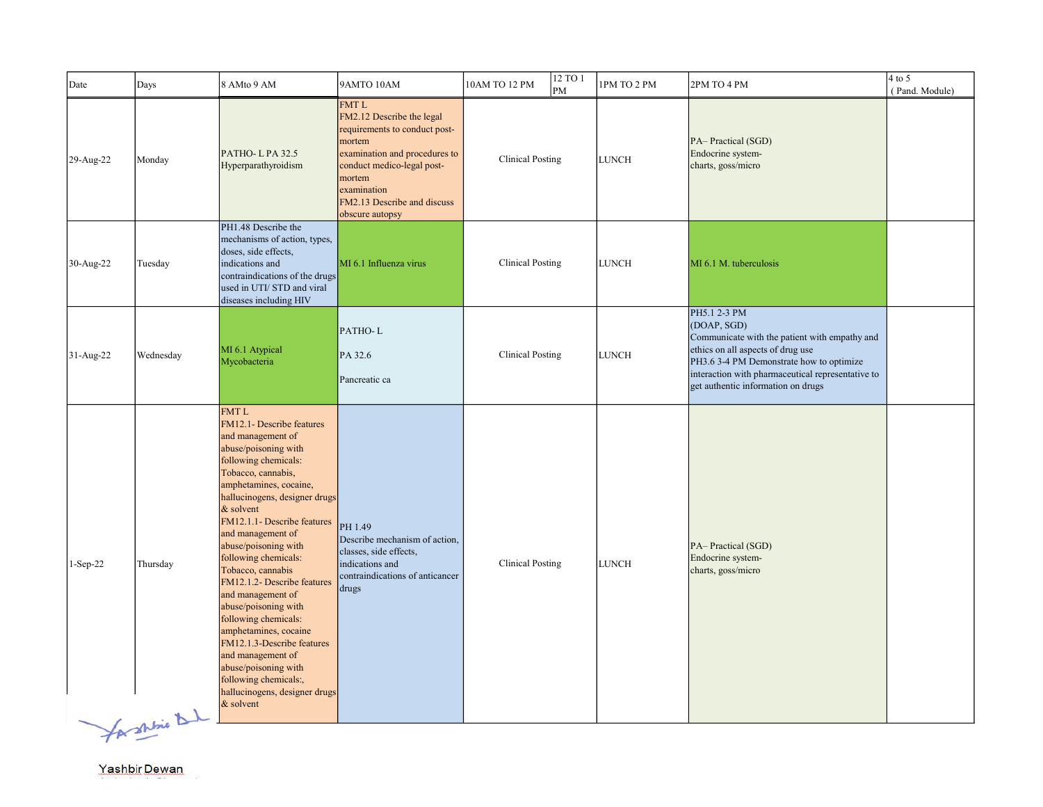| Date | Days | 8 AMto 9 AM | 9AMTO 10AM | 10AM TO 12 PM | 12 TO 1 PM | 1PM TO 2 PM | 2PM TO 4 PM | 4 to 5 ( Pand. Module) |
|---|---|---|---|---|---|---|---|---|
| 29-Aug-22 | Monday | PATHO- L PA 32.5 Hyperparathyroidism | FMT L FM2.12 Describe the legal requirements to conduct post-mortem examination and procedures to conduct medico-legal post-mortem examination FM2.13 Describe and discuss obscure autopsy | Clinical Posting | | LUNCH | PA– Practical (SGD) Endocrine system- charts, goss/micro | |
| 30-Aug-22 | Tuesday | PH1.48 Describe the mechanisms of action, types, doses, side effects, indications and contraindications of the drugs used in UTI/ STD and viral diseases including HIV | MI 6.1 Influenza virus | Clinical Posting | | LUNCH | MI 6.1 M. tuberculosis | |
| 31-Aug-22 | Wednesday | MI 6.1 Atypical Mycobacteria | PATHO- L PA 32.6 Pancreatic ca | Clinical Posting | | LUNCH | PH5.1 2-3 PM (DOAP, SGD) Communicate with the patient with empathy and ethics on all aspects of drug use PH3.6 3-4 PM Demonstrate how to optimize interaction with pharmaceutical representative to get authentic information on drugs | |
| 1-Sep-22 | Thursday | FMT L FM12.1- Describe features and management of abuse/poisoning with following chemicals: Tobacco, cannabis, amphetamines, cocaine, hallucinogens, designer drugs & solvent FM12.1.1- Describe features and management of abuse/poisoning with following chemicals: Tobacco, cannabis FM12.1.2- Describe features and management of abuse/poisoning with following chemicals: amphetamines, cocaine FM12.1.3-Describe features and management of abuse/poisoning with following chemicals:, hallucinogens, designer drugs & solvent | PH 1.49 Describe mechanism of action, classes, side effects, indications and contraindications of anticancer drugs | Clinical Posting | | LUNCH | PA– Practical (SGD) Endocrine system- charts, goss/micro | |

Yashbir Dewan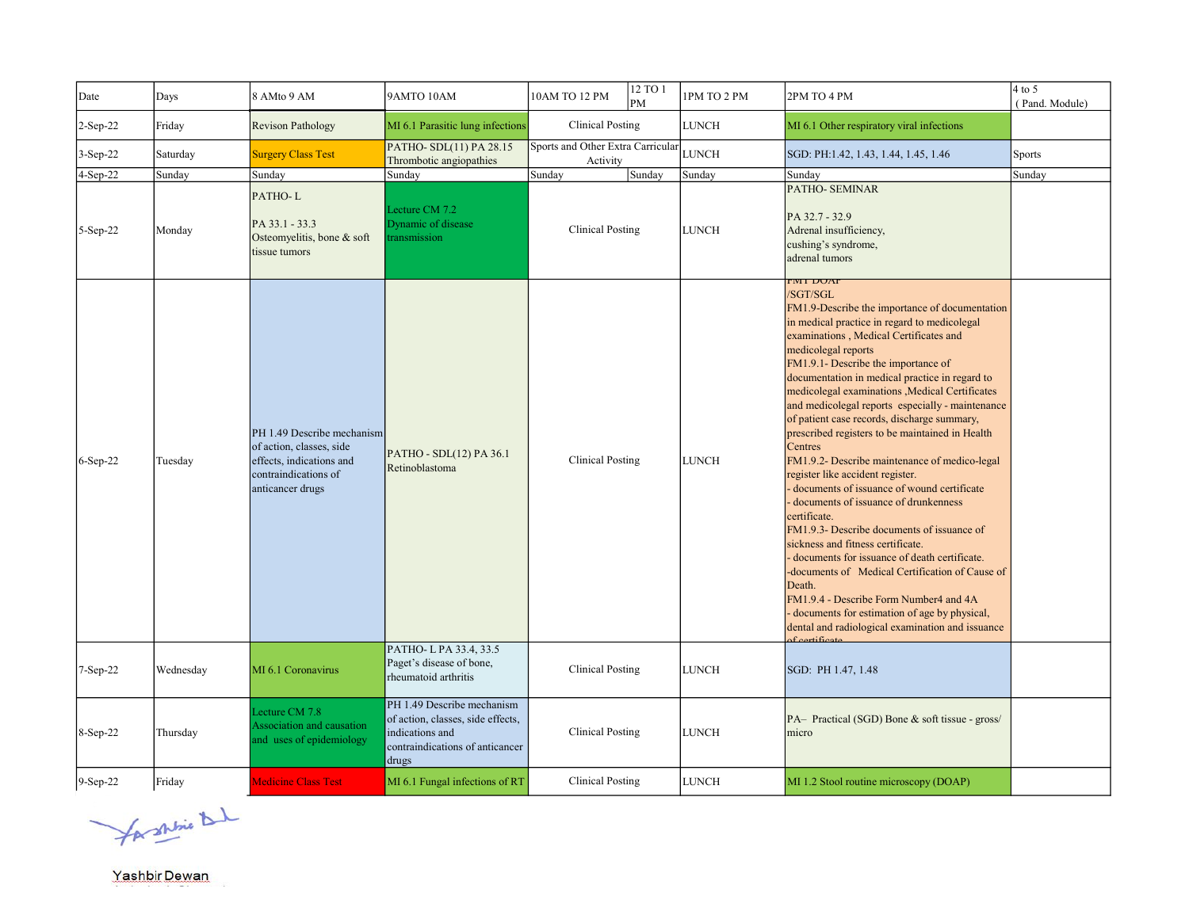| Date | Days | 8 AMto 9 AM | 9AMTO 10AM | 10AM TO 12 PM | 12 TO 1 PM | 1PM TO 2 PM | 2PM TO 4 PM | 4 to 5 ( Pand. Module) |
|---|---|---|---|---|---|---|---|---|
| 2-Sep-22 | Friday | Revison Pathology | MI 6.1 Parasitic lung infections | Clinical Posting | | LUNCH | MI 6.1 Other respiratory viral infections | |
| 3-Sep-22 | Saturday | Surgery Class Test | PATHO- SDL(11) PA 28.15 Thrombotic angiopathies | Sports and Other Extra Carricular Activity | | LUNCH | SGD: PH:1.42, 1.43, 1.44, 1.45, 1.46 | Sports |
| 4-Sep-22 | Sunday | Sunday | Sunday | Sunday | Sunday | Sunday | Sunday | Sunday |
| 5-Sep-22 | Monday | PATHO- L<br><br>PA 33.1 - 33.3<br>Osteomyelitis, bone & soft tissue tumors | Lecture CM 7.2<br>Dynamic of disease transmission | Clinical Posting | | LUNCH | PATHO- SEMINAR<br><br>PA 32.7 - 32.9<br>Adrenal insufficiency,<br>cushing's syndrome,<br>adrenal tumors | |
| 6-Sep-22 | Tuesday | PH 1.49 Describe mechanism of action, classes, side effects, indications and contraindications of anticancer drugs | PATHO - SDL(12) PA 36.1 Retinoblastoma | Clinical Posting | | LUNCH | FMT DOAP<br>/SGT/SGL<br>FM1.9-Describe the importance of documentation in medical practice in regard to medicolegal examinations , Medical Certificates and medicolegal reports<br>FM1.9.1- Describe the importance of documentation in medical practice in regard to medicolegal examinations ,Medical Certificates and medicolegal reports especially - maintenance of patient case records, discharge summary, prescribed registers to be maintained in Health Centres<br>FM1.9.2- Describe maintenance of medico-legal register like accident register.<br>- documents of issuance of wound certificate<br>- documents of issuance of drunkenness certificate.<br>FM1.9.3- Describe documents of issuance of sickness and fitness certificate.<br>- documents for issuance of death certificate.<br>-documents of Medical Certification of Cause of Death.<br>FM1.9.4 - Describe Form Number4 and 4A<br>- documents for estimation of age by physical, dental and radiological examination and issuance of certificate. | |
| 7-Sep-22 | Wednesday | MI 6.1 Coronavirus | PATHO- L PA 33.4, 33.5<br>Paget's disease of bone, rheumatoid arthritis | Clinical Posting | | LUNCH | SGD: PH 1.47, 1.48 | |
| 8-Sep-22 | Thursday | Lecture CM 7.8<br>Association and causation and uses of epidemiology | PH 1.49 Describe mechanism of action, classes, side effects, indications and contraindications of anticancer drugs | Clinical Posting | | LUNCH | PA– Practical (SGD) Bone & soft tissue - gross/ micro | |
| 9-Sep-22 | Friday | Medicine Class Test | MI 6.1 Fungal infections of RT | Clinical Posting | | LUNCH | MI 1.2 Stool routine microscopy (DOAP) | |

Yashbir Dewan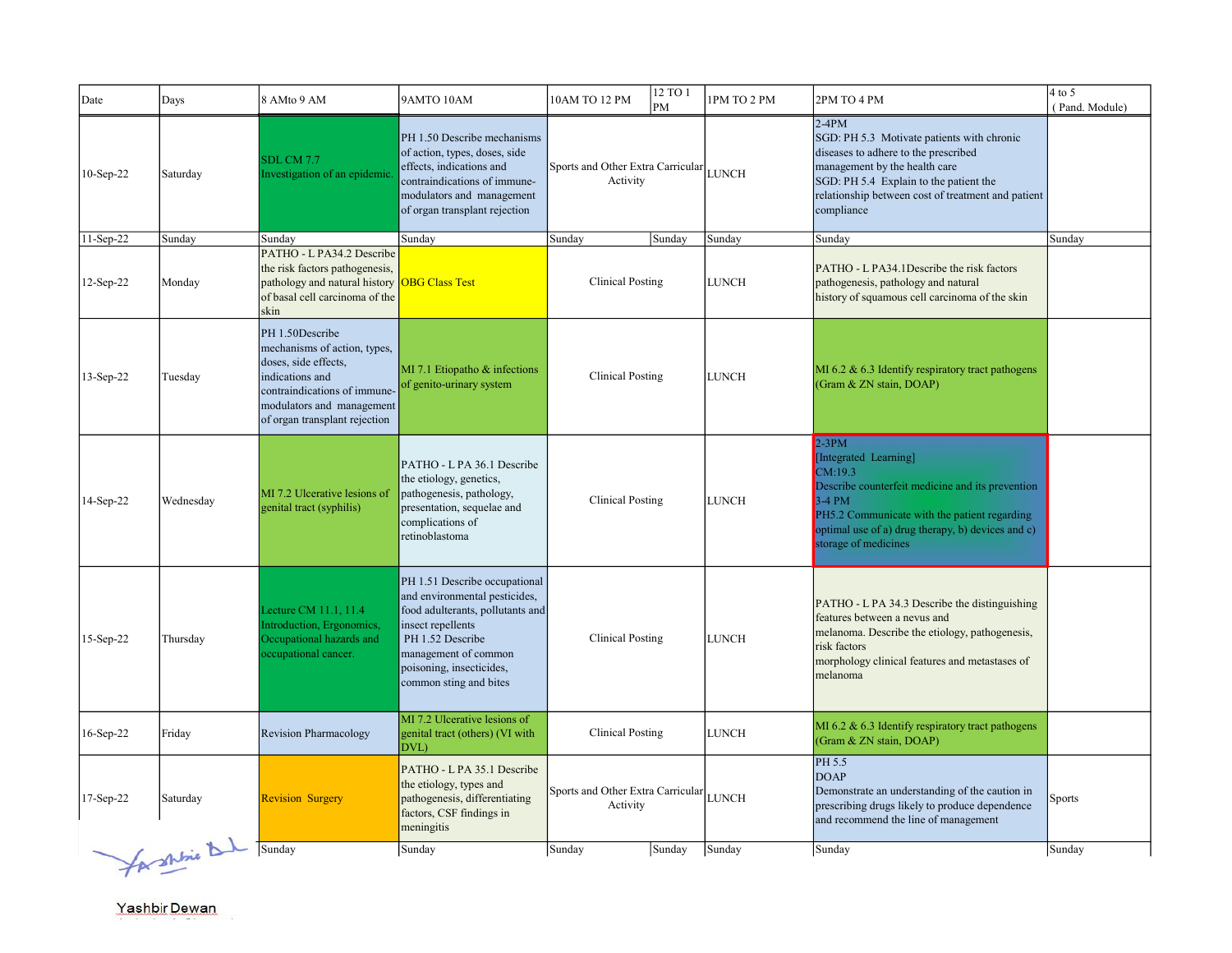| Date | Days | 8 AMto 9 AM | 9AMTO 10AM | 10AM TO 12 PM | 12 TO 1 PM | 1PM TO 2 PM | 2PM TO 4 PM | 4 to 5 ( Pand. Module) |
|---|---|---|---|---|---|---|---|---|
| 10-Sep-22 | Saturday | SDL CM 7.7 Investigation of an epidemic. | PH 1.50 Describe mechanisms of action, types, doses, side effects, indications and contraindications of immune-modulators and management of organ transplant rejection | Sports and Other Extra Carricular Activity | | LUNCH | 2-4PM SGD: PH 5.3 Motivate patients with chronic diseases to adhere to the prescribed management by the health care SGD: PH 5.4 Explain to the patient the relationship between cost of treatment and patient compliance | |
| 11-Sep-22 | Sunday | Sunday | Sunday | Sunday | Sunday | Sunday | Sunday | Sunday |
| 12-Sep-22 | Monday | PATHO - L PA34.2 Describe the risk factors pathogenesis, pathology and natural history of basal cell carcinoma of the skin | OBG Class Test | Clinical Posting | | LUNCH | PATHO - L PA34.1Describe the risk factors pathogenesis, pathology and natural history of squamous cell carcinoma of the skin | |
| 13-Sep-22 | Tuesday | PH 1.50Describe mechanisms of action, types, doses, side effects, indications and contraindications of immune-modulators and management of organ transplant rejection | MI 7.1 Etiopatho & infections of genito-urinary system | Clinical Posting | | LUNCH | MI 6.2 & 6.3 Identify respiratory tract pathogens (Gram & ZN stain, DOAP) | |
| 14-Sep-22 | Wednesday | MI 7.2 Ulcerative lesions of genital tract (syphilis) | PATHO - L PA 36.1 Describe the etiology, genetics, pathogenesis, pathology, presentation, sequelae and complications of retinoblastoma | Clinical Posting | | LUNCH | 2-3PM [Integrated Learning] CM:19.3 Describe counterfeit medicine and its prevention 3-4 PM PH5.2 Communicate with the patient regarding optimal use of a) drug therapy, b) devices and c) storage of medicines | |
| 15-Sep-22 | Thursday | Lecture CM 11.1, 11.4 Introduction, Ergonomics, Occupational hazards and occupational cancer. | PH 1.51 Describe occupational and environmental pesticides, food adulterants, pollutants and insect repellents PH 1.52 Describe management of common poisoning, insecticides, common sting and bites | Clinical Posting | | LUNCH | PATHO - L PA 34.3 Describe the distinguishing features between a nevus and melanoma. Describe the etiology, pathogenesis, risk factors morphology clinical features and metastases of melanoma | |
| 16-Sep-22 | Friday | Revision Pharmacology | MI 7.2 Ulcerative lesions of genital tract (others) (VI with DVL) | Clinical Posting | | LUNCH | MI 6.2 & 6.3 Identify respiratory tract pathogens (Gram & ZN stain, DOAP) | |
| 17-Sep-22 | Saturday | Revision Surgery | PATHO - L PA 35.1 Describe the etiology, types and pathogenesis, differentiating factors, CSF findings in meningitis | Sports and Other Extra Carricular Activity | | LUNCH | PH 5.5 DOAP Demonstrate an understanding of the caution in prescribing drugs likely to produce dependence and recommend the line of management | Sports |
| | | Sunday | Sunday | Sunday | Sunday | Sunday | Sunday | Sunday |

Yashbir Dewan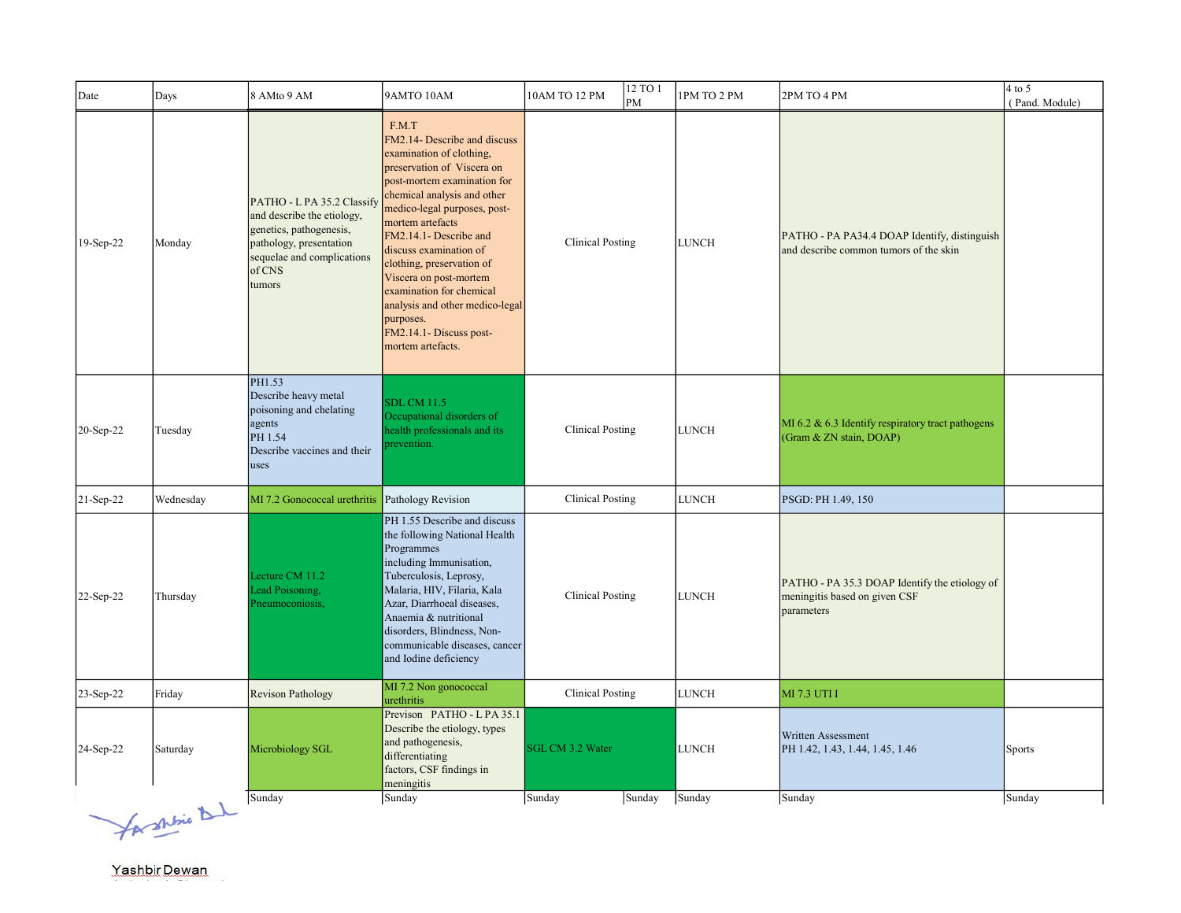| Date | Days | 8 AMto 9 AM | 9AMTO 10AM | 10AM TO 12 PM | 12 TO 1 PM | 1PM TO 2 PM | 2PM TO 4 PM | 4 to 5 ( Pand. Module) |
|---|---|---|---|---|---|---|---|---|
| 19-Sep-22 | Monday | PATHO - L PA 35.2 Classify and describe the etiology, genetics, pathogenesis, pathology, presentation sequelae and complications of CNS tumors | F.M.T FM2.14- Describe and discuss examination of clothing, preservation of Viscera on post-mortem examination for chemical analysis and other medico-legal purposes, post-mortem artefacts FM2.14.1- Describe and discuss examination of clothing, preservation of Viscera on post-mortem examination for chemical analysis and other medico-legal purposes. FM2.14.1- Discuss post-mortem artefacts. | Clinical Posting | | LUNCH | PATHO - PA PA34.4 DOAP Identify, distinguish and describe common tumors of the skin | |
| 20-Sep-22 | Tuesday | PH1.53 Describe heavy metal poisoning and chelating agents PH 1.54 Describe vaccines and their uses | SDL CM 11.5 Occupational disorders of health professionals and its prevention. | Clinical Posting | | LUNCH | MI 6.2 & 6.3 Identify respiratory tract pathogens (Gram & ZN stain, DOAP) | |
| 21-Sep-22 | Wednesday | MI 7.2 Gonococcal urethritis | Pathology Revision | Clinical Posting | | LUNCH | PSGD: PH 1.49, 150 | |
| 22-Sep-22 | Thursday | Lecture CM 11.2 Lead Poisoning, Pneumoconiosis, | PH 1.55 Describe and discuss the following National Health Programmes including Immunisation, Tuberculosis, Leprosy, Malaria, HIV, Filaria, Kala Azar, Diarrhoeal diseases, Anaemia & nutritional disorders, Blindness, Non-communicable diseases, cancer and Iodine deficiency | Clinical Posting | | LUNCH | PATHO - PA 35.3 DOAP Identify the etiology of meningitis based on given CSF parameters | |
| 23-Sep-22 | Friday | Revison Pathology | MI 7.2 Non gonococcal urethritis | Clinical Posting | | LUNCH | MI 7.3 UTI I | |
| 24-Sep-22 | Saturday | Microbiology SGL | Previson PATHO - L PA 35.1 Describe the etiology, types and pathogenesis, differentiating factors, CSF findings in meningitis | SGL CM 3.2 Water | | LUNCH | Written Assessment PH 1.42, 1.43, 1.44, 1.45, 1.46 | Sports |
| | | Sunday | Sunday | Sunday | Sunday | Sunday | Sunday | Sunday |

Yashbir Dewan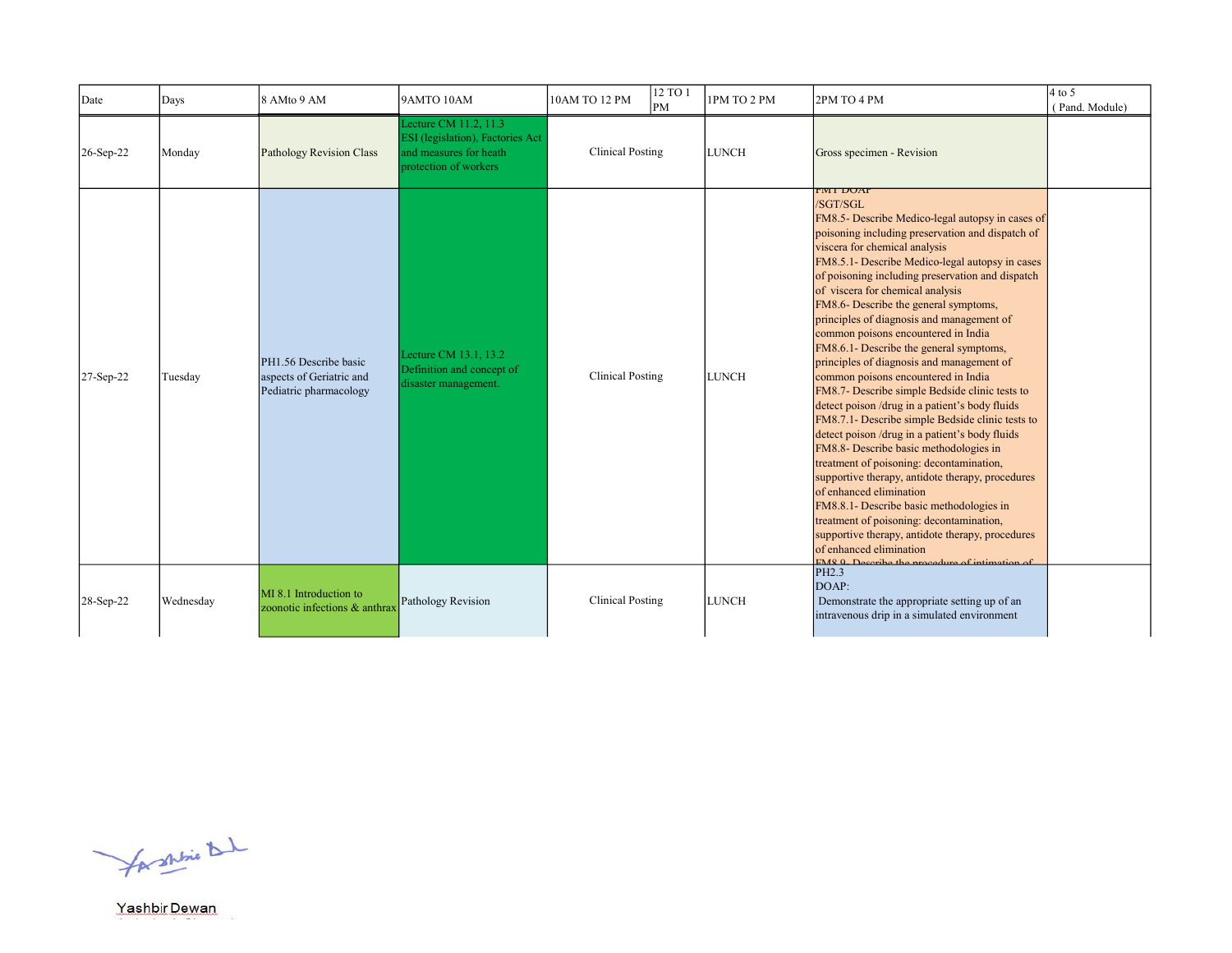| Date | Days | 8 AMto 9 AM | 9AMTO 10AM | 10AM TO 12 PM | 12 TO 1 PM | 1PM TO 2 PM | 2PM TO 4 PM | 4 to 5 ( Pand. Module) |
|---|---|---|---|---|---|---|---|---|
| 26-Sep-22 | Monday | Pathology Revision Class | Lecture CM 11.2, 11.3 ESI (legislation), Factories Act and measures for heath protection of workers | Clinical Posting | | LUNCH | Gross specimen - Revision | |
| 27-Sep-22 | Tuesday | PH1.56 Describe basic aspects of Geriatric and Pediatric pharmacology | Lecture CM 13.1, 13.2 Definition and concept of disaster management. | Clinical Posting | | LUNCH | FMT DOAP /SGT/SGL FM8.5- Describe Medico-legal autopsy in cases of poisoning including preservation and dispatch of viscera for chemical analysis FM8.5.1- Describe Medico-legal autopsy in cases of poisoning including preservation and dispatch of viscera for chemical analysis FM8.6- Describe the general symptoms, principles of diagnosis and management of common poisons encountered in India FM8.6.1- Describe the general symptoms, principles of diagnosis and management of common poisons encountered in India FM8.7- Describe simple Bedside clinic tests to detect poison /drug in a patient's body fluids FM8.7.1- Describe simple Bedside clinic tests to detect poison /drug in a patient's body fluids FM8.8- Describe basic methodologies in treatment of poisoning: decontamination, supportive therapy, antidote therapy, procedures of enhanced elimination FM8.8.1- Describe basic methodologies in treatment of poisoning: decontamination, supportive therapy, antidote therapy, procedures of enhanced elimination FM8.9- Describe the procedure of intimation of | |
| 28-Sep-22 | Wednesday | MI 8.1 Introduction to zoonotic infections & anthrax | Pathology Revision | Clinical Posting | | LUNCH | PH2.3 DOAP: Demonstrate the appropriate setting up of an intravenous drip in a simulated environment | |

Yashbir Dewan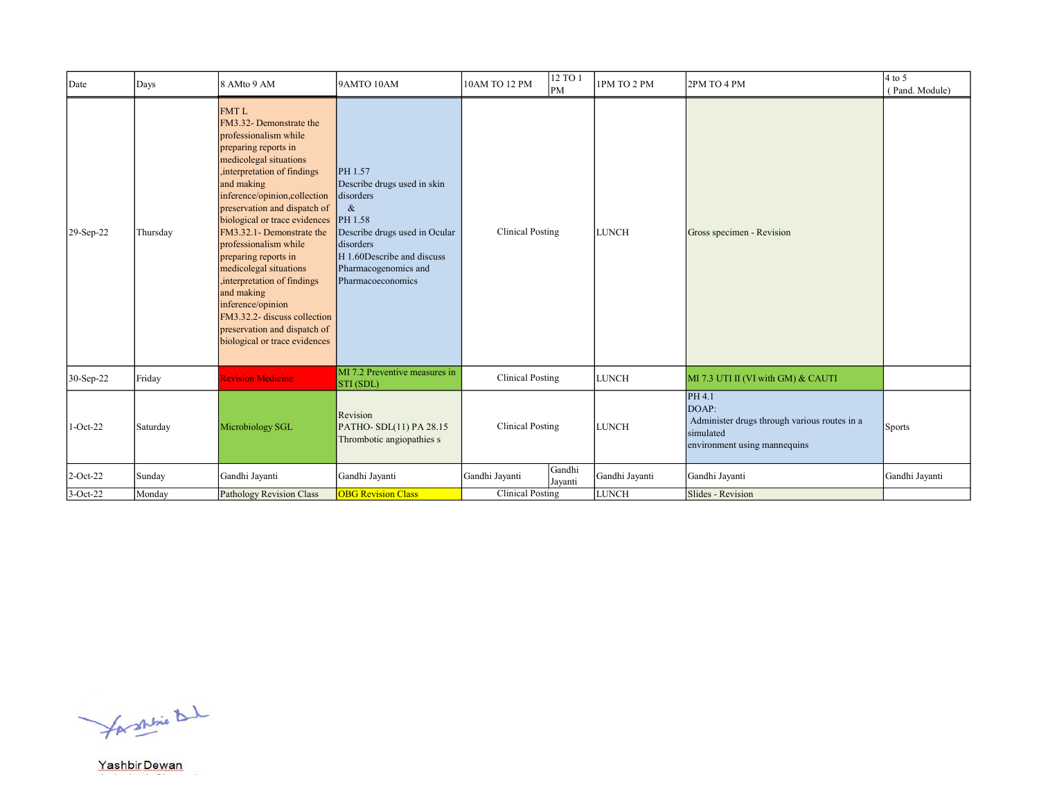| Date | Days | 8 AMto 9 AM | 9AMTO 10AM | 10AM TO 12 PM | 12 TO 1 PM | 1PM TO 2 PM | 2PM TO 4 PM | 4 to 5 ( Pand. Module) |
|---|---|---|---|---|---|---|---|---|
| 29-Sep-22 | Thursday | FMT L FM3.32- Demonstrate the professionalism while preparing reports in medicolegal situations ,interpretation of findings and making inference/opinion,collection preservation and dispatch of biological or trace evidences FM3.32.1- Demonstrate the professionalism while preparing reports in medicolegal situations ,interpretation of findings and making inference/opinion FM3.32.2- discuss collection preservation and dispatch of biological or trace evidences | PH 1.57 Describe drugs used in skin disorders & PH 1.58 Describe drugs used in Ocular disorders H 1.60Describe and discuss Pharmacogenomics and Pharmacoeconomics | Clinical Posting | | LUNCH | Gross specimen - Revision | |
| 30-Sep-22 | Friday | Revision Medicine | MI 7.2 Preventive measures in STI (SDL) | Clinical Posting | | LUNCH | MI 7.3 UTI II (VI with GM) & CAUTI | |
| 1-Oct-22 | Saturday | Microbiology SGL | Revision PATHO- SDL(11) PA 28.15 Thrombotic angiopathies s | Clinical Posting | | LUNCH | PH 4.1 DOAP: Administer drugs through various routes in a simulated environment using mannequins | Sports |
| 2-Oct-22 | Sunday | Gandhi Jayanti | Gandhi Jayanti | Gandhi Jayanti | Gandhi Jayanti | Gandhi Jayanti | Gandhi Jayanti | Gandhi Jayanti |
| 3-Oct-22 | Monday | Pathology Revision Class | OBG Revision Class | Clinical Posting | | LUNCH | Slides - Revision | |

Yashbir Dewan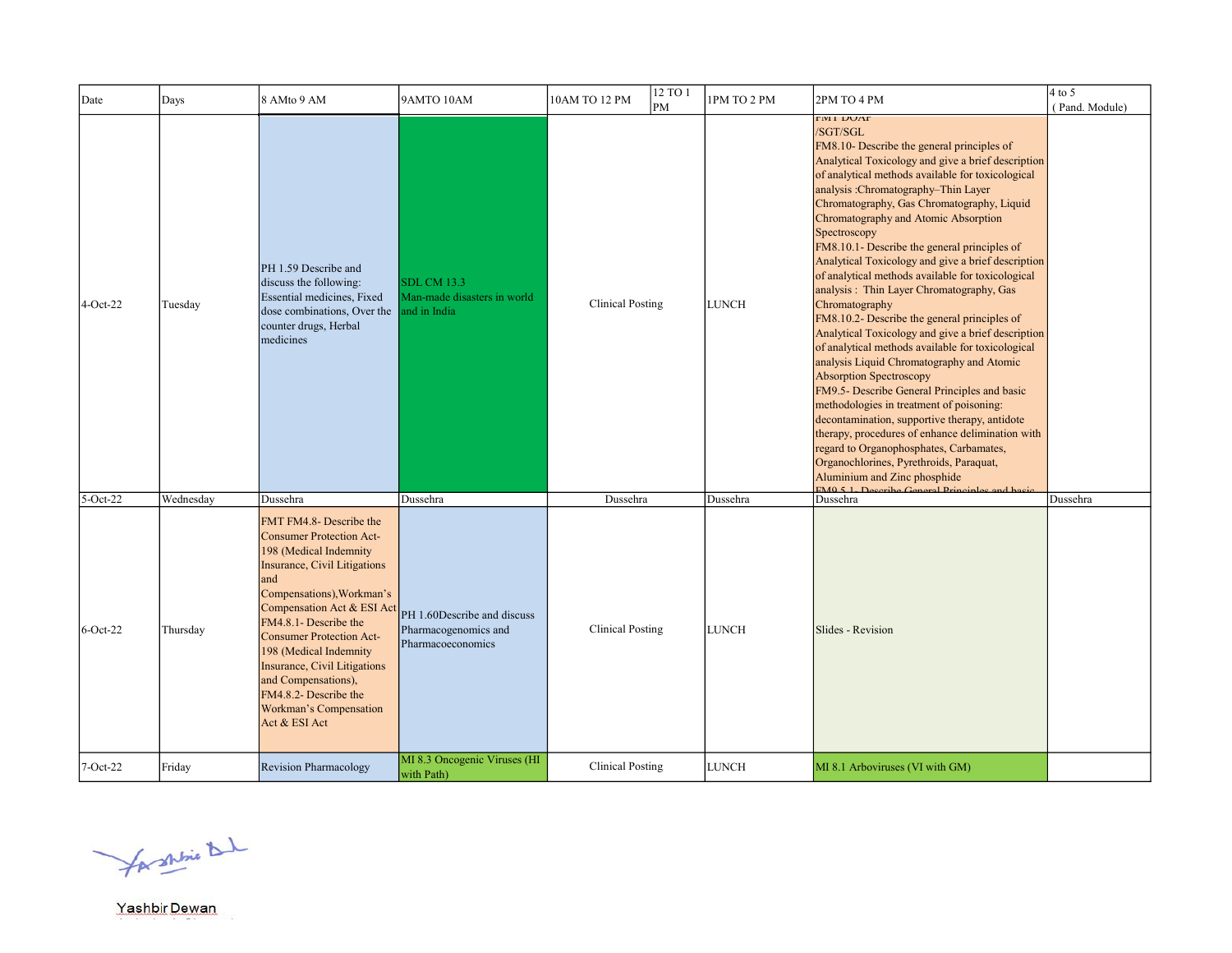| Date | Days | 8 AMto 9 AM | 9AMTO 10AM | 10AM TO 12 PM | 12 TO 1 PM | 1PM TO 2 PM | 2PM TO 4 PM | 4 to 5 ( Pand. Module) |
|---|---|---|---|---|---|---|---|---|
| 4-Oct-22 | Tuesday | PH 1.59 Describe and discuss the following: Essential medicines, Fixed dose combinations, Over the counter drugs, Herbal medicines | SDL CM 13.3 Man-made disasters in world and in India | Clinical Posting | | LUNCH | FMT DOAP /SGT/SGL FM8.10- Describe the general principles of Analytical Toxicology and give a brief description of analytical methods available for toxicological analysis :Chromatography–Thin Layer Chromatography, Gas Chromatography, Liquid Chromatography and Atomic Absorption Spectroscopy FM8.10.1- Describe the general principles of Analytical Toxicology and give a brief description of analytical methods available for toxicological analysis : Thin Layer Chromatography, Gas Chromatography FM8.10.2- Describe the general principles of Analytical Toxicology and give a brief description of analytical methods available for toxicological analysis Liquid Chromatography and Atomic Absorption Spectroscopy FM9.5- Describe General Principles and basic methodologies in treatment of poisoning: decontamination, supportive therapy, antidote therapy, procedures of enhance delimination with regard to Organophosphates, Carbamates, Organochlorines, Pyrethroids, Paraquat, Aluminium and Zinc phosphide FM9.5.1- Describe General Principles and basic | |
| 5-Oct-22 | Wednesday | Dussehra | Dussehra | Dussehra | | Dussehra | Dussehra | Dussehra |
| 6-Oct-22 | Thursday | FMT FM4.8- Describe the Consumer Protection Act-198 (Medical Indemnity Insurance, Civil Litigations and Compensations),Workman's Compensation Act & ESI Act FM4.8.1- Describe the Consumer Protection Act-198 (Medical Indemnity Insurance, Civil Litigations and Compensations), FM4.8.2- Describe the Workman's Compensation Act & ESI Act | PH 1.60Describe and discuss Pharmacogenomics and Pharmacoeconomics | Clinical Posting | | LUNCH | Slides - Revision | |
| 7-Oct-22 | Friday | Revision Pharmacology | MI 8.3 Oncogenic Viruses (HI with Path) | Clinical Posting | | LUNCH | MI 8.1 Arboviruses (VI with GM) | |

Yashbir Dewan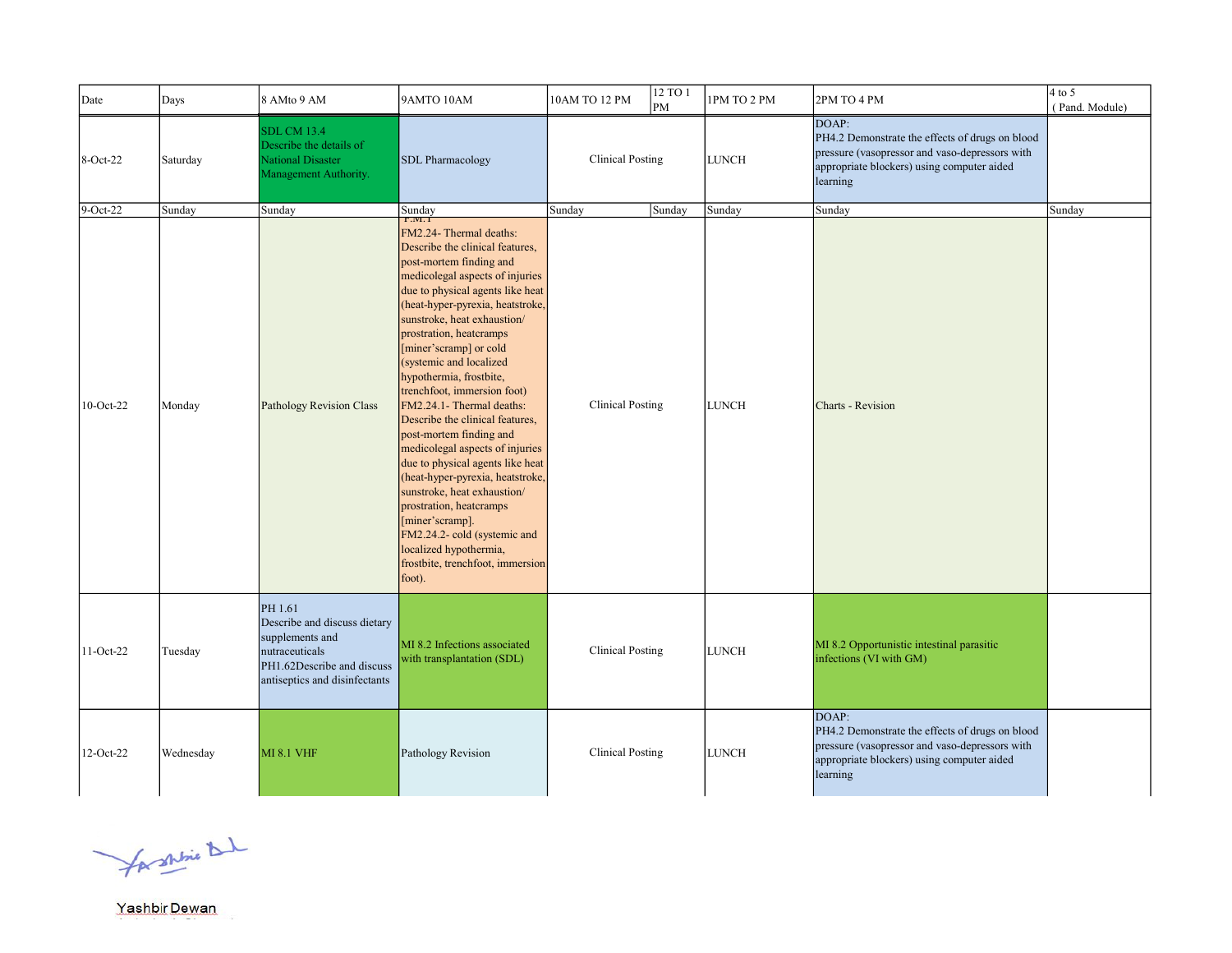| Date | Days | 8 AMto 9 AM | 9AMTO 10AM | 10AM TO 12 PM | 12 TO 1 PM | 1PM TO 2 PM | 2PM TO 4 PM | 4 to 5 ( Pand. Module) |
|---|---|---|---|---|---|---|---|---|
| 8-Oct-22 | Saturday | SDL CM 13.4 Describe the details of National Disaster Management Authority. | SDL Pharmacology | Clinical Posting | | LUNCH | DOAP: PH4.2 Demonstrate the effects of drugs on blood pressure (vasopressor and vaso-depressors with appropriate blockers) using computer aided learning | |
| 9-Oct-22 | Sunday | Sunday | Sunday | Sunday | Sunday | Sunday | Sunday | Sunday |
| 10-Oct-22 | Monday | Pathology Revision Class | F.M.T FM2.24- Thermal deaths: Describe the clinical features, post-mortem finding and medicolegal aspects of injuries due to physical agents like heat (heat-hyper-pyrexia, heatstroke, sunstroke, heat exhaustion/ prostration, heatcramps [miner'scramp] or cold (systemic and localized hypothermia, frostbite, trenchfoot, immersion foot) FM2.24.1- Thermal deaths: Describe the clinical features, post-mortem finding and medicolegal aspects of injuries due to physical agents like heat (heat-hyper-pyrexia, heatstroke, sunstroke, heat exhaustion/ prostration, heatcramps [miner'scramp]. FM2.24.2- cold (systemic and localized hypothermia, frostbite, trenchfoot, immersion foot). | Clinical Posting | | LUNCH | Charts - Revision | |
| 11-Oct-22 | Tuesday | PH 1.61 Describe and discuss dietary supplements and nutraceuticals PH1.62Describe and discuss antiseptics and disinfectants | MI 8.2 Infections associated with transplantation (SDL) | Clinical Posting | | LUNCH | MI 8.2 Opportunistic intestinal parasitic infections (VI with GM) | |
| 12-Oct-22 | Wednesday | MI 8.1 VHF | Pathology Revision | Clinical Posting | | LUNCH | DOAP: PH4.2 Demonstrate the effects of drugs on blood pressure (vasopressor and vaso-depressors with appropriate blockers) using computer aided learning | |

Yashbir Dewan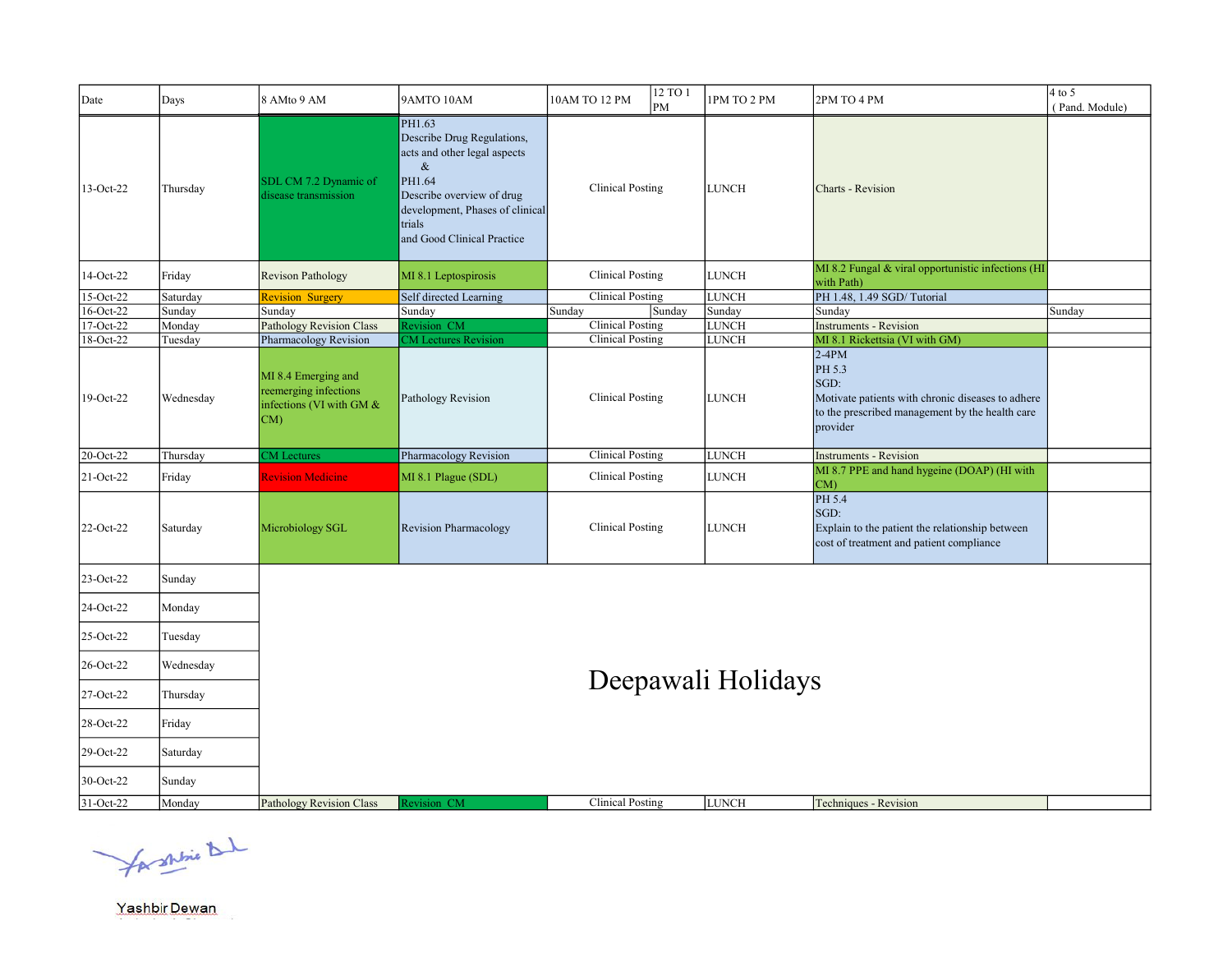| Date | Days | 8 AMto 9 AM | 9AMTO 10AM | 10AM TO 12 PM | 12 TO 1 PM | 1PM TO 2 PM | 2PM TO 4 PM | 4 to 5 ( Pand. Module) |
|---|---|---|---|---|---|---|---|---|
| 13-Oct-22 | Thursday | SDL CM 7.2 Dynamic of disease transmission | PH1.63 Describe Drug Regulations, acts and other legal aspects & PH1.64 Describe overview of drug development, Phases of clinical trials and Good Clinical Practice | Clinical Posting | | LUNCH | Charts - Revision | |
| 14-Oct-22 | Friday | Revison Pathology | MI 8.1 Leptospirosis | Clinical Posting | | LUNCH | MI 8.2 Fungal & viral opportunistic infections (HI with Path) | |
| 15-Oct-22 | Saturday | Revision Surgery | Self directed Learning | Clinical Posting | | LUNCH | PH 1.48, 1.49 SGD/ Tutorial | |
| 16-Oct-22 | Sunday | Sunday | Sunday | Sunday | Sunday | Sunday | Sunday | Sunday |
| 17-Oct-22 | Monday | Pathology Revision Class | Revision CM | Clinical Posting | | LUNCH | Instruments - Revision | |
| 18-Oct-22 | Tuesday | Pharmacology Revision | CM Lectures Revision | Clinical Posting | | LUNCH | MI 8.1 Rickettsia (VI with GM) | |
| 19-Oct-22 | Wednesday | MI 8.4 Emerging and reemerging infections infections (VI with GM & CM) | Pathology Revision | Clinical Posting | | LUNCH | 2-4PM PH 5.3 SGD: Motivate patients with chronic diseases to adhere to the prescribed management by the health care provider | |
| 20-Oct-22 | Thursday | CM Lectures | Pharmacology Revision | Clinical Posting | | LUNCH | Instruments - Revision | |
| 21-Oct-22 | Friday | Revision Medicine | MI 8.1 Plague (SDL) | Clinical Posting | | LUNCH | MI 8.7 PPE and hand hygeine (DOAP) (HI with CM) | |
| 22-Oct-22 | Saturday | Microbiology SGL | Revision Pharmacology | Clinical Posting | | LUNCH | PH 5.4 SGD: Explain to the patient the relationship between cost of treatment and patient compliance | |
| 23-Oct-22 | Sunday | Deepawali Holidays | | | | | | |
| 24-Oct-22 | Monday | | | | | | | |
| 25-Oct-22 | Tuesday | | | | | | | |
| 26-Oct-22 | Wednesday | | | | | | | |
| 27-Oct-22 | Thursday | | | | | | | |
| 28-Oct-22 | Friday | | | | | | | |
| 29-Oct-22 | Saturday | | | | | | | |
| 30-Oct-22 | Sunday | | | | | | | |
| 31-Oct-22 | Monday | Pathology Revision Class | Revision CM | Clinical Posting | | LUNCH | Techniques - Revision | |

Yashbir Dewan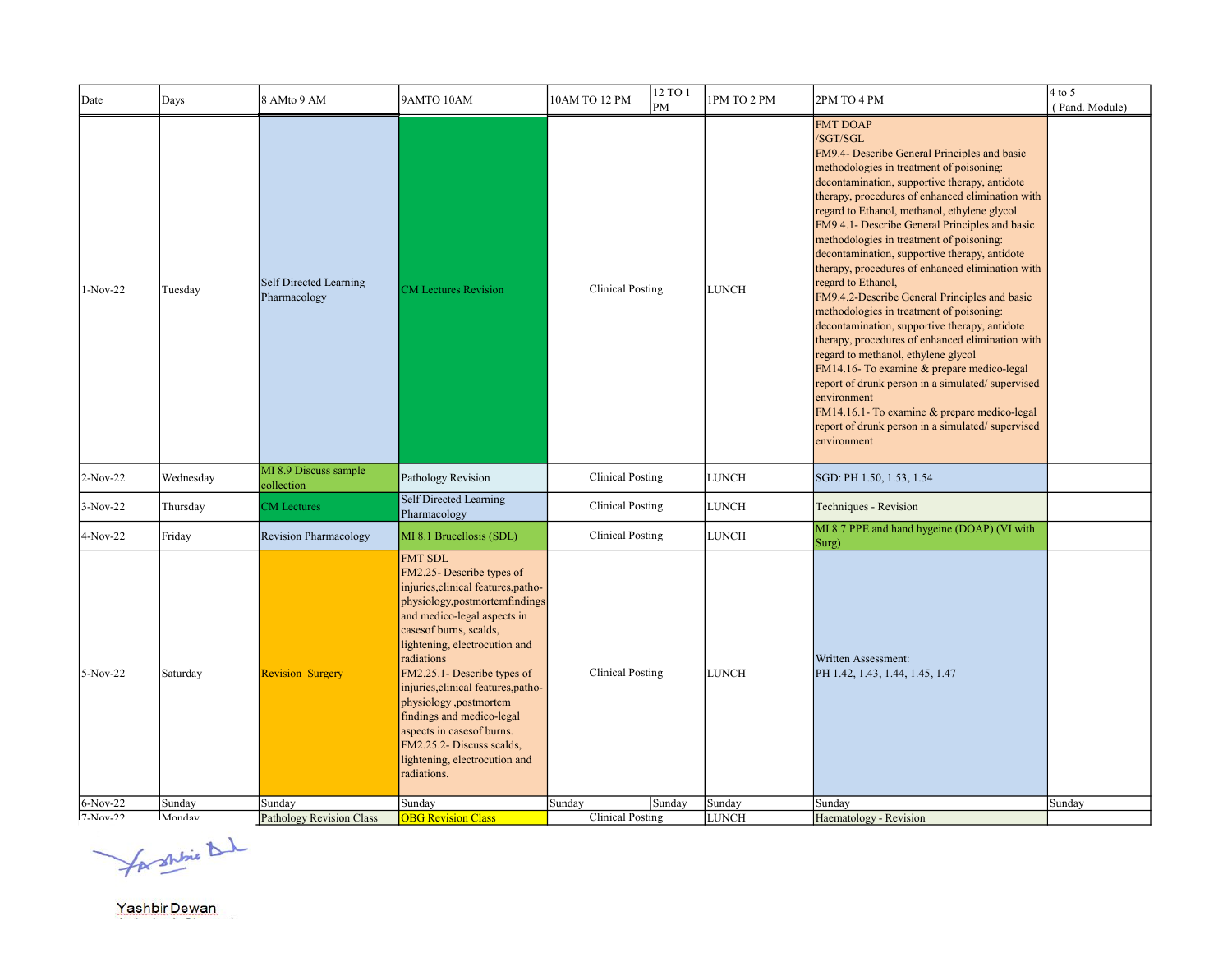| Date | Days | 8 AMto 9 AM | 9AMTO 10AM | 10AM TO 12 PM | 12 TO 1 PM | 1PM TO 2 PM | 2PM TO 4 PM | 4 to 5 ( Pand. Module) |
|---|---|---|---|---|---|---|---|---|
| 1-Nov-22 | Tuesday | Self Directed Learning Pharmacology | CM Lectures Revision | Clinical Posting | | LUNCH | FMT DOAP /SGT/SGL FM9.4- Describe General Principles and basic methodologies in treatment of poisoning: decontamination, supportive therapy, antidote therapy, procedures of enhanced elimination with regard to Ethanol, methanol, ethylene glycol FM9.4.1- Describe General Principles and basic methodologies in treatment of poisoning: decontamination, supportive therapy, antidote therapy, procedures of enhanced elimination with regard to Ethanol, FM9.4.2-Describe General Principles and basic methodologies in treatment of poisoning: decontamination, supportive therapy, antidote therapy, procedures of enhanced elimination with regard to methanol, ethylene glycol FM14.16- To examine & prepare medico-legal report of drunk person in a simulated/ supervised environment FM14.16.1- To examine & prepare medico-legal report of drunk person in a simulated/ supervised environment | |
| 2-Nov-22 | Wednesday | MI 8.9 Discuss sample collection | Pathology Revision | Clinical Posting | | LUNCH | SGD: PH 1.50, 1.53, 1.54 | |
| 3-Nov-22 | Thursday | CM Lectures | Self Directed Learning Pharmacology | Clinical Posting | | LUNCH | Techniques - Revision | |
| 4-Nov-22 | Friday | Revision Pharmacology | MI 8.1 Brucellosis (SDL) | Clinical Posting | | LUNCH | MI 8.7 PPE and hand hygeine (DOAP) (VI with Surg) | |
| 5-Nov-22 | Saturday | Revision Surgery | FMT SDL FM2.25- Describe types of injuries,clinical features,patho-physiology,postmortemfindings and medico-legal aspects in casesof burns, scalds, lightening, electrocution and radiations FM2.25.1- Describe types of injuries,clinical features,patho-physiology ,postmortem findings and medico-legal aspects in casesof burns. FM2.25.2- Discuss scalds, lightening, electrocution and radiations. | Clinical Posting | | LUNCH | Written Assessment: PH 1.42, 1.43, 1.44, 1.45, 1.47 | |
| 6-Nov-22 | Sunday | Sunday | Sunday | Sunday | Sunday | Sunday | Sunday | Sunday |
| 7-Nov-22 | Monday | Pathology Revision Class | OBG Revision Class | Clinical Posting | | LUNCH | Haematology - Revision | |

Yashbir Dewan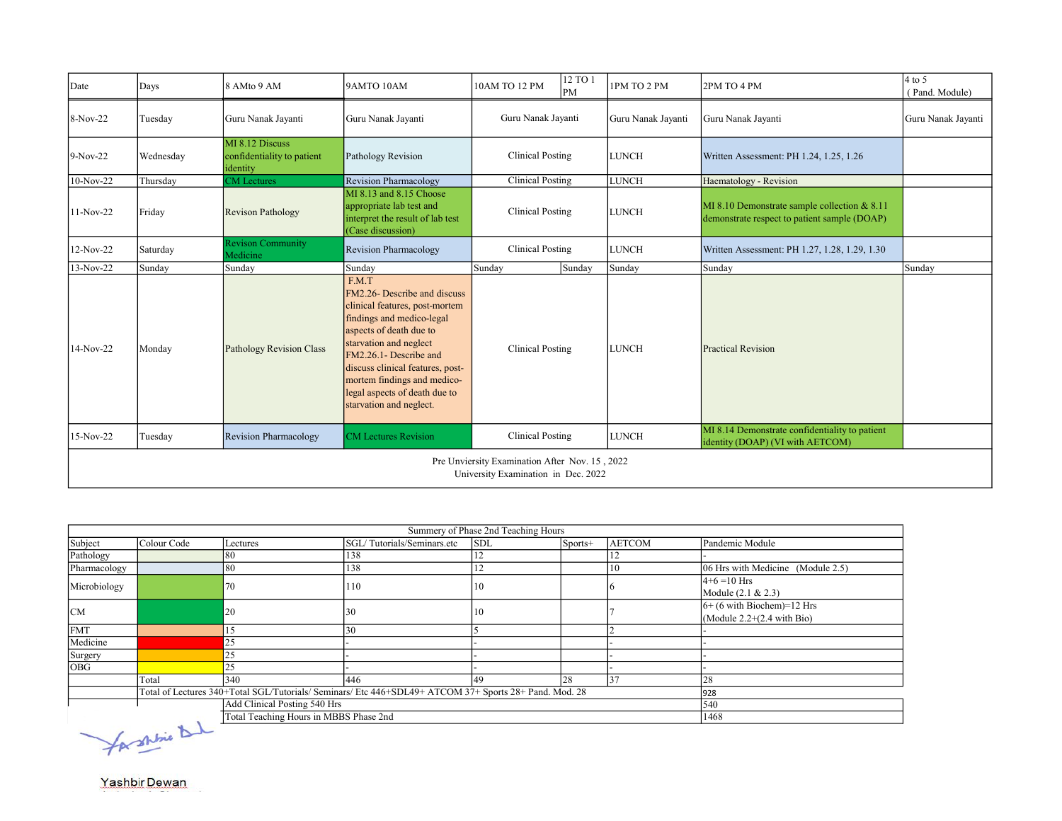| Date | Days | 8 AMto 9 AM | 9AMTO 10AM | 10AM TO 12 PM | 12 TO 1 PM | 1PM TO 2 PM | 2PM TO 4 PM | 4 to 5 ( Pand. Module) |
|---|---|---|---|---|---|---|---|---|
| 8-Nov-22 | Tuesday | Guru Nanak Jayanti | Guru Nanak Jayanti | Guru Nanak Jayanti | | Guru Nanak Jayanti | Guru Nanak Jayanti | Guru Nanak Jayanti |
| 9-Nov-22 | Wednesday | MI 8.12 Discuss confidentiality to patient identity | Pathology Revision | Clinical Posting | | LUNCH | Written Assessment: PH 1.24, 1.25, 1.26 | |
| 10-Nov-22 | Thursday | CM Lectures | Revision Pharmacology | Clinical Posting | | LUNCH | Haematology - Revision | |
| 11-Nov-22 | Friday | Revison Pathology | MI 8.13 and 8.15 Choose appropriate lab test and interpret the result of lab test (Case discussion) | Clinical Posting | | LUNCH | MI 8.10 Demonstrate sample collection & 8.11 demonstrate respect to patient sample (DOAP) | |
| 12-Nov-22 | Saturday | Revison Community Medicine | Revision Pharmacology | Clinical Posting | | LUNCH | Written Assessment: PH 1.27, 1.28, 1.29, 1.30 | |
| 13-Nov-22 | Sunday | Sunday | Sunday | Sunday | Sunday | Sunday | Sunday | Sunday |
| 14-Nov-22 | Monday | Pathology Revision Class | F.M.T FM2.26- Describe and discuss clinical features, post-mortem findings and medico-legal aspects of death due to starvation and neglect FM2.26.1- Describe and discuss clinical features, post-mortem findings and medico-legal aspects of death due to starvation and neglect. | Clinical Posting | | LUNCH | Practical Revision | |
| 15-Nov-22 | Tuesday | Revision Pharmacology | CM Lectures Revision | Clinical Posting | | LUNCH | MI 8.14 Demonstrate confidentiality to patient identity (DOAP) (VI with AETCOM) | |

Pre Unviersity Examination After Nov. 15 , 2022
University Examination in Dec. 2022

**Summery of Phase 2nd Teaching Hours**

| Subject | Colour Code | Lectures | SGL/ Tutorials/Seminars.etc | SDL | Sports+ | AETCOM | Pandemic Module |
|---|---|---|---|---|---|---|---|
| Pathology | | 80 | 138 | 12 | | 12 | - |
| Pharmacology | | 80 | 138 | 12 | | 10 | 06 Hrs with Medicine (Module 2.5) |
| Microbiology | | 70 | 110 | 10 | | 6 | 4+6 =10 Hrs Module (2.1 & 2.3) |
| CM | | 20 | 30 | 10 | | 7 | 6+ (6 with Biochem)=12 Hrs (Module 2.2+(2.4 with Bio) |
| FMT | | 15 | 30 | 5 | | 2 | - |
| Medicine | | 25 | - | - | | - | - |
| Surgery | | 25 | - | - | | - | - |
| OBG | | 25 | - | - | | - | - |
| | Total | 340 | 446 | 49 | 28 | 37 | 28 |
| | Total of Lectures 340+Total SGL/Tutorials/ Seminars/ Etc 446+SDL49+ ATCOM 37+ Sports 28+ Pand. Mod. 28 | | | | | | 928 |
| | | Add Clinical Posting 540 Hrs | | | | | 540 |
| | | Total Teaching Hours in MBBS Phase 2nd | | | | | 1468 |

Yashbir Dewan